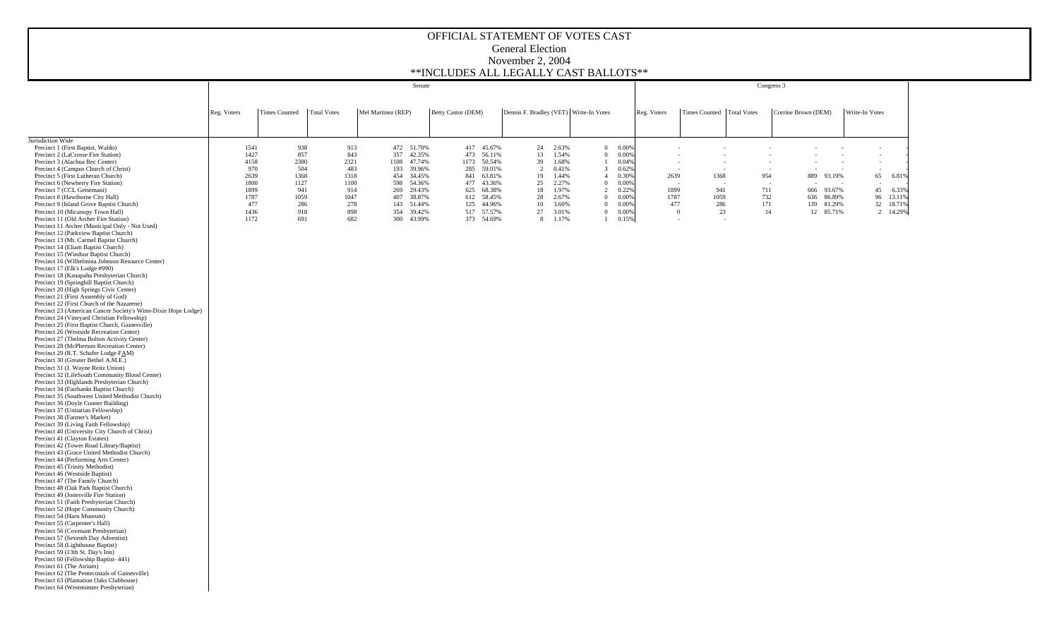# OFFICIAL STATEMENT OF VOTES CAST

## General Election

## November 2, 2004

## **INCLUDES ALL LEGALLY CAST BALLOTS**

| | Senate | | | | | | | | | | | | Congress 3 | | | | | | | |
|---|---|---|---|---|---|---|---|---|---|---|---|---|---|---|---|---|---|---|---|---|
| | Reg. Voters | Times Counted | Total Votes | Mel Martinez (REP) | | Betty Castor (DEM) | | Dennis F. Bradley (VET) | | Write-In Votes | | Reg. Voters | Times Counted | Total Votes | Corrine Brown (DEM) | | Write-In Votes | | | |
| Jurisdiction Wide | | | | | | | | | | | | | | | | | | | | |
| Precinct 1 (First Baptist, Waldo) | 1541 | 938 | 913 | 472 | 51.70% | 417 | 45.67% | 24 | 2.63% | 0 | 0.00% | - | - | - | - | - | - | - | | |
| Precinct 2 (LaCrosse Fire Station) | 1427 | 857 | 843 | 357 | 42.35% | 473 | 56.11% | 13 | 1.54% | 0 | 0.00% | - | - | - | - | - | - | - | | |
| Precinct 3 (Alachua Rec Center) | 4158 | 2380 | 2321 | 1108 | 47.74% | 1173 | 50.54% | 39 | 1.68% | 1 | 0.04% | - | - | - | - | - | - | - | | |
| Precinct 4 (Campus Church of Christ) | 970 | 504 | 483 | 193 | 39.96% | 285 | 59.01% | 2 | 0.41% | 3 | 0.62% | - | - | - | - | - | - | - | | |
| Precinct 5 (First Lutheran Church) | 2639 | 1368 | 1318 | 454 | 34.45% | 841 | 63.81% | 19 | 1.44% | 4 | 0.30% | 2639 | 1368 | 954 | 889 | 93.19% | 65 | 6.81% | | |
| Precinct 6 (Newberry Fire Station) | 1800 | 1127 | 1100 | 598 | 54.36% | 477 | 43.36% | 25 | 2.27% | 0 | 0.00% | - | - | - | - | - | - | - | | |
| Precinct 7 (CCL Getsemani) | 1899 | 941 | 914 | 269 | 29.43% | 625 | 68.38% | 18 | 1.97% | 2 | 0.22% | 1899 | 941 | 711 | 666 | 93.67% | 45 | 6.33% | | |
| Precinct 8 (Hawthorne City Hall) | 1787 | 1059 | 1047 | 407 | 38.87% | 612 | 58.45% | 28 | 2.67% | 0 | 0.00% | 1787 | 1059 | 732 | 636 | 86.89% | 96 | 13.11% | | |
| Precinct 9 (Island Grove Baptist Church) | 477 | 286 | 278 | 143 | 51.44% | 125 | 44.96% | 10 | 3.60% | 0 | 0.00% | 477 | 286 | 171 | 139 | 81.29% | 32 | 18.71% | | |
| Precinct 10 (Micanopy Town Hall) | 1436 | 918 | 898 | 354 | 39.42% | 517 | 57.57% | 27 | 3.01% | 0 | 0.00% | 0 | 23 | 14 | 12 | 85.71% | 2 | 14.29% | | |
| Precinct 11 (Old Archer Fire Station) | 1172 | 691 | 682 | 300 | 43.99% | 373 | 54.69% | 8 | 1.17% | 1 | 0.15% | - | - | | | | | | | |
| Precinct 11 Archer (Municipal Only - Not Used) | | | | | | | | | | | | | | | | | | | | |
| Precinct 12 (Parkview Baptist Church) | | | | | | | | | | | | | | | | | | | | |
| Precinct 13 (Mt. Carmel Baptist Church) | | | | | | | | | | | | | | | | | | | | |
| Precinct 14 (Eliam Baptist Church) | | | | | | | | | | | | | | | | | | | | |
| Precinct 15 (Windsor Baptist Church) | | | | | | | | | | | | | | | | | | | | |
| Precinct 16 (Wilhelmina Johnson Resource Center) | | | | | | | | | | | | | | | | | | | | |
| Precinct 17 (Elk's Lodge #990) | | | | | | | | | | | | | | | | | | | | |
| Precinct 18 (Kanapaha Presbyterian Church) | | | | | | | | | | | | | | | | | | | | |
| Precinct 19 (Springhill Baptist Church) | | | | | | | | | | | | | | | | | | | | |
| Precinct 20 (High Springs Civic Center) | | | | | | | | | | | | | | | | | | | | |
| Precinct 21 (First Assembly of God) | | | | | | | | | | | | | | | | | | | | |
| Precinct 22 (First Church of the Nazarene) | | | | | | | | | | | | | | | | | | | | |
| Precinct 23 (American Cancer Society's Winn-Dixie Hope Lodge) | | | | | | | | | | | | | | | | | | | | |
| Precinct 24 (Vineyard Christian Fellowship) | | | | | | | | | | | | | | | | | | | | |
| Precinct 25 (First Baptist Church, Gainesville) | | | | | | | | | | | | | | | | | | | | |
| Precinct 26 (Westside Recreation Center) | | | | | | | | | | | | | | | | | | | | |
| Precinct 27 (Thelma Bolton Activity Center) | | | | | | | | | | | | | | | | | | | | |
| Precinct 28 (McPherson Recreation Center) | | | | | | | | | | | | | | | | | | | | |
| Precinct 29 (R.T. Schafer Lodge FAM) | | | | | | | | | | | | | | | | | | | | |
| Precinct 30 (Greater Bethel A.M.E.) | | | | | | | | | | | | | | | | | | | | |
| Precinct 31 (J. Wayne Reitz Union) | | | | | | | | | | | | | | | | | | | | |
| Precinct 32 (LifeSouth Community Blood Center) | | | | | | | | | | | | | | | | | | | | |
| Precinct 33 (Highlands Presbyterian Church) | | | | | | | | | | | | | | | | | | | | |
| Precinct 34 (Fairbanks Baptist Church) | | | | | | | | | | | | | | | | | | | | |
| Precinct 35 (Southwest United Methodist Church) | | | | | | | | | | | | | | | | | | | | |
| Precinct 36 (Doyle Conner Building) | | | | | | | | | | | | | | | | | | | | |
| Precinct 37 (Unitarian Fellowship) | | | | | | | | | | | | | | | | | | | | |
| Precinct 38 (Farmer's Market) | | | | | | | | | | | | | | | | | | | | |
| Precinct 39 (Living Faith Fellowship) | | | | | | | | | | | | | | | | | | | | |
| Precinct 40 (University City Church of Christ) | | | | | | | | | | | | | | | | | | | | |
| Precinct 41 (Clayton Estates) | | | | | | | | | | | | | | | | | | | | |
| Precinct 42 (Tower Road Library/Baptist) | | | | | | | | | | | | | | | | | | | | |
| Precinct 43 (Grace United Methodist Church) | | | | | | | | | | | | | | | | | | | | |
| Precinct 44 (Performing Arts Center) | | | | | | | | | | | | | | | | | | | | |
| Precinct 45 (Trinity Methodist) | | | | | | | | | | | | | | | | | | | | |
| Precinct 46 (Westside Baptist) | | | | | | | | | | | | | | | | | | | | |
| Precinct 47 (The Family Church) | | | | | | | | | | | | | | | | | | | | |
| Precinct 48 (Oak Park Baptist Church) | | | | | | | | | | | | | | | | | | | | |
| Precinct 49 (Jonesville Fire Station) | | | | | | | | | | | | | | | | | | | | |
| Precinct 51 (Faith Presbyterian Church) | | | | | | | | | | | | | | | | | | | | |
| Precinct 52 (Hope Community Church) | | | | | | | | | | | | | | | | | | | | |
| Precinct 54 (Harn Museum) | | | | | | | | | | | | | | | | | | | | |
| Precinct 55 (Carpenter's Hall) | | | | | | | | | | | | | | | | | | | | |
| Precinct 56 (Covenant Presbyterian) | | | | | | | | | | | | | | | | | | | | |
| Precinct 57 (Seventh Day Adventist) | | | | | | | | | | | | | | | | | | | | |
| Precinct 58 (Lighthouse Baptist) | | | | | | | | | | | | | | | | | | | | |
| Precinct 59 (13th St. Day's Inn) | | | | | | | | | | | | | | | | | | | | |
| Precinct 60 (Fellowship Baptist- 441) | | | | | | | | | | | | | | | | | | | | |
| Precinct 61 (The Atrium) | | | | | | | | | | | | | | | | | | | | |
| Precinct 62 (The Pentecostals of Gainesville) | | | | | | | | | | | | | | | | | | | | |
| Precinct 63 (Plantation Oaks Clubhouse) | | | | | | | | | | | | | | | | | | | | |
| Precinct 64 (Westminster Presbyterian) | | | | | | | | | | | | | | | | | | | | |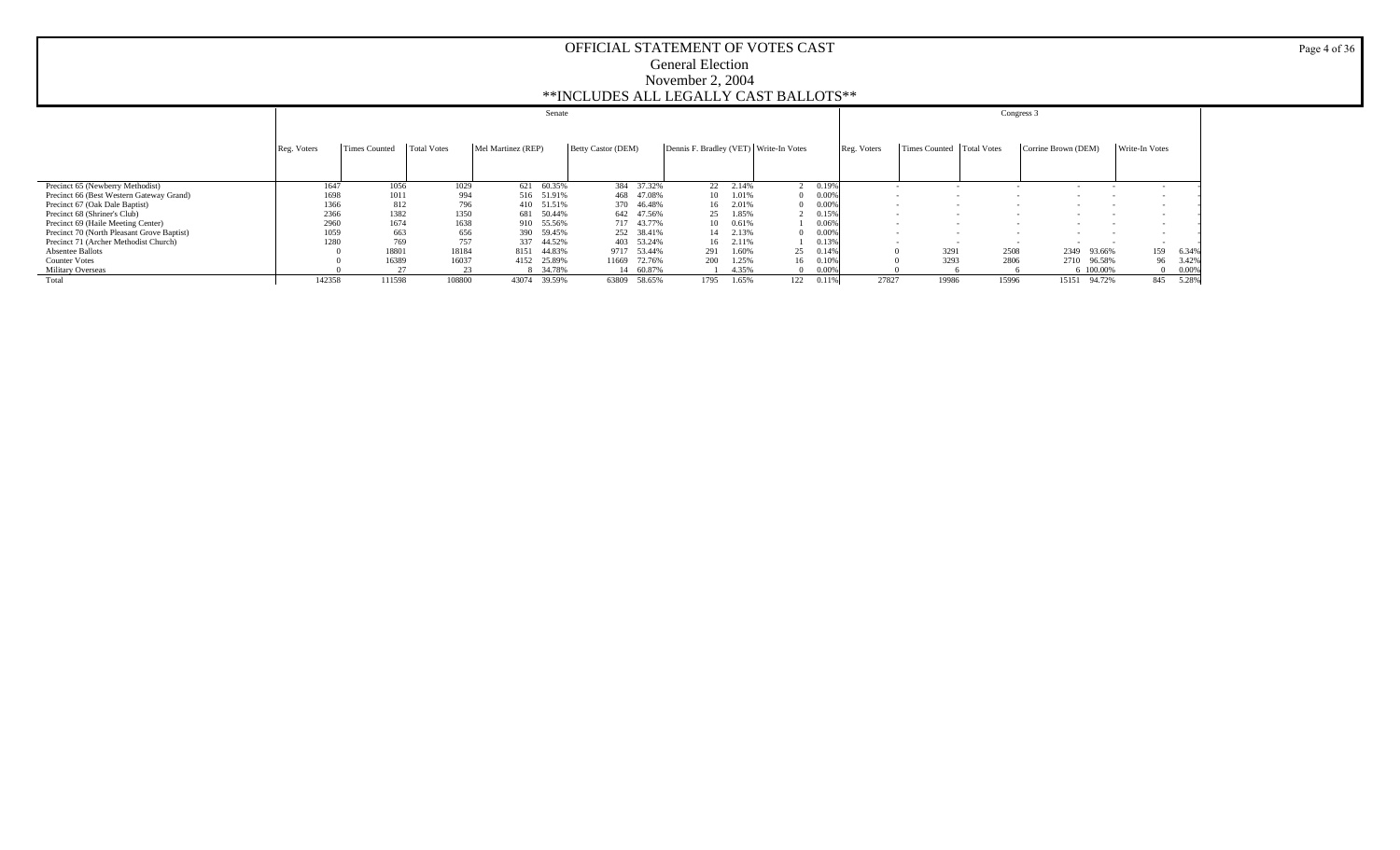# OFFICIAL STATEMENT OF VOTES CAST

## General Election

## November 2, 2004

## **INCLUDES ALL LEGALLY CAST BALLOTS**

| | Senate | | | | | | | | | | | Congress 3 | | | | | | |
|---|---|---|---|---|---|---|---|---|---|---|---|---|---|---|---|---|---|---|
| | Reg. Voters | Times Counted | Total Votes | Mel Martinez (REP) | | Betty Castor (DEM) | | Dennis F. Bradley (VET) | | Write-In Votes | | Reg. Voters | Times Counted | Total Votes | Corrine Brown (DEM) | | Write-In Votes | |
| Precinct 65 (Newberry Methodist) | 1647 | 1056 | 1029 | 621 | 60.35% | 384 | 37.32% | 22 | 2.14% | 2 | 0.19% | - | - | - | - | - | - | - |
| Precinct 66 (Best Western Gateway Grand) | 1698 | 1011 | 994 | 516 | 51.91% | 468 | 47.08% | 10 | 1.01% | 0 | 0.00% | - | - | - | - | - | - | - |
| Precinct 67 (Oak Dale Baptist) | 1366 | 812 | 796 | 410 | 51.51% | 370 | 46.48% | 16 | 2.01% | 0 | 0.00% | - | - | - | - | - | - | - |
| Precinct 68 (Shriner's Club) | 2366 | 1382 | 1350 | 681 | 50.44% | 642 | 47.56% | 25 | 1.85% | 2 | 0.15% | - | - | - | - | - | - | - |
| Precinct 69 (Haile Meeting Center) | 2960 | 1674 | 1638 | 910 | 55.56% | 717 | 43.77% | 10 | 0.61% | 1 | 0.06% | - | - | - | - | - | - | - |
| Precinct 70 (North Pleasant Grove Baptist) | 1059 | 663 | 656 | 390 | 59.45% | 252 | 38.41% | 14 | 2.13% | 0 | 0.00% | - | - | - | - | - | - | - |
| Precinct 71 (Archer Methodist Church) | 1280 | 769 | 757 | 337 | 44.52% | 403 | 53.24% | 16 | 2.11% | 1 | 0.13% | - | - | - | - | - | - | - |
| Absentee Ballots | 0 | 18801 | 18184 | 8151 | 44.83% | 9717 | 53.44% | 291 | 1.60% | 25 | 0.14% | 0 | 3291 | 2508 | 2349 | 93.66% | 159 | 6.34% |
| Counter Votes | 0 | 16389 | 16037 | 4152 | 25.89% | 11669 | 72.76% | 200 | 1.25% | 16 | 0.10% | 0 | 3293 | 2806 | 2710 | 96.58% | 96 | 3.42% |
| Military Overseas | 0 | 27 | 23 | 8 | 34.78% | 14 | 60.87% | 1 | 4.35% | 0 | 0.00% | 0 | 6 | 6 | 6 | 100.00% | 0 | 0.00% |
| Total | 142358 | 111598 | 108800 | 43074 | 39.59% | 63809 | 58.65% | 1795 | 1.65% | 122 | 0.11% | 27827 | 19986 | 15996 | 15151 | 94.72% | 845 | 5.28% |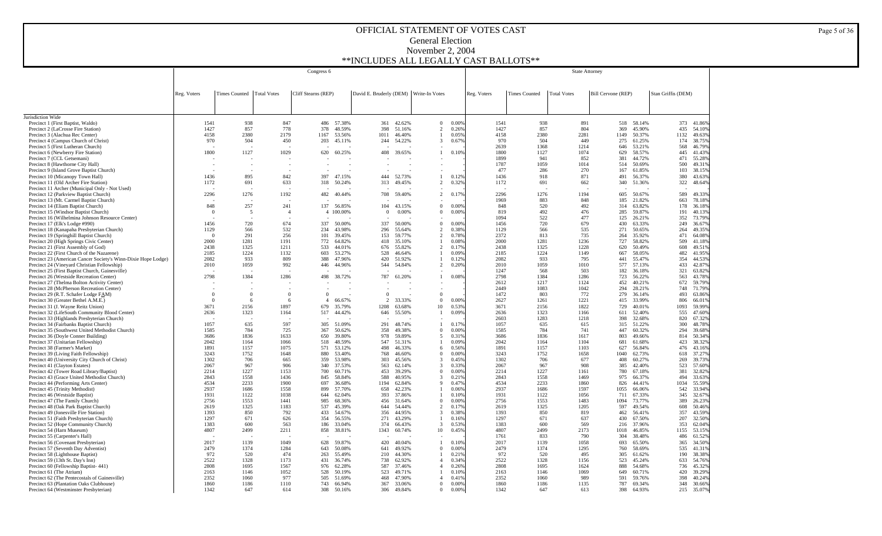# OFFICIAL STATEMENT OF VOTES CAST

General Election
November 2, 2004
**INCLUDES ALL LEGALLY CAST BALLOTS**

| | Congress 6 | | | | | | | | | | State Attorney | | | | | | | |
|---|---|---|---|---|---|---|---|---|---|---|---|---|---|---|---|---|---|---|
| | Reg. Voters | Times Counted | Total Votes | Cliff Stearns (REP) | | David E. Bruderly (DEM) | | Write-In Votes | | Reg. Voters | Times Counted | Total Votes | Bill Cervone (REP) | | Stan Griffis (DEM) | |
| Jurisdiction Wide | | | | | | | | | | | | | | | | |
| Precinct 1 (First Baptist, Waldo) | 1541 | 938 | 847 | 486 | 57.38% | 361 | 42.62% | 0 | 0.00% | 1541 | 938 | 891 | 518 | 58.14% | 373 | 41.86% |
| Precinct 2 (LaCrosse Fire Station) | 1427 | 857 | 778 | 378 | 48.59% | 398 | 51.16% | 2 | 0.26% | 1427 | 857 | 804 | 369 | 45.90% | 435 | 54.10% |
| Precinct 3 (Alachua Rec Center) | 4158 | 2380 | 2179 | 1167 | 53.56% | 1011 | 46.40% | 1 | 0.05% | 4158 | 2380 | 2281 | 1149 | 50.37% | 1132 | 49.63% |
| Precinct 4 (Campus Church of Christ) | 970 | 504 | 450 | 203 | 45.11% | 244 | 54.22% | 3 | 0.67% | 970 | 504 | 449 | 275 | 61.25% | 174 | 38.75% |
| Precinct 5 (First Lutheran Church) | - | - | - | - | - | - | - | - | - | 2639 | 1368 | 1214 | 646 | 53.21% | 568 | 46.79% |
| Precinct 6 (Newberry Fire Station) | 1800 | 1127 | 1029 | 620 | 60.25% | 408 | 39.65% | 1 | 0.10% | 1800 | 1127 | 1074 | 629 | 58.57% | 445 | 41.43% |
| Precinct 7 (CCL Getsemani) | - | - | - | - | - | - | - | - | - | 1899 | 941 | 852 | 381 | 44.72% | 471 | 55.28% |
| Precinct 8 (Hawthorne City Hall) | - | - | - | - | - | - | - | - | - | 1787 | 1059 | 1014 | 514 | 50.69% | 500 | 49.31% |
| Precinct 9 (Island Grove Baptist Church) | - | - | - | - | - | - | - | - | - | 477 | 286 | 270 | 167 | 61.85% | 103 | 38.15% |
| Precinct 10 (Micanopy Town Hall) | 1436 | 895 | 842 | 397 | 47.15% | 444 | 52.73% | 1 | 0.12% | 1436 | 918 | 871 | 491 | 56.37% | 380 | 43.63% |
| Precinct 11 (Old Archer Fire Station) | 1172 | 691 | 633 | 318 | 50.24% | 313 | 49.45% | 2 | 0.32% | 1172 | 691 | 662 | 340 | 51.36% | 322 | 48.64% |
| Precinct 11 Archer (Municipal Only - Not Used) | - | - | - | - | - | - | - | - | - | - | - | - | - | - | - | - |
| Precinct 12 (Parkview Baptist Church) | 2296 | 1276 | 1192 | 482 | 40.44% | 708 | 59.40% | 2 | 0.17% | 2296 | 1276 | 1194 | 605 | 50.67% | 589 | 49.33% |
| Precinct 13 (Mt. Carmel Baptist Church) | - | - | - | - | - | - | - | - | - | 1969 | 883 | 848 | 185 | 21.82% | 663 | 78.18% |
| Precinct 14 (Eliam Baptist Church) | 848 | 257 | 241 | 137 | 56.85% | 104 | 43.15% | 0 | 0.00% | 848 | 520 | 492 | 314 | 63.82% | 178 | 36.18% |
| Precinct 15 (Windsor Baptist Church) | 0 | 5 | 4 | 4 | 100.00% | 0 | 0.00% | 0 | 0.00% | 819 | 492 | 476 | 285 | 59.87% | 191 | 40.13% |
| Precinct 16 (Wilhelmina Johnson Resource Center) | - | - | - | - | - | - | - | - | - | 1094 | 522 | 477 | 125 | 26.21% | 352 | 73.79% |
| Precinct 17 (Elk's Lodge #990) | 1456 | 720 | 674 | 337 | 50.00% | 337 | 50.00% | 0 | 0.00% | 1456 | 720 | 679 | 430 | 63.33% | 249 | 36.67% |
| Precinct 18 (Kanapaha Presbyterian Church) | 1129 | 566 | 532 | 234 | 43.98% | 296 | 55.64% | 2 | 0.38% | 1129 | 566 | 535 | 271 | 50.65% | 264 | 49.35% |
| Precinct 19 (Springhill Baptist Church) | 0 | 291 | 256 | 101 | 39.45% | 153 | 59.77% | 2 | 0.78% | 2372 | 813 | 735 | 264 | 35.92% | 471 | 64.08% |
| Precinct 20 (High Springs Civic Center) | 2000 | 1281 | 1191 | 772 | 64.82% | 418 | 35.10% | 1 | 0.08% | 2000 | 1281 | 1236 | 727 | 58.82% | 509 | 41.18% |
| Precinct 21 (First Assembly of God) | 2438 | 1325 | 1211 | 533 | 44.01% | 676 | 55.82% | 2 | 0.17% | 2438 | 1325 | 1228 | 620 | 50.49% | 608 | 49.51% |
| Precinct 22 (First Church of the Nazarene) | 2185 | 1224 | 1132 | 603 | 53.27% | 528 | 46.64% | 1 | 0.09% | 2185 | 1224 | 1149 | 667 | 58.05% | 482 | 41.95% |
| Precinct 23 (American Cancer Society's Winn-Dixie Hope Lodge) | 2082 | 933 | 809 | 388 | 47.96% | 420 | 51.92% | 1 | 0.12% | 2082 | 933 | 795 | 441 | 55.47% | 354 | 44.53% |
| Precinct 24 (Vineyard Christian Fellowship) | 2010 | 1059 | 992 | 446 | 44.96% | 544 | 54.84% | 2 | 0.20% | 2010 | 1059 | 1010 | 577 | 57.13% | 433 | 42.87% |
| Precinct 25 (First Baptist Church, Gainesville) | - | - | - | - | - | - | - | - | - | 1247 | 568 | 503 | 182 | 36.18% | 321 | 63.82% |
| Precinct 26 (Westside Recreation Center) | 2798 | 1384 | 1286 | 498 | 38.72% | 787 | 61.20% | 1 | 0.08% | 2798 | 1384 | 1286 | 723 | 56.22% | 563 | 43.78% |
| Precinct 27 (Thelma Bolton Activity Center) | - | - | - | - | - | - | - | - | - | 2612 | 1217 | 1124 | 452 | 40.21% | 672 | 59.79% |
| Precinct 28 (McPherson Recreation Center) | - | - | - | - | - | - | - | - | - | 2449 | 1083 | 1042 | 294 | 28.21% | 748 | 71.79% |
| Precinct 29 (R.T. Schafer Lodge F&AM) | 0 | 0 | 0 | 0 | - | 0 | - | 0 | - | 1472 | 803 | 772 | 279 | 36.14% | 493 | 63.86% |
| Precinct 30 (Greater Bethel A.M.E.) | 0 | 6 | 6 | 4 | 66.67% | 2 | 33.33% | 0 | 0.00% | 2627 | 1261 | 1221 | 415 | 33.99% | 806 | 66.01% |
| Precinct 31 (J. Wayne Reitz Union) | 3671 | 2156 | 1897 | 679 | 35.79% | 1208 | 63.68% | 10 | 0.53% | 3671 | 2156 | 1822 | 729 | 40.01% | 1093 | 59.99% |
| Precinct 32 (LifeSouth Community Blood Center) | 2636 | 1323 | 1164 | 517 | 44.42% | 646 | 55.50% | 1 | 0.09% | 2636 | 1323 | 1166 | 611 | 52.40% | 555 | 47.60% |
| Precinct 33 (Highlands Presbyterian Church) | - | - | - | - | - | - | - | - | - | 2603 | 1283 | 1218 | 398 | 32.68% | 820 | 67.32% |
| Precinct 34 (Fairbanks Baptist Church) | 1057 | 635 | 597 | 305 | 51.09% | 291 | 48.74% | 1 | 0.17% | 1057 | 635 | 615 | 315 | 51.22% | 300 | 48.78% |
| Precinct 35 (Southwest United Methodist Church) | 1585 | 784 | 725 | 367 | 50.62% | 358 | 49.38% | 0 | 0.00% | 1585 | 784 | 741 | 447 | 60.32% | 294 | 39.68% |
| Precinct 36 (Doyle Conner Building) | 3686 | 1836 | 1633 | 650 | 39.80% | 978 | 59.89% | 5 | 0.31% | 3686 | 1836 | 1617 | 803 | 49.66% | 814 | 50.34% |
| Precinct 37 (Unitarian Fellowship) | 2042 | 1164 | 1066 | 518 | 48.59% | 547 | 51.31% | 1 | 0.09% | 2042 | 1164 | 1104 | 681 | 61.68% | 423 | 38.32% |
| Precinct 38 (Farmer's Market) | 1891 | 1157 | 1075 | 571 | 53.12% | 498 | 46.33% | 6 | 0.56% | 1891 | 1157 | 1103 | 627 | 56.84% | 476 | 43.16% |
| Precinct 39 (Living Faith Fellowship) | 3243 | 1752 | 1648 | 880 | 53.40% | 768 | 46.60% | 0 | 0.00% | 3243 | 1752 | 1658 | 1040 | 62.73% | 618 | 37.27% |
| Precinct 40 (University City Church of Christ) | 1302 | 706 | 665 | 359 | 53.98% | 303 | 45.56% | 3 | 0.45% | 1302 | 706 | 677 | 408 | 60.27% | 269 | 39.73% |
| Precinct 41 (Clayton Estates) | 2067 | 967 | 906 | 340 | 37.53% | 563 | 62.14% | 3 | 0.33% | 2067 | 967 | 908 | 385 | 42.40% | 523 | 57.60% |
| Precinct 42 (Tower Road Library/Baptist) | 2214 | 1227 | 1153 | 700 | 60.71% | 453 | 39.29% | 0 | 0.00% | 2214 | 1227 | 1161 | 780 | 67.18% | 381 | 32.82% |
| Precinct 43 (Grace United Methodist Church) | 2843 | 1558 | 1436 | 845 | 58.84% | 588 | 40.95% | 3 | 0.21% | 2843 | 1558 | 1469 | 975 | 66.37% | 494 | 33.63% |
| Precinct 44 (Performing Arts Center) | 4534 | 2233 | 1900 | 697 | 36.68% | 1194 | 62.84% | 9 | 0.47% | 4534 | 2233 | 1860 | 826 | 44.41% | 1034 | 55.59% |
| Precinct 45 (Trinity Methodist) | 2937 | 1686 | 1558 | 899 | 57.70% | 658 | 42.23% | 1 | 0.06% | 2937 | 1686 | 1597 | 1055 | 66.06% | 542 | 33.94% |
| Precinct 46 (Westside Baptist) | 1931 | 1122 | 1038 | 644 | 62.04% | 393 | 37.86% | 1 | 0.10% | 1931 | 1122 | 1056 | 711 | 67.33% | 345 | 32.67% |
| Precinct 47 (The Family Church) | 2756 | 1553 | 1441 | 985 | 68.36% | 456 | 31.64% | 0 | 0.00% | 2756 | 1553 | 1483 | 1094 | 73.77% | 389 | 26.23% |
| Precinct 48 (Oak Park Baptist Church) | 2619 | 1325 | 1183 | 537 | 45.39% | 644 | 54.44% | 2 | 0.17% | 2619 | 1325 | 1205 | 597 | 49.54% | 608 | 50.46% |
| Precinct 49 (Jonesville Fire Station) | 1393 | 850 | 792 | 433 | 54.67% | 356 | 44.95% | 3 | 0.38% | 1393 | 850 | 819 | 462 | 56.41% | 357 | 43.59% |
| Precinct 51 (Faith Presbyterian Church) | 1297 | 671 | 626 | 354 | 56.55% | 271 | 43.29% | 1 | 0.16% | 1297 | 671 | 637 | 430 | 67.50% | 207 | 32.50% |
| Precinct 52 (Hope Community Church) | 1383 | 600 | 563 | 186 | 33.04% | 374 | 66.43% | 3 | 0.53% | 1383 | 600 | 569 | 216 | 37.96% | 353 | 62.04% |
| Precinct 54 (Harn Museum) | 4807 | 2499 | 2211 | 858 | 38.81% | 1343 | 60.74% | 10 | 0.45% | 4807 | 2499 | 2173 | 1018 | 46.85% | 1155 | 53.15% |
| Precinct 55 (Carpenter's Hall) | - | - | - | - | - | - | - | - | - | 1761 | 833 | 790 | 304 | 38.48% | 486 | 61.52% |
| Precinct 56 (Covenant Presbyterian) | 2017 | 1139 | 1049 | 628 | 59.87% | 420 | 40.04% | 1 | 0.10% | 2017 | 1139 | 1058 | 693 | 65.50% | 365 | 34.50% |
| Precinct 57 (Seventh Day Adventist) | 2479 | 1374 | 1284 | 643 | 50.08% | 641 | 49.92% | 0 | 0.00% | 2479 | 1374 | 1295 | 760 | 58.69% | 535 | 41.31% |
| Precinct 58 (Lighthouse Baptist) | 972 | 520 | 474 | 263 | 55.49% | 210 | 44.30% | 1 | 0.21% | 972 | 520 | 495 | 305 | 61.62% | 190 | 38.38% |
| Precinct 59 (13th St. Day's Inn) | 2522 | 1328 | 1173 | 431 | 36.74% | 738 | 62.92% | 4 | 0.34% | 2522 | 1328 | 1156 | 523 | 45.24% | 633 | 54.76% |
| Precinct 60 (Fellowship Baptist- 441) | 2808 | 1695 | 1567 | 976 | 62.28% | 587 | 37.46% | 4 | 0.26% | 2808 | 1695 | 1624 | 888 | 54.68% | 736 | 45.32% |
| Precinct 61 (The Atrium) | 2163 | 1146 | 1052 | 528 | 50.19% | 523 | 49.71% | 1 | 0.10% | 2163 | 1146 | 1069 | 649 | 60.71% | 420 | 39.29% |
| Precinct 62 (The Pentecostals of Gainesville) | 2352 | 1060 | 977 | 505 | 51.69% | 468 | 47.90% | 4 | 0.41% | 2352 | 1060 | 989 | 591 | 59.76% | 398 | 40.24% |
| Precinct 63 (Plantation Oaks Clubhouse) | 1860 | 1186 | 1110 | 743 | 66.94% | 367 | 33.06% | 0 | 0.00% | 1860 | 1186 | 1135 | 787 | 69.34% | 348 | 30.66% |
| Precinct 64 (Westminster Presbyterian) | 1342 | 647 | 614 | 308 | 50.16% | 306 | 49.84% | 0 | 0.00% | 1342 | 647 | 613 | 398 | 64.93% | 215 | 35.07% |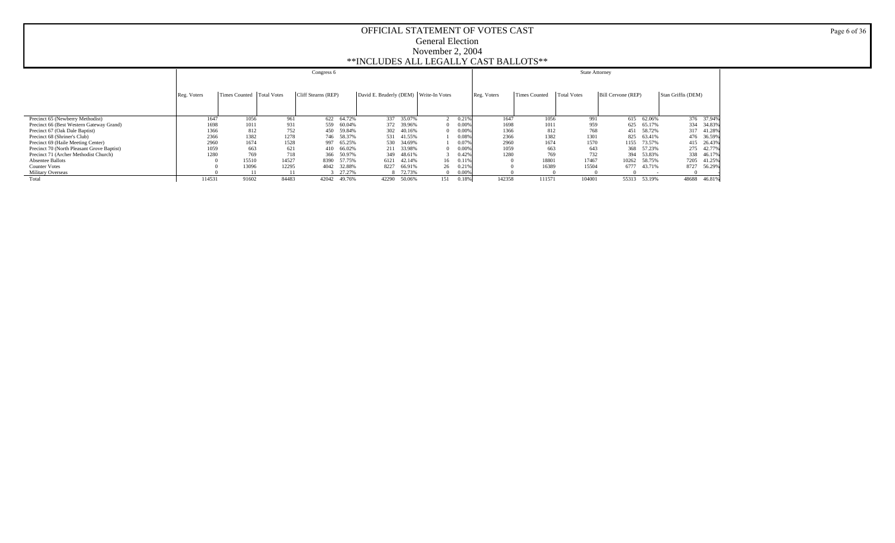# OFFICIAL STATEMENT OF VOTES CAST

General Election

November 2, 2004

**INCLUDES ALL LEGALLY CAST BALLOTS**

| | Congress 6 | | | | | | | | | State Attorney | | | | | | |
|---|---|---|---|---|---|---|---|---|---|---|---|---|---|---|---|---|
| | Reg. Voters | Times Counted | Total Votes | Cliff Stearns (REP) | | David E. Bruderly (DEM) | | Write-In Votes | | Reg. Voters | Times Counted | Total Votes | Bill Cervone (REP) | | Stan Griffis (DEM) | |
| Precinct 65 (Newberry Methodist) | 1647 | 1056 | 961 | 622 | 64.72% | 337 | 35.07% | 2 | 0.21% | 1647 | 1056 | 991 | 615 | 62.06% | 376 | 37.94% |
| Precinct 66 (Best Western Gateway Grand) | 1698 | 1011 | 931 | 559 | 60.04% | 372 | 39.96% | 0 | 0.00% | 1698 | 1011 | 959 | 625 | 65.17% | 334 | 34.83% |
| Precinct 67 (Oak Dale Baptist) | 1366 | 812 | 752 | 450 | 59.84% | 302 | 40.16% | 0 | 0.00% | 1366 | 812 | 768 | 451 | 58.72% | 317 | 41.28% |
| Precinct 68 (Shriner's Club) | 2366 | 1382 | 1278 | 746 | 58.37% | 531 | 41.55% | 1 | 0.08% | 2366 | 1382 | 1301 | 825 | 63.41% | 476 | 36.59% |
| Precinct 69 (Haile Meeting Center) | 2960 | 1674 | 1528 | 997 | 65.25% | 530 | 34.69% | 1 | 0.07% | 2960 | 1674 | 1570 | 1155 | 73.57% | 415 | 26.43% |
| Precinct 70 (North Pleasant Grove Baptist) | 1059 | 663 | 621 | 410 | 66.02% | 211 | 33.98% | 0 | 0.00% | 1059 | 663 | 643 | 368 | 57.23% | 275 | 42.77% |
| Precinct 71 (Archer Methodist Church) | 1280 | 769 | 718 | 366 | 50.97% | 349 | 48.61% | 3 | 0.42% | 1280 | 769 | 732 | 394 | 53.83% | 338 | 46.17% |
| Absentee Ballots | 0 | 15510 | 14527 | 8390 | 57.75% | 6121 | 42.14% | 16 | 0.11% | 0 | 18801 | 17467 | 10262 | 58.75% | 7205 | 41.25% |
| Counter Votes | 0 | 13096 | 12295 | 4042 | 32.88% | 8227 | 66.91% | 26 | 0.21% | 0 | 16389 | 15504 | 6777 | 43.71% | 8727 | 56.29% |
| Military Overseas | 0 | 11 | 11 | 3 | 27.27% | 8 | 72.73% | 0 | 0.00% | 0 | 0 | 0 | 0 | - | 0 | - |
| Total | 114531 | 91602 | 84483 | 42042 | 49.76% | 42290 | 50.06% | 151 | 0.18% | 142358 | 111571 | 104001 | 55313 | 53.19% | 48688 | 46.81% |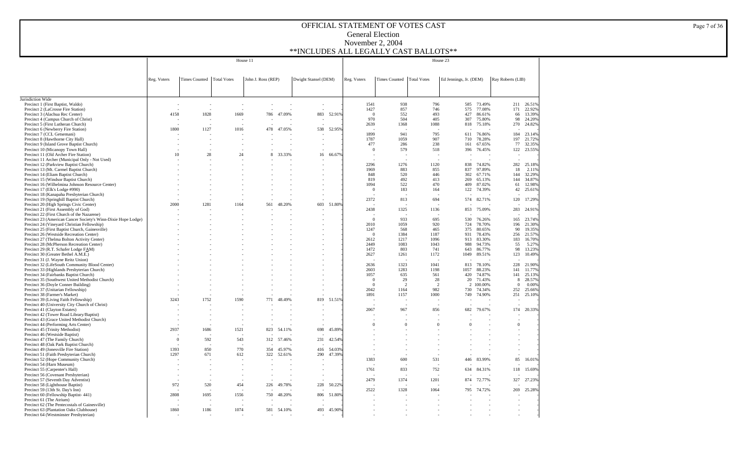# OFFICIAL STATEMENT OF VOTES CAST

General Election

November 2, 2004

**INCLUDES ALL LEGALLY CAST BALLOTS**

| | House 11 | | | | | | | House 23 | | | | | | |
|---|---|---|---|---|---|---|---|---|---|---|---|---|---|---|
| | Reg. Voters | Times Counted | Total Votes | John J. Ross (REP) | | Dwight Stansel (DEM) | | Reg. Voters | Times Counted | Total Votes | Ed Jennings, Jr. (DEM) | | Ray Roberts (LIB) | |
| Jurisdiction Wide | | | | | | | | | | | | | | |
| Precinct 1 (First Baptist, Waldo) | - | - | - | - | - | - | - | 1541 | 938 | 796 | 585 | 73.49% | 211 | 26.51% |
| Precinct 2 (LaCrosse Fire Station) | - | - | - | - | - | - | - | 1427 | 857 | 746 | 575 | 77.08% | 171 | 22.92% |
| Precinct 3 (Alachua Rec Center) | 4158 | 1828 | 1669 | 786 | 47.09% | 883 | 52.91% | 0 | 552 | 493 | 427 | 86.61% | 66 | 13.39% |
| Precinct 4 (Campus Church of Christ) | - | - | - | - | - | - | - | 970 | 504 | 405 | 307 | 75.80% | 98 | 24.20% |
| Precinct 5 (First Lutheran Church) | - | - | - | - | - | - | - | 2639 | 1368 | 1088 | 818 | 75.18% | 270 | 24.82% |
| Precinct 6 (Newberry Fire Station) | 1800 | 1127 | 1016 | 478 | 47.05% | 538 | 52.95% | - | - | - | - | - | - | - |
| Precinct 7 (CCL Getsemani) | - | - | - | - | - | - | - | 1899 | 941 | 795 | 611 | 76.86% | 184 | 23.14% |
| Precinct 8 (Hawthorne City Hall) | - | - | - | - | - | - | - | 1787 | 1059 | 907 | 710 | 78.28% | 197 | 21.72% |
| Precinct 9 (Island Grove Baptist Church) | - | - | - | - | - | - | - | 477 | 286 | 238 | 161 | 67.65% | 77 | 32.35% |
| Precinct 10 (Micanopy Town Hall) | - | - | - | - | - | - | - | 0 | 579 | 518 | 396 | 76.45% | 122 | 23.55% |
| Precinct 11 (Old Archer Fire Station) | 10 | 28 | 24 | 8 | 33.33% | 16 | 66.67% | - | - | - | - | - | - | - |
| Precinct 11 Archer (Municipal Only - Not Used) | - | - | - | - | - | - | - | - | - | - | - | - | - | - |
| Precinct 12 (Parkview Baptist Church) | - | - | - | - | - | - | - | 2296 | 1276 | 1120 | 838 | 74.82% | 282 | 25.18% |
| Precinct 13 (Mt. Carmel Baptist Church) | - | - | - | - | - | - | - | 1969 | 883 | 855 | 837 | 97.89% | 18 | 2.11% |
| Precinct 14 (Eliam Baptist Church) | - | - | - | - | - | - | - | 848 | 520 | 446 | 302 | 67.71% | 144 | 32.29% |
| Precinct 15 (Windsor Baptist Church) | - | - | - | - | - | - | - | 819 | 492 | 413 | 269 | 65.13% | 144 | 34.87% |
| Precinct 16 (Wilhelmina Johnson Resource Center) | - | - | - | - | - | - | - | 1094 | 522 | 470 | 409 | 87.02% | 61 | 12.98% |
| Precinct 17 (Elk's Lodge #990) | - | - | - | - | - | - | - | 0 | 183 | 164 | 122 | 74.39% | 42 | 25.61% |
| Precinct 18 (Kanapaha Presbyterian Church) | - | - | - | - | - | - | - | - | - | - | - | - | - | - |
| Precinct 19 (Springhill Baptist Church) | - | - | - | - | - | - | - | 2372 | 813 | 694 | 574 | 82.71% | 120 | 17.29% |
| Precinct 20 (High Springs Civic Center) | 2000 | 1281 | 1164 | 561 | 48.20% | 603 | 51.80% | - | - | - | - | - | - | - |
| Precinct 21 (First Assembly of God) | - | - | - | - | - | - | - | 2438 | 1325 | 1136 | 853 | 75.09% | 283 | 24.91% |
| Precinct 22 (First Church of the Nazarene) | - | - | - | - | - | - | - | - | - | - | - | - | - | - |
| Precinct 23 (American Cancer Society's Winn-Dixie Hope Lodge) | - | - | - | - | - | - | - | 0 | 933 | 695 | 530 | 76.26% | 165 | 23.74% |
| Precinct 24 (Vineyard Christian Fellowship) | - | - | - | - | - | - | - | 2010 | 1059 | 920 | 724 | 78.70% | 196 | 21.30% |
| Precinct 25 (First Baptist Church, Gainesville) | - | - | - | - | - | - | - | 1247 | 568 | 465 | 375 | 80.65% | 90 | 19.35% |
| Precinct 26 (Westside Recreation Center) | - | - | - | - | - | - | - | 0 | 1384 | 1187 | 931 | 78.43% | 256 | 21.57% |
| Precinct 27 (Thelma Bolton Activity Center) | - | - | - | - | - | - | - | 2612 | 1217 | 1096 | 913 | 83.30% | 183 | 16.70% |
| Precinct 28 (McPherson Recreation Center) | - | - | - | - | - | - | - | 2449 | 1083 | 1043 | 988 | 94.73% | 55 | 5.27% |
| Precinct 29 (R.T. Schafer Lodge FAM) | - | - | - | - | - | - | - | 1472 | 803 | 741 | 643 | 86.77% | 98 | 13.23% |
| Precinct 30 (Greater Bethel A.M.E.) | - | - | - | - | - | - | - | 2627 | 1261 | 1172 | 1049 | 89.51% | 123 | 10.49% |
| Precinct 31 (J. Wayne Reitz Union) | - | - | - | - | - | - | - | - | - | - | - | - | - | - |
| Precinct 32 (LifeSouth Community Blood Center) | - | - | - | - | - | - | - | 2636 | 1323 | 1041 | 813 | 78.10% | 228 | 21.90% |
| Precinct 33 (Highlands Presbyterian Church) | - | - | - | - | - | - | - | 2603 | 1283 | 1198 | 1057 | 88.23% | 141 | 11.77% |
| Precinct 34 (Fairbanks Baptist Church) | - | - | - | - | - | - | - | 1057 | 635 | 561 | 420 | 74.87% | 141 | 25.13% |
| Precinct 35 (Southwest United Methodist Church) | - | - | - | - | - | - | - | 0 | 29 | 28 | 20 | 71.43% | 8 | 28.57% |
| Precinct 36 (Doyle Conner Building) | - | - | - | - | - | - | - | 0 | 2 | 2 | 2 | 100.00% | 0 | 0.00% |
| Precinct 37 (Unitarian Fellowship) | - | - | - | - | - | - | - | 2042 | 1164 | 982 | 730 | 74.34% | 252 | 25.66% |
| Precinct 38 (Farmer's Market) | - | - | - | - | - | - | - | 1891 | 1157 | 1000 | 749 | 74.90% | 251 | 25.10% |
| Precinct 39 (Living Faith Fellowship) | 3243 | 1752 | 1590 | 771 | 48.49% | 819 | 51.51% | - | - | - | - | - | - | - |
| Precinct 40 (University City Church of Christ) | - | - | - | - | - | - | - | - | - | - | - | - | - | - |
| Precinct 41 (Clayton Estates) | - | - | - | - | - | - | - | 2067 | 967 | 856 | 682 | 79.67% | 174 | 20.33% |
| Precinct 42 (Tower Road Library/Baptist) | - | - | - | - | - | - | - | - | - | - | - | - | - | - |
| Precinct 43 (Grace United Methodist Church) | - | - | - | - | - | - | - | - | - | - | - | - | - | - |
| Precinct 44 (Performing Arts Center) | - | - | - | - | - | - | - | 0 | 0 | 0 | 0 | - | 0 | - |
| Precinct 45 (Trinity Methodist) | 2937 | 1686 | 1521 | 823 | 54.11% | 698 | 45.89% | - | - | - | - | - | - | - |
| Precinct 46 (Westside Baptist) | - | - | - | - | - | - | - | - | - | - | - | - | - | - |
| Precinct 47 (The Family Church) | 0 | 592 | 543 | 312 | 57.46% | 231 | 42.54% | - | - | - | - | - | - | - |
| Precinct 48 (Oak Park Baptist Church) | - | - | - | - | - | - | - | - | - | - | - | - | - | - |
| Precinct 49 (Jonesville Fire Station) | 1393 | 850 | 770 | 354 | 45.97% | 416 | 54.03% | - | - | - | - | - | - | - |
| Precinct 51 (Faith Presbyterian Church) | 1297 | 671 | 612 | 322 | 52.61% | 290 | 47.39% | - | - | - | - | - | - | - |
| Precinct 52 (Hope Community Church) | - | - | - | - | - | - | - | 1383 | 600 | 531 | 446 | 83.99% | 85 | 16.01% |
| Precinct 54 (Harn Museum) | - | - | - | - | - | - | - | - | - | - | - | - | - | - |
| Precinct 55 (Carpenter's Hall) | - | - | - | - | - | - | - | 1761 | 833 | 752 | 634 | 84.31% | 118 | 15.69% |
| Precinct 56 (Covenant Presbyterian) | - | - | - | - | - | - | - | - | - | - | - | - | - | - |
| Precinct 57 (Seventh Day Adventist) | - | - | - | - | - | - | - | 2479 | 1374 | 1201 | 874 | 72.77% | 327 | 27.23% |
| Precinct 58 (Lighthouse Baptist) | 972 | 520 | 454 | 226 | 49.78% | 228 | 50.22% | - | - | - | - | - | - | - |
| Precinct 59 (13th St. Day's Inn) | - | - | - | - | - | - | - | 2522 | 1328 | 1064 | 795 | 74.72% | 269 | 25.28% |
| Precinct 60 (Fellowship Baptist- 441) | 2808 | 1695 | 1556 | 750 | 48.20% | 806 | 51.80% | - | - | - | - | - | - | - |
| Precinct 61 (The Atrium) | - | - | - | - | - | - | - | - | - | - | - | - | - | - |
| Precinct 62 (The Pentecostals of Gainesville) | - | - | - | - | - | - | - | - | - | - | - | - | - | - |
| Precinct 63 (Plantation Oaks Clubhouse) | 1860 | 1186 | 1074 | 581 | 54.10% | 493 | 45.90% | - | - | - | - | - | - | - |
| Precinct 64 (Westminster Presbyterian) | - | - | - | - | - | - | - | - | - | - | - | - | - | - |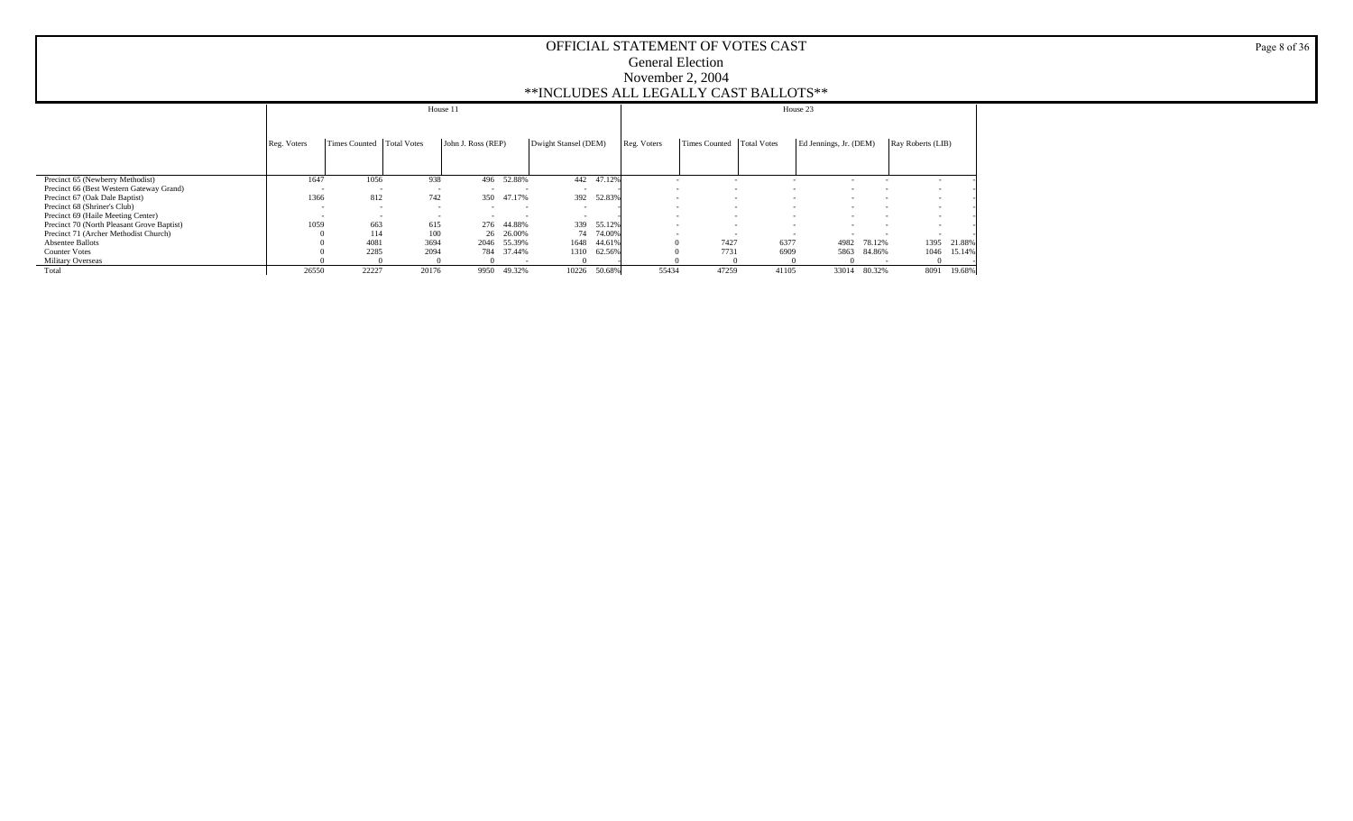# OFFICIAL STATEMENT OF VOTES CAST

## General Election

## November 2, 2004

## **INCLUDES ALL LEGALLY CAST BALLOTS**

| | House 11 | | | | | | | House 23 | | | | | | |
|---|---|---|---|---|---|---|---|---|---|---|---|---|---|---|
| | Reg. Voters | Times Counted | Total Votes | John J. Ross (REP) | | Dwight Stansel (DEM) | | Reg. Voters | Times Counted | Total Votes | Ed Jennings, Jr. (DEM) | | Ray Roberts (LIB) | |
| Precinct 65 (Newberry Methodist) | 1647 | 1056 | 938 | 496 | 52.88% | 442 | 47.12% | - | - | - | - | - | - | - |
| Precinct 66 (Best Western Gateway Grand) | - | - | - | - | - | - | - | - | - | - | - | - | - | - |
| Precinct 67 (Oak Dale Baptist) | 1366 | 812 | 742 | 350 | 47.17% | 392 | 52.83% | - | - | - | - | - | - | - |
| Precinct 68 (Shriner's Club) | - | - | - | - | - | - | - | - | - | - | - | - | - | - |
| Precinct 69 (Haile Meeting Center) | - | - | - | - | - | - | - | - | - | - | - | - | - | - |
| Precinct 70 (North Pleasant Grove Baptist) | 1059 | 663 | 615 | 276 | 44.88% | 339 | 55.12% | - | - | - | - | - | - | - |
| Precinct 71 (Archer Methodist Church) | 0 | 114 | 100 | 26 | 26.00% | 74 | 74.00% | - | - | - | - | - | - | - |
| Absentee Ballots | 0 | 4081 | 3694 | 2046 | 55.39% | 1648 | 44.61% | 0 | 7427 | 6377 | 4982 | 78.12% | 1395 | 21.88% |
| Counter Votes | 0 | 2285 | 2094 | 784 | 37.44% | 1310 | 62.56% | 0 | 7731 | 6909 | 5863 | 84.86% | 1046 | 15.14% |
| Military Overseas | 0 | 0 | 0 | 0 | - | 0 | - | 0 | 0 | 0 | 0 | - | 0 | - |
| Total | 26550 | 22227 | 20176 | 9950 | 49.32% | 10226 | 50.68% | 55434 | 47259 | 41105 | 33014 | 80.32% | 8091 | 19.68% |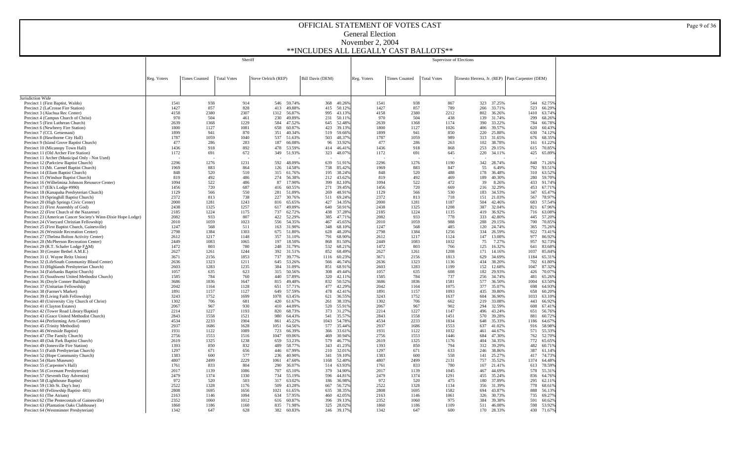# OFFICIAL STATEMENT OF VOTES CAST

## General Election

## November 2, 2004

## **INCLUDES ALL LEGALLY CAST BALLOTS**

| | Sheriff | | | | | | | Supervisor of Elections | | | | | | |
|---|---|---|---|---|---|---|---|---|---|---|---|---|---|---|
| | Reg. Voters | Times Counted | Total Votes | Steve Oelrich (REP) | | Bill Davis (DEM) | | Reg. Voters | Times Counted | Total Votes | Ernesto Herrera, Jr. (REP) | | Pam Carpenter (DEM) | |
| Jurisdiction Wide | | | | | | | | | | | | | | |
| Precinct 1 (First Baptist, Waldo) | 1541 | 938 | 914 | 546 | 59.74% | 368 | 40.26% | 1541 | 938 | 867 | 323 | 37.25% | 544 | 62.75% |
| Precinct 2 (LaCrosse Fire Station) | 1427 | 857 | 828 | 413 | 49.88% | 415 | 50.12% | 1427 | 857 | 789 | 266 | 33.71% | 523 | 66.29% |
| Precinct 3 (Alachua Rec Center) | 4158 | 2380 | 2307 | 1312 | 56.87% | 995 | 43.13% | 4158 | 2380 | 2212 | 802 | 36.26% | 1410 | 63.74% |
| Precinct 4 (Campus Church of Christ) | 970 | 504 | 461 | 230 | 49.89% | 231 | 50.11% | 970 | 504 | 438 | 139 | 31.74% | 299 | 68.26% |
| Precinct 5 (First Lutheran Church) | 2639 | 1368 | 1229 | 584 | 47.52% | 645 | 52.48% | 2639 | 1368 | 1174 | 390 | 33.22% | 784 | 66.78% |
| Precinct 6 (Newberry Fire Station) | 1800 | 1127 | 1081 | 658 | 60.87% | 423 | 39.13% | 1800 | 1127 | 1026 | 406 | 39.57% | 620 | 60.43% |
| Precinct 7 (CCL Getsemani) | 1899 | 941 | 870 | 351 | 40.34% | 519 | 59.66% | 1899 | 941 | 850 | 220 | 25.88% | 630 | 74.12% |
| Precinct 8 (Hawthorne City Hall) | 1787 | 1059 | 1040 | 537 | 51.63% | 503 | 48.37% | 1787 | 1059 | 989 | 313 | 31.65% | 676 | 68.35% |
| Precinct 9 (Island Grove Baptist Church) | 477 | 286 | 283 | 187 | 66.08% | 96 | 33.92% | 477 | 286 | 263 | 102 | 38.78% | 161 | 61.22% |
| Precinct 10 (Micanopy Town Hall) | 1436 | 918 | 892 | 478 | 53.59% | 414 | 46.41% | 1436 | 918 | 868 | 253 | 29.15% | 615 | 70.85% |
| Precinct 11 (Old Archer Fire Station) | 1172 | 691 | 672 | 349 | 51.93% | 323 | 48.07% | 1172 | 691 | 645 | 220 | 34.11% | 425 | 65.89% |
| Precinct 11 Archer (Municipal Only - Not Used) | - | - | - | - | - | - | - | - | - | - | - | - | - | - |
| Precinct 12 (Parkview Baptist Church) | 2296 | 1276 | 1231 | 592 | 48.09% | 639 | 51.91% | 2296 | 1276 | 1190 | 342 | 28.74% | 848 | 71.26% |
| Precinct 13 (Mt. Carmel Baptist Church) | 1969 | 883 | 864 | 126 | 14.58% | 738 | 85.42% | 1969 | 883 | 847 | 55 | 6.49% | 792 | 93.51% |
| Precinct 14 (Eliam Baptist Church) | 848 | 520 | 510 | 315 | 61.76% | 195 | 38.24% | 848 | 520 | 488 | 178 | 36.48% | 310 | 63.52% |
| Precinct 15 (Windsor Baptist Church) | 819 | 492 | 486 | 274 | 56.38% | 212 | 43.62% | 819 | 492 | 469 | 189 | 40.30% | 280 | 59.70% |
| Precinct 16 (Wilhelmina Johnson Resource Center) | 1094 | 522 | 486 | 87 | 17.90% | 399 | 82.10% | 1094 | 522 | 472 | 39 | 8.26% | 433 | 91.74% |
| Precinct 17 (Elk's Lodge #990) | 1456 | 720 | 687 | 416 | 60.55% | 271 | 39.45% | 1456 | 720 | 669 | 216 | 32.29% | 453 | 67.71% |
| Precinct 18 (Kanapaha Presbyterian Church) | 1129 | 566 | 550 | 281 | 51.09% | 269 | 48.91% | 1129 | 566 | 530 | 183 | 34.53% | 347 | 65.47% |
| Precinct 19 (Springhill Baptist Church) | 2372 | 813 | 738 | 227 | 30.76% | 511 | 69.24% | 2372 | 813 | 718 | 151 | 21.03% | 567 | 78.97% |
| Precinct 20 (High Springs Civic Center) | 2000 | 1281 | 1243 | 816 | 65.65% | 427 | 34.35% | 2000 | 1281 | 1187 | 504 | 42.46% | 683 | 57.54% |
| Precinct 21 (First Assembly of God) | 2438 | 1325 | 1257 | 617 | 49.09% | 640 | 50.91% | 2438 | 1325 | 1208 | 387 | 32.04% | 821 | 67.96% |
| Precinct 22 (First Church of the Nazarene) | 2185 | 1224 | 1175 | 737 | 62.72% | 438 | 37.28% | 2185 | 1224 | 1135 | 419 | 36.92% | 716 | 63.08% |
| Precinct 23 (American Cancer Society's Winn-Dixie Hope Lodge) | 2082 | 933 | 807 | 422 | 52.29% | 385 | 47.71% | 2082 | 933 | 778 | 333 | 42.80% | 445 | 57.20% |
| Precinct 24 (Vineyard Christian Fellowship) | 2010 | 1059 | 1023 | 556 | 54.35% | 467 | 45.65% | 2010 | 1059 | 988 | 288 | 29.15% | 700 | 70.85% |
| Precinct 25 (First Baptist Church, Gainesville) | 1247 | 568 | 511 | 163 | 31.90% | 348 | 68.10% | 1247 | 568 | 485 | 120 | 24.74% | 365 | 75.26% |
| Precinct 26 (Westside Recreation Center) | 2798 | 1384 | 1303 | 675 | 51.80% | 628 | 48.20% | 2798 | 1384 | 1256 | 334 | 26.59% | 922 | 73.41% |
| Precinct 27 (Thelma Bolton Activity Center) | 2612 | 1217 | 1148 | 357 | 31.10% | 791 | 68.90% | 2612 | 1217 | 1124 | 147 | 13.08% | 977 | 86.92% |
| Precinct 28 (McPherson Recreation Center) | 2449 | 1083 | 1065 | 197 | 18.50% | 868 | 81.50% | 2449 | 1083 | 1032 | 75 | 7.27% | 957 | 92.73% |
| Precinct 29 (R.T. Schafer Lodge FAM) | 1472 | 803 | 780 | 248 | 31.79% | 532 | 68.21% | 1472 | 803 | 766 | 125 | 16.32% | 641 | 83.68% |
| Precinct 30 (Greater Bethel A.M.E.) | 2627 | 1261 | 1244 | 392 | 31.51% | 852 | 68.49% | 2627 | 1261 | 1208 | 171 | 14.16% | 1037 | 85.84% |
| Precinct 31 (J. Wayne Reitz Union) | 3671 | 2156 | 1853 | 737 | 39.77% | 1116 | 60.23% | 3671 | 2156 | 1813 | 629 | 34.69% | 1184 | 65.31% |
| Precinct 32 (LifeSouth Community Blood Center) | 2636 | 1323 | 1211 | 645 | 53.26% | 566 | 46.74% | 2636 | 1323 | 1136 | 434 | 38.20% | 702 | 61.80% |
| Precinct 33 (Highlands Presbyterian Church) | 2603 | 1283 | 1235 | 384 | 31.09% | 851 | 68.91% | 2603 | 1283 | 1199 | 152 | 12.68% | 1047 | 87.32% |
| Precinct 34 (Fairbanks Baptist Church) | 1057 | 635 | 623 | 315 | 50.56% | 308 | 49.44% | 1057 | 635 | 608 | 182 | 29.93% | 426 | 70.07% |
| Precinct 35 (Southwest United Methodist Church) | 1585 | 784 | 760 | 440 | 57.89% | 320 | 42.11% | 1585 | 784 | 737 | 256 | 34.74% | 481 | 65.26% |
| Precinct 36 (Doyle Conner Building) | 3686 | 1836 | 1647 | 815 | 49.48% | 832 | 50.52% | 3686 | 1836 | 1581 | 577 | 36.50% | 1004 | 63.50% |
| Precinct 37 (Unitarian Fellowship) | 2042 | 1164 | 1128 | 651 | 57.71% | 477 | 42.29% | 2042 | 1164 | 1075 | 377 | 35.07% | 698 | 64.93% |
| Precinct 38 (Farmer's Market) | 1891 | 1157 | 1127 | 649 | 57.59% | 478 | 42.41% | 1891 | 1157 | 1093 | 435 | 39.80% | 658 | 60.20% |
| Precinct 39 (Living Faith Fellowship) | 3243 | 1752 | 1699 | 1078 | 63.45% | 621 | 36.55% | 3243 | 1752 | 1637 | 604 | 36.90% | 1033 | 63.10% |
| Precinct 40 (University City Church of Christ) | 1302 | 706 | 681 | 420 | 61.67% | 261 | 38.33% | 1302 | 706 | 662 | 219 | 33.08% | 443 | 66.92% |
| Precinct 41 (Clayton Estates) | 2067 | 967 | 930 | 410 | 44.09% | 520 | 55.91% | 2067 | 967 | 902 | 294 | 32.59% | 608 | 67.41% |
| Precinct 42 (Tower Road Library/Baptist) | 2214 | 1227 | 1193 | 820 | 68.73% | 373 | 31.27% | 2214 | 1227 | 1147 | 496 | 43.24% | 651 | 56.76% |
| Precinct 43 (Grace United Methodist Church) | 2843 | 1558 | 1521 | 980 | 64.43% | 541 | 35.57% | 2843 | 1558 | 1451 | 570 | 39.28% | 881 | 60.72% |
| Precinct 44 (Performing Arts Center) | 4534 | 2233 | 1904 | 861 | 45.22% | 1043 | 54.78% | 4534 | 2233 | 1834 | 648 | 35.33% | 1186 | 64.67% |
| Precinct 45 (Trinity Methodist) | 2937 | 1686 | 1628 | 1051 | 64.56% | 577 | 35.44% | 2937 | 1686 | 1553 | 637 | 41.02% | 916 | 58.98% |
| Precinct 46 (Westside Baptist) | 1931 | 1122 | 1089 | 723 | 66.39% | 366 | 33.61% | 1931 | 1122 | 1032 | 461 | 44.67% | 571 | 55.33% |
| Precinct 47 (The Family Church) | 2756 | 1553 | 1516 | 1047 | 69.06% | 469 | 30.94% | 2756 | 1553 | 1446 | 684 | 47.30% | 762 | 52.70% |
| Precinct 48 (Oak Park Baptist Church) | 2619 | 1325 | 1238 | 659 | 53.23% | 579 | 46.77% | 2619 | 1325 | 1176 | 404 | 34.35% | 772 | 65.65% |
| Precinct 49 (Jonesville Fire Station) | 1393 | 850 | 832 | 489 | 58.77% | 343 | 41.23% | 1393 | 850 | 794 | 312 | 39.29% | 482 | 60.71% |
| Precinct 51 (Faith Presbyterian Church) | 1297 | 671 | 656 | 446 | 67.99% | 210 | 32.01% | 1297 | 671 | 633 | 246 | 38.86% | 387 | 61.14% |
| Precinct 52 (Hope Community Church) | 1383 | 600 | 577 | 236 | 40.90% | 341 | 59.10% | 1383 | 600 | 558 | 141 | 25.27% | 417 | 74.73% |
| Precinct 54 (Harn Museum) | 4807 | 2499 | 2229 | 1061 | 47.60% | 1168 | 52.40% | 4807 | 2499 | 2131 | 757 | 35.52% | 1374 | 64.48% |
| Precinct 55 (Carpenter's Hall) | 1761 | 833 | 804 | 290 | 36.07% | 514 | 63.93% | 1761 | 833 | 780 | 167 | 21.41% | 613 | 78.59% |
| Precinct 56 (Covenant Presbyterian) | 2017 | 1139 | 1086 | 707 | 65.10% | 379 | 34.90% | 2017 | 1139 | 1045 | 467 | 44.69% | 578 | 55.31% |
| Precinct 57 (Seventh Day Adventist) | 2479 | 1374 | 1330 | 734 | 55.19% | 596 | 44.81% | 2479 | 1374 | 1291 | 455 | 35.24% | 836 | 64.76% |
| Precinct 58 (Lighthouse Baptist) | 972 | 520 | 503 | 317 | 63.02% | 186 | 36.98% | 972 | 520 | 475 | 180 | 37.89% | 295 | 62.11% |
| Precinct 59 (13th St. Day's Inn) | 2522 | 1328 | 1176 | 509 | 43.28% | 667 | 56.72% | 2522 | 1328 | 1134 | 356 | 31.39% | 778 | 68.61% |
| Precinct 60 (Fellowship Baptist- 441) | 2808 | 1695 | 1656 | 1021 | 61.65% | 635 | 38.35% | 2808 | 1695 | 1582 | 694 | 43.87% | 888 | 56.13% |
| Precinct 61 (The Atrium) | 2163 | 1146 | 1094 | 634 | 57.95% | 460 | 42.05% | 2163 | 1146 | 1061 | 326 | 30.73% | 735 | 69.27% |
| Precinct 62 (The Pentecostals of Gainesville) | 2352 | 1060 | 1012 | 616 | 60.87% | 396 | 39.13% | 2352 | 1060 | 975 | 384 | 39.38% | 591 | 60.62% |
| Precinct 63 (Plantation Oaks Clubhouse) | 1860 | 1186 | 1160 | 835 | 71.98% | 325 | 28.02% | 1860 | 1186 | 1109 | 511 | 46.08% | 598 | 53.92% |
| Precinct 64 (Westminster Presbyterian) | 1342 | 647 | 628 | 382 | 60.83% | 246 | 39.17% | 1342 | 647 | 600 | 170 | 28.33% | 430 | 71.67% |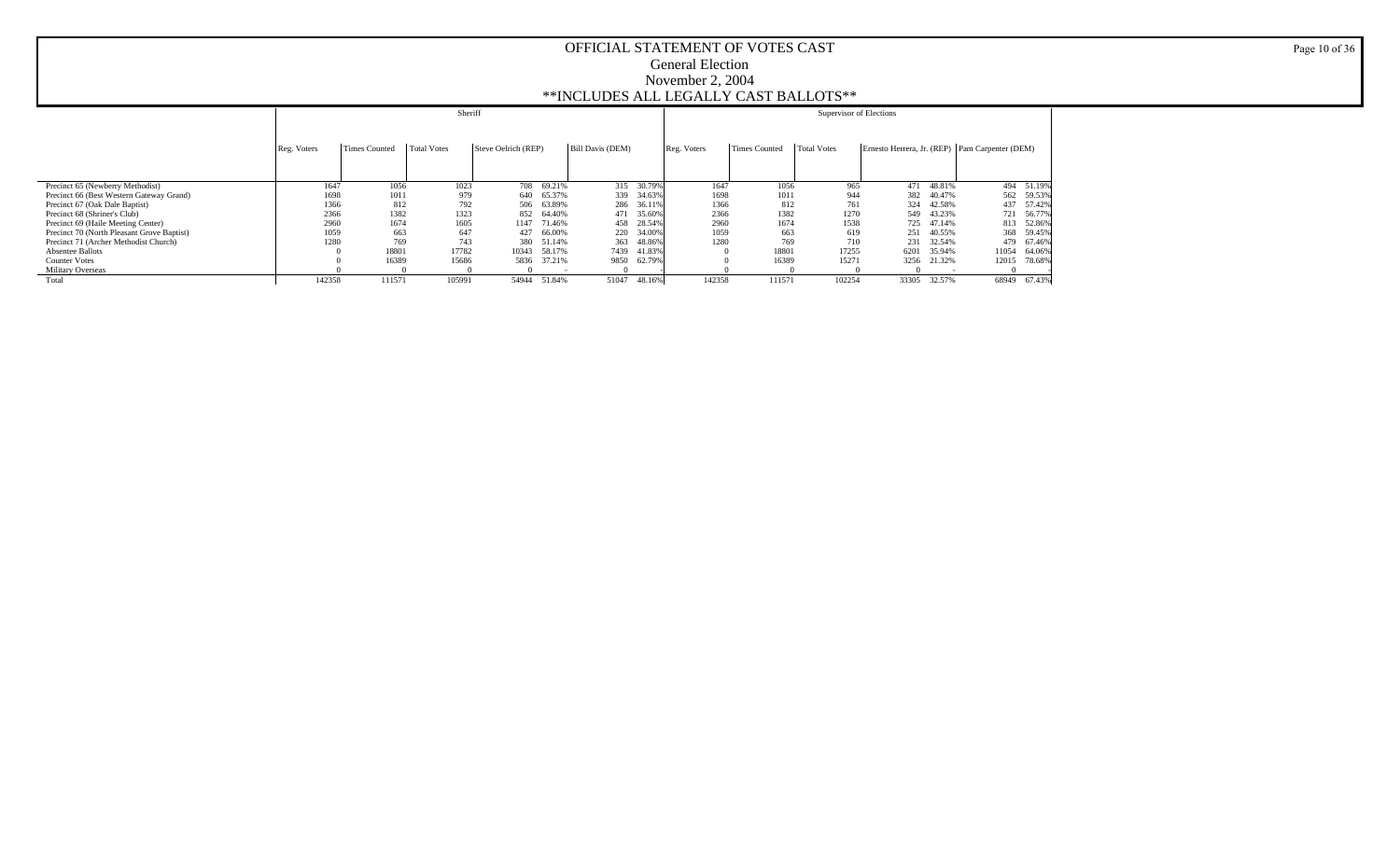# OFFICIAL STATEMENT OF VOTES CAST

## General Election

## November 2, 2004

## **INCLUDES ALL LEGALLY CAST BALLOTS**

| | Sheriff | | | | | | | Supervisor of Elections | | | | | | |
|---|---|---|---|---|---|---|---|---|---|---|---|---|---|---|
| | Reg. Voters | Times Counted | Total Votes | Steve Oelrich (REP) | | Bill Davis (DEM) | | Reg. Voters | Times Counted | Total Votes | Ernesto Herrera, Jr. (REP) | | Pam Carpenter (DEM) | |
| Precinct 65 (Newberry Methodist) | 1647 | 1056 | 1023 | 708 | 69.21% | 315 | 30.79% | 1647 | 1056 | 965 | 471 | 48.81% | 494 | 51.19% |
| Precinct 66 (Best Western Gateway Grand) | 1698 | 1011 | 979 | 640 | 65.37% | 339 | 34.63% | 1698 | 1011 | 944 | 382 | 40.47% | 562 | 59.53% |
| Precinct 67 (Oak Dale Baptist) | 1366 | 812 | 792 | 506 | 63.89% | 286 | 36.11% | 1366 | 812 | 761 | 324 | 42.58% | 437 | 57.42% |
| Precinct 68 (Shriner's Club) | 2366 | 1382 | 1323 | 852 | 64.40% | 471 | 35.60% | 2366 | 1382 | 1270 | 549 | 43.23% | 721 | 56.77% |
| Precinct 69 (Haile Meeting Center) | 2960 | 1674 | 1605 | 1147 | 71.46% | 458 | 28.54% | 2960 | 1674 | 1538 | 725 | 47.14% | 813 | 52.86% |
| Precinct 70 (North Pleasant Grove Baptist) | 1059 | 663 | 647 | 427 | 66.00% | 220 | 34.00% | 1059 | 663 | 619 | 251 | 40.55% | 368 | 59.45% |
| Precinct 71 (Archer Methodist Church) | 1280 | 769 | 743 | 380 | 51.14% | 363 | 48.86% | 1280 | 769 | 710 | 231 | 32.54% | 479 | 67.46% |
| Absentee Ballots | 0 | 18801 | 17782 | 10343 | 58.17% | 7439 | 41.83% | 0 | 18801 | 17255 | 6201 | 35.94% | 11054 | 64.06% |
| Counter Votes | 0 | 16389 | 15686 | 5836 | 37.21% | 9850 | 62.79% | 0 | 16389 | 15271 | 3256 | 21.32% | 12015 | 78.68% |
| Military Overseas | 0 | 0 | 0 | 0 | - | 0 | - | 0 | 0 | 0 | 0 | - | 0 | - |
| Total | 142358 | 111571 | 105991 | 54944 | 51.84% | 51047 | 48.16% | 142358 | 111571 | 102254 | 33305 | 32.57% | 68949 | 67.43% |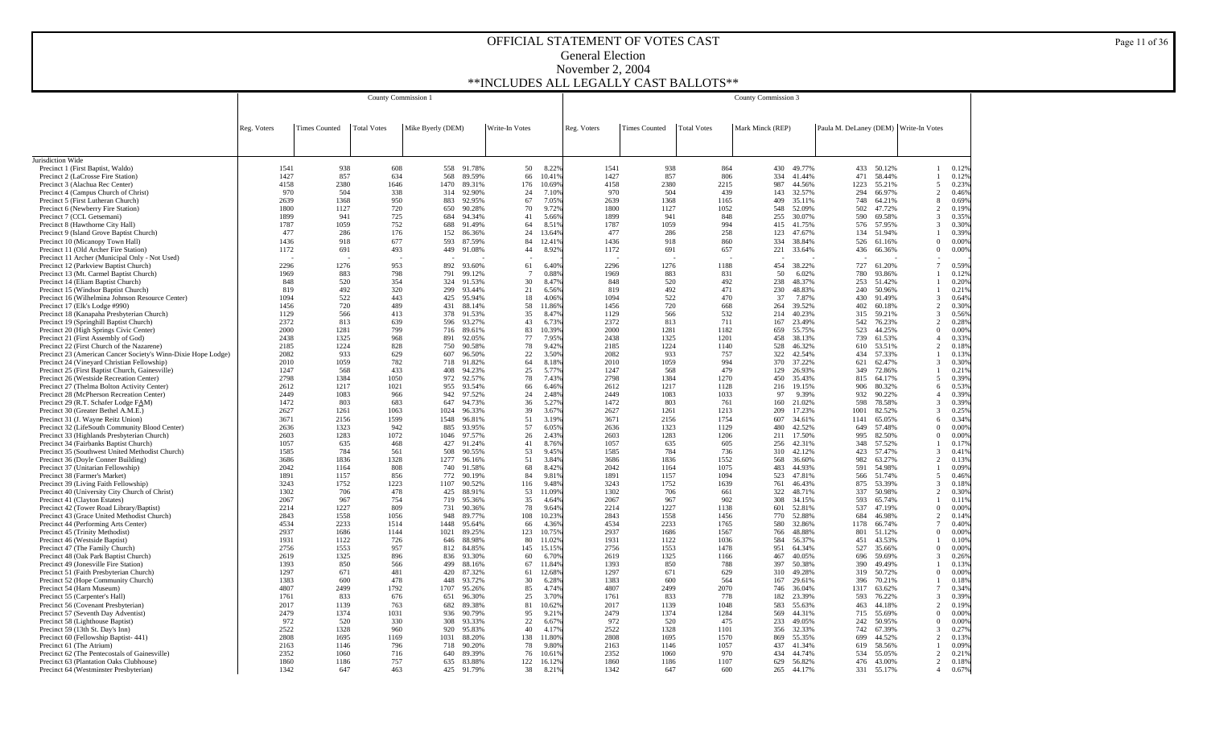# OFFICIAL STATEMENT OF VOTES CAST

## General Election

## November 2, 2004

## **INCLUDES ALL LEGALLY CAST BALLOTS**

| | County Commission 1 | | | | | | | County Commission 3 | | | | | | | | |
|---|---|---|---|---|---|---|---|---|---|---|---|---|---|---|---|---|
| | Reg. Voters | Times Counted | Total Votes | Mike Byerly (DEM) | | Write-In Votes | | Reg. Voters | Times Counted | Total Votes | Mark Minck (REP) | | Paula M. DeLaney (DEM) | | Write-In Votes | |
| Jurisdiction Wide | | | | | | | | | | | | | | | | |
| Precinct 1 (First Baptist, Waldo) | 1541 | 938 | 608 | 558 | 91.78% | 50 | 8.22% | 1541 | 938 | 864 | 430 | 49.77% | 433 | 50.12% | 1 | 0.12% |
| Precinct 2 (LaCrosse Fire Station) | 1427 | 857 | 634 | 568 | 89.59% | 66 | 10.41% | 1427 | 857 | 806 | 334 | 41.44% | 471 | 58.44% | 1 | 0.12% |
| Precinct 3 (Alachua Rec Center) | 4158 | 2380 | 1646 | 1470 | 89.31% | 176 | 10.69% | 4158 | 2380 | 2215 | 987 | 44.56% | 1223 | 55.21% | 5 | 0.23% |
| Precinct 4 (Campus Church of Christ) | 970 | 504 | 338 | 314 | 92.90% | 24 | 7.10% | 970 | 504 | 439 | 143 | 32.57% | 294 | 66.97% | 2 | 0.46% |
| Precinct 5 (First Lutheran Church) | 2639 | 1368 | 950 | 883 | 92.95% | 67 | 7.05% | 2639 | 1368 | 1165 | 409 | 35.11% | 748 | 64.21% | 8 | 0.69% |
| Precinct 6 (Newberry Fire Station) | 1800 | 1127 | 720 | 650 | 90.28% | 70 | 9.72% | 1800 | 1127 | 1052 | 548 | 52.09% | 502 | 47.72% | 2 | 0.19% |
| Precinct 7 (CCL Getsemani) | 1899 | 941 | 725 | 684 | 94.34% | 41 | 5.66% | 1899 | 941 | 848 | 255 | 30.07% | 590 | 69.58% | 3 | 0.35% |
| Precinct 8 (Hawthorne City Hall) | 1787 | 1059 | 752 | 688 | 91.49% | 64 | 8.51% | 1787 | 1059 | 994 | 415 | 41.75% | 576 | 57.95% | 3 | 0.30% |
| Precinct 9 (Island Grove Baptist Church) | 477 | 286 | 176 | 152 | 86.36% | 24 | 13.64% | 477 | 286 | 258 | 123 | 47.67% | 134 | 51.94% | 1 | 0.39% |
| Precinct 10 (Micanopy Town Hall) | 1436 | 918 | 677 | 593 | 87.59% | 84 | 12.41% | 1436 | 918 | 860 | 334 | 38.84% | 526 | 61.16% | 0 | 0.00% |
| Precinct 11 (Old Archer Fire Station) | 1172 | 691 | 493 | 449 | 91.08% | 44 | 8.92% | 1172 | 691 | 657 | 221 | 33.64% | 436 | 66.36% | 0 | 0.00% |
| Precinct 11 Archer (Municipal Only - Not Used) | - | - | - | - | - | - | - | - | - | - | - | - | - | - | - | - |
| Precinct 12 (Parkview Baptist Church) | 2296 | 1276 | 953 | 892 | 93.60% | 61 | 6.40% | 2296 | 1276 | 1188 | 454 | 38.22% | 727 | 61.20% | 7 | 0.59% |
| Precinct 13 (Mt. Carmel Baptist Church) | 1969 | 883 | 798 | 791 | 99.12% | 7 | 0.88% | 1969 | 883 | 831 | 50 | 6.02% | 780 | 93.86% | 1 | 0.12% |
| Precinct 14 (Eliam Baptist Church) | 848 | 520 | 354 | 324 | 91.53% | 30 | 8.47% | 848 | 520 | 492 | 238 | 48.37% | 253 | 51.42% | 1 | 0.20% |
| Precinct 15 (Windsor Baptist Church) | 819 | 492 | 320 | 299 | 93.44% | 21 | 6.56% | 819 | 492 | 471 | 230 | 48.83% | 240 | 50.96% | 1 | 0.21% |
| Precinct 16 (Wilhelmina Johnson Resource Center) | 1094 | 522 | 443 | 425 | 95.94% | 18 | 4.06% | 1094 | 522 | 470 | 37 | 7.87% | 430 | 91.49% | 3 | 0.64% |
| Precinct 17 (Elk's Lodge #990) | 1456 | 720 | 489 | 431 | 88.14% | 58 | 11.86% | 1456 | 720 | 668 | 264 | 39.52% | 402 | 60.18% | 2 | 0.30% |
| Precinct 18 (Kanapaha Presbyterian Church) | 1129 | 566 | 413 | 378 | 91.53% | 35 | 8.47% | 1129 | 566 | 532 | 214 | 40.23% | 315 | 59.21% | 3 | 0.56% |
| Precinct 19 (Springhill Baptist Church) | 2372 | 813 | 639 | 596 | 93.27% | 43 | 6.73% | 2372 | 813 | 711 | 167 | 23.49% | 542 | 76.23% | 2 | 0.28% |
| Precinct 20 (High Springs Civic Center) | 2000 | 1281 | 799 | 716 | 89.61% | 83 | 10.39% | 2000 | 1281 | 1182 | 659 | 55.75% | 523 | 44.25% | 0 | 0.00% |
| Precinct 21 (First Assembly of God) | 2438 | 1325 | 968 | 891 | 92.05% | 77 | 7.95% | 2438 | 1325 | 1201 | 458 | 38.13% | 739 | 61.53% | 4 | 0.33% |
| Precinct 22 (First Church of the Nazarene) | 2185 | 1224 | 828 | 750 | 90.58% | 78 | 9.42% | 2185 | 1224 | 1140 | 528 | 46.32% | 610 | 53.51% | 2 | 0.18% |
| Precinct 23 (American Cancer Society's Winn-Dixie Hope Lodge) | 2082 | 933 | 629 | 607 | 96.50% | 22 | 3.50% | 2082 | 933 | 757 | 322 | 42.54% | 434 | 57.33% | 1 | 0.13% |
| Precinct 24 (Vineyard Christian Fellowship) | 2010 | 1059 | 782 | 718 | 91.82% | 64 | 8.18% | 2010 | 1059 | 994 | 370 | 37.22% | 621 | 62.47% | 3 | 0.30% |
| Precinct 25 (First Baptist Church, Gainesville) | 1247 | 568 | 433 | 408 | 94.23% | 25 | 5.77% | 1247 | 568 | 479 | 129 | 26.93% | 349 | 72.86% | 1 | 0.21% |
| Precinct 26 (Westside Recreation Center) | 2798 | 1384 | 1050 | 972 | 92.57% | 78 | 7.43% | 2798 | 1384 | 1270 | 450 | 35.43% | 815 | 64.17% | 5 | 0.39% |
| Precinct 27 (Thelma Bolton Activity Center) | 2612 | 1217 | 1021 | 955 | 93.54% | 66 | 6.46% | 2612 | 1217 | 1128 | 216 | 19.15% | 906 | 80.32% | 6 | 0.53% |
| Precinct 28 (McPherson Recreation Center) | 2449 | 1083 | 966 | 942 | 97.52% | 24 | 2.48% | 2449 | 1083 | 1033 | 97 | 9.39% | 932 | 90.22% | 4 | 0.39% |
| Precinct 29 (R.T. Schafer Lodge FAM) | 1472 | 803 | 683 | 647 | 94.73% | 36 | 5.27% | 1472 | 803 | 761 | 160 | 21.02% | 598 | 78.58% | 3 | 0.39% |
| Precinct 30 (Greater Bethel A.M.E.) | 2627 | 1261 | 1063 | 1024 | 96.33% | 39 | 3.67% | 2627 | 1261 | 1213 | 209 | 17.23% | 1001 | 82.52% | 3 | 0.25% |
| Precinct 31 (J. Wayne Reitz Union) | 3671 | 2156 | 1599 | 1548 | 96.81% | 51 | 3.19% | 3671 | 2156 | 1754 | 607 | 34.61% | 1141 | 65.05% | 6 | 0.34% |
| Precinct 32 (LifeSouth Community Blood Center) | 2636 | 1323 | 942 | 885 | 93.95% | 57 | 6.05% | 2636 | 1323 | 1129 | 480 | 42.52% | 649 | 57.48% | 0 | 0.00% |
| Precinct 33 (Highlands Presbyterian Church) | 2603 | 1283 | 1072 | 1046 | 97.57% | 26 | 2.43% | 2603 | 1283 | 1206 | 211 | 17.50% | 995 | 82.50% | 0 | 0.00% |
| Precinct 34 (Fairbanks Baptist Church) | 1057 | 635 | 468 | 427 | 91.24% | 41 | 8.76% | 1057 | 635 | 605 | 256 | 42.31% | 348 | 57.52% | 1 | 0.17% |
| Precinct 35 (Southwest United Methodist Church) | 1585 | 784 | 561 | 508 | 90.55% | 53 | 9.45% | 1585 | 784 | 736 | 310 | 42.12% | 423 | 57.47% | 3 | 0.41% |
| Precinct 36 (Doyle Conner Building) | 3686 | 1836 | 1328 | 1277 | 96.16% | 51 | 3.84% | 3686 | 1836 | 1552 | 568 | 36.60% | 982 | 63.27% | 2 | 0.13% |
| Precinct 37 (Unitarian Fellowship) | 2042 | 1164 | 808 | 740 | 91.58% | 68 | 8.42% | 2042 | 1164 | 1075 | 483 | 44.93% | 591 | 54.98% | 1 | 0.09% |
| Precinct 38 (Farmer's Market) | 1891 | 1157 | 856 | 772 | 90.19% | 84 | 9.81% | 1891 | 1157 | 1094 | 523 | 47.81% | 566 | 51.74% | 5 | 0.46% |
| Precinct 39 (Living Faith Fellowship) | 3243 | 1752 | 1223 | 1107 | 90.52% | 116 | 9.48% | 3243 | 1752 | 1639 | 761 | 46.43% | 875 | 53.39% | 3 | 0.18% |
| Precinct 40 (University City Church of Christ) | 1302 | 706 | 478 | 425 | 88.91% | 53 | 11.09% | 1302 | 706 | 661 | 322 | 48.71% | 337 | 50.98% | 2 | 0.30% |
| Precinct 41 (Clayton Estates) | 2067 | 967 | 754 | 719 | 95.36% | 35 | 4.64% | 2067 | 967 | 902 | 308 | 34.15% | 593 | 65.74% | 1 | 0.11% |
| Precinct 42 (Tower Road Library/Baptist) | 2214 | 1227 | 809 | 731 | 90.36% | 78 | 9.64% | 2214 | 1227 | 1138 | 601 | 52.81% | 537 | 47.19% | 0 | 0.00% |
| Precinct 43 (Grace United Methodist Church) | 2843 | 1558 | 1056 | 948 | 89.77% | 108 | 10.23% | 2843 | 1558 | 1456 | 770 | 52.88% | 684 | 46.98% | 2 | 0.14% |
| Precinct 44 (Performing Arts Center) | 4534 | 2233 | 1514 | 1448 | 95.64% | 66 | 4.36% | 4534 | 2233 | 1765 | 580 | 32.86% | 1178 | 66.74% | 7 | 0.40% |
| Precinct 45 (Trinity Methodist) | 2937 | 1686 | 1144 | 1021 | 89.25% | 123 | 10.75% | 2937 | 1686 | 1567 | 766 | 48.88% | 801 | 51.12% | 0 | 0.00% |
| Precinct 46 (Westside Baptist) | 1931 | 1122 | 726 | 646 | 88.98% | 80 | 11.02% | 1931 | 1122 | 1036 | 584 | 56.37% | 451 | 43.53% | 1 | 0.10% |
| Precinct 47 (The Family Church) | 2756 | 1553 | 957 | 812 | 84.85% | 145 | 15.15% | 2756 | 1553 | 1478 | 951 | 64.34% | 527 | 35.66% | 0 | 0.00% |
| Precinct 48 (Oak Park Baptist Church) | 2619 | 1325 | 896 | 836 | 93.30% | 60 | 6.70% | 2619 | 1325 | 1166 | 467 | 40.05% | 696 | 59.69% | 3 | 0.26% |
| Precinct 49 (Jonesville Fire Station) | 1393 | 850 | 566 | 499 | 88.16% | 67 | 11.84% | 1393 | 850 | 788 | 397 | 50.38% | 390 | 49.49% | 1 | 0.13% |
| Precinct 51 (Faith Presbyterian Church) | 1297 | 671 | 481 | 420 | 87.32% | 61 | 12.68% | 1297 | 671 | 629 | 310 | 49.28% | 319 | 50.72% | 0 | 0.00% |
| Precinct 52 (Hope Community Church) | 1383 | 600 | 478 | 448 | 93.72% | 30 | 6.28% | 1383 | 600 | 564 | 167 | 29.61% | 396 | 70.21% | 1 | 0.18% |
| Precinct 54 (Harn Museum) | 4807 | 2499 | 1792 | 1707 | 95.26% | 85 | 4.74% | 4807 | 2499 | 2070 | 746 | 36.04% | 1317 | 63.62% | 7 | 0.34% |
| Precinct 55 (Carpenter's Hall) | 1761 | 833 | 676 | 651 | 96.30% | 25 | 3.70% | 1761 | 833 | 778 | 182 | 23.39% | 593 | 76.22% | 3 | 0.39% |
| Precinct 56 (Covenant Presbyterian) | 2017 | 1139 | 763 | 682 | 89.38% | 81 | 10.62% | 2017 | 1139 | 1048 | 583 | 55.63% | 463 | 44.18% | 2 | 0.19% |
| Precinct 57 (Seventh Day Adventist) | 2479 | 1374 | 1031 | 936 | 90.79% | 95 | 9.21% | 2479 | 1374 | 1284 | 569 | 44.31% | 715 | 55.69% | 0 | 0.00% |
| Precinct 58 (Lighthouse Baptist) | 972 | 520 | 330 | 308 | 93.33% | 22 | 6.67% | 972 | 520 | 475 | 233 | 49.05% | 242 | 50.95% | 0 | 0.00% |
| Precinct 59 (13th St. Day's Inn) | 2522 | 1328 | 960 | 920 | 95.83% | 40 | 4.17% | 2522 | 1328 | 1101 | 356 | 32.33% | 742 | 67.39% | 3 | 0.27% |
| Precinct 60 (Fellowship Baptist- 441) | 2808 | 1695 | 1169 | 1031 | 88.20% | 138 | 11.80% | 2808 | 1695 | 1570 | 869 | 55.35% | 699 | 44.52% | 2 | 0.13% |
| Precinct 61 (The Atrium) | 2163 | 1146 | 796 | 718 | 90.20% | 78 | 9.80% | 2163 | 1146 | 1057 | 437 | 41.34% | 619 | 58.56% | 1 | 0.09% |
| Precinct 62 (The Pentecostals of Gainesville) | 2352 | 1060 | 716 | 640 | 89.39% | 76 | 10.61% | 2352 | 1060 | 970 | 434 | 44.74% | 534 | 55.05% | 2 | 0.21% |
| Precinct 63 (Plantation Oaks Clubhouse) | 1860 | 1186 | 757 | 635 | 83.88% | 122 | 16.12% | 1860 | 1186 | 1107 | 629 | 56.82% | 476 | 43.00% | 2 | 0.18% |
| Precinct 64 (Westminster Presbyterian) | 1342 | 647 | 463 | 425 | 91.79% | 38 | 8.21% | 1342 | 647 | 600 | 265 | 44.17% | 331 | 55.17% | 4 | 0.67% |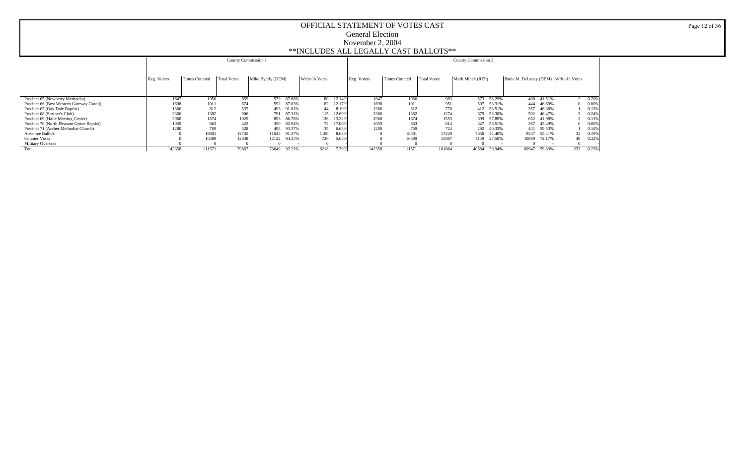# OFFICIAL STATEMENT OF VOTES CAST

## General Election

## November 2, 2004

## **INCLUDES ALL LEGALLY CAST BALLOTS**

| | County Commission 1 | | | | | | | County Commission 3 | | | | | | | | | |
|---|---|---|---|---|---|---|---|---|---|---|---|---|---|---|---|---|---|
| | Reg. Voters | Times Counted | Total Votes | Mike Byerly (DEM) | | Write-In Votes | | Reg. Voters | Times Counted | Total Votes | Mark Minck (REP) | | Paula M. DeLaney (DEM) | | Write-In Votes | |
| Precinct 65 (Newberry Methodist) | 1647 | 1056 | 659 | 579 | 87.86% | 80 | 12.14% | 1647 | 1056 | 983 | 573 | 58.29% | 408 | 41.51% | 2 | 0.20% |
| Precinct 66 (Best Western Gateway Grand) | 1698 | 1011 | 674 | 592 | 87.83% | 82 | 12.17% | 1698 | 1011 | 951 | 507 | 53.31% | 444 | 46.69% | 0 | 0.00% |
| Precinct 67 (Oak Dale Baptist) | 1366 | 812 | 537 | 493 | 91.81% | 44 | 8.19% | 1366 | 812 | 770 | 412 | 53.51% | 357 | 46.36% | 1 | 0.13% |
| Precinct 68 (Shriner's Club) | 2366 | 1382 | 906 | 791 | 87.31% | 115 | 12.69% | 2366 | 1382 | 1274 | 679 | 53.30% | 592 | 46.47% | 3 | 0.24% |
| Precinct 69 (Haile Meeting Center) | 2960 | 1674 | 1029 | 893 | 86.78% | 136 | 13.22% | 2960 | 1674 | 1553 | 899 | 57.89% | 652 | 41.98% | 2 | 0.13% |
| Precinct 70 (North Pleasant Grove Baptist) | 1059 | 663 | 422 | 350 | 82.94% | 72 | 17.06% | 1059 | 663 | 614 | 347 | 56.51% | 267 | 43.49% | 0 | 0.00% |
| Precinct 71 (Archer Methodist Church) | 1280 | 769 | 528 | 493 | 93.37% | 35 | 6.63% | 1280 | 769 | 724 | 292 | 40.33% | 431 | 59.53% | 1 | 0.14% |
| Absentee Ballots | 0 | 18801 | 12745 | 11645 | 91.37% | 1100 | 8.63% | 0 | 18801 | 17229 | 7650 | 44.40% | 9547 | 55.41% | 32 | 0.19% |
| Counter Votes | 0 | 16389 | 12848 | 12122 | 94.35% | 726 | 5.65% | 0 | 16389 | 15087 | 4149 | 27.50% | 10889 | 72.17% | 49 | 0.32% |
| Military Overseas | 0 | 0 | 0 | 0 | - | 0 | - | 0 | 0 | 0 | 0 | - | 0 | - | 0 | - |
| Total | 142358 | 111571 | 79867 | 73649 | 92.21% | 6218 | 7.79% | 142358 | 111571 | 101864 | 40684 | 39.94% | 60947 | 59.83% | 233 | 0.23% |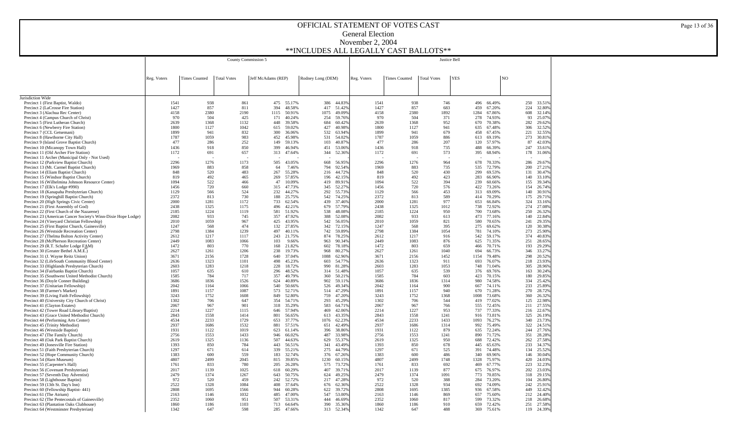# OFFICIAL STATEMENT OF VOTES CAST

## General Election

## November 2, 2004

## **INCLUDES ALL LEGALLY CAST BALLOTS**

| | County Commission 5 | | | | | | | Justice Bell | | | | | | |
|---|---|---|---|---|---|---|---|---|---|---|---|---|---|---|
| | Reg. Voters | Times Counted | Total Votes | Jeff McAdams (REP) | | Rodney Long (DEM) | | Reg. Voters | Times Counted | Total Votes | YES | | NO | |
| Jurisdiction Wide | | | | | | | | | | | | | | |
| Precinct 1 (First Baptist, Waldo) | 1541 | 938 | 861 | 475 | 55.17% | 386 | 44.83% | 1541 | 938 | 746 | 496 | 66.49% | 250 | 33.51% |
| Precinct 2 (LaCrosse Fire Station) | 1427 | 857 | 811 | 394 | 48.58% | 417 | 51.42% | 1427 | 857 | 683 | 459 | 67.20% | 224 | 32.80% |
| Precinct 3 (Alachua Rec Center) | 4158 | 2380 | 2190 | 1115 | 50.91% | 1075 | 49.09% | 4158 | 2380 | 1892 | 1284 | 67.86% | 608 | 32.14% |
| Precinct 4 (Campus Church of Christ) | 970 | 504 | 425 | 171 | 40.24% | 254 | 59.76% | 970 | 504 | 371 | 278 | 74.93% | 93 | 25.07% |
| Precinct 5 (First Lutheran Church) | 2639 | 1368 | 1132 | 448 | 39.58% | 684 | 60.42% | 2639 | 1368 | 952 | 670 | 70.38% | 282 | 29.62% |
| Precinct 6 (Newberry Fire Station) | 1800 | 1127 | 1042 | 615 | 59.02% | 427 | 40.98% | 1800 | 1127 | 941 | 635 | 67.48% | 306 | 32.52% |
| Precinct 7 (CCL Getsemani) | 1899 | 941 | 832 | 300 | 36.06% | 532 | 63.94% | 1899 | 941 | 679 | 458 | 67.45% | 221 | 32.55% |
| Precinct 8 (Hawthorne City Hall) | 1787 | 1059 | 983 | 452 | 45.98% | 531 | 54.02% | 1787 | 1059 | 886 | 613 | 69.19% | 273 | 30.81% |
| Precinct 9 (Island Grove Baptist Church) | 477 | 286 | 252 | 149 | 59.13% | 103 | 40.87% | 477 | 286 | 207 | 120 | 57.97% | 87 | 42.03% |
| Precinct 10 (Micanopy Town Hall) | 1436 | 918 | 850 | 399 | 46.94% | 451 | 53.06% | 1436 | 918 | 735 | 488 | 66.39% | 247 | 33.61% |
| Precinct 11 (Old Archer Fire Station) | 1172 | 691 | 657 | 313 | 47.64% | 344 | 52.36% | 1172 | 691 | 573 | 395 | 68.94% | 178 | 31.06% |
| Precinct 11 Archer (Municipal Only - Not Used) | - | - | - | - | - | - | - | - | - | - | - | - | - | - |
| Precinct 12 (Parkview Baptist Church) | 2296 | 1276 | 1173 | 505 | 43.05% | 668 | 56.95% | 2296 | 1276 | 964 | 678 | 70.33% | 286 | 29.67% |
| Precinct 13 (Mt. Carmel Baptist Church) | 1969 | 883 | 858 | 64 | 7.46% | 794 | 92.54% | 1969 | 883 | 735 | 535 | 72.79% | 200 | 27.21% |
| Precinct 14 (Eliam Baptist Church) | 848 | 520 | 483 | 267 | 55.28% | 216 | 44.72% | 848 | 520 | 430 | 299 | 69.53% | 131 | 30.47% |
| Precinct 15 (Windsor Baptist Church) | 819 | 492 | 465 | 269 | 57.85% | 196 | 42.15% | 819 | 492 | 423 | 283 | 66.90% | 140 | 33.10% |
| Precinct 16 (Wilhelmina Johnson Resource Center) | 1094 | 522 | 466 | 47 | 10.09% | 419 | 89.91% | 1094 | 522 | 394 | 239 | 60.66% | 155 | 39.34% |
| Precinct 17 (Elk's Lodge #990) | 1456 | 720 | 660 | 315 | 47.73% | 345 | 52.27% | 1456 | 720 | 576 | 422 | 73.26% | 154 | 26.74% |
| Precinct 18 (Kanapaha Presbyterian Church) | 1129 | 566 | 524 | 232 | 44.27% | 292 | 55.73% | 1129 | 566 | 453 | 313 | 69.09% | 140 | 30.91% |
| Precinct 19 (Springhill Baptist Church) | 2372 | 813 | 730 | 188 | 25.75% | 542 | 74.25% | 2372 | 813 | 589 | 414 | 70.29% | 175 | 29.71% |
| Precinct 20 (High Springs Civic Center) | 2000 | 1281 | 1172 | 733 | 62.54% | 439 | 37.46% | 2000 | 1281 | 977 | 653 | 66.84% | 324 | 33.16% |
| Precinct 21 (First Assembly of God) | 2438 | 1325 | 1175 | 496 | 42.21% | 679 | 57.79% | 2438 | 1325 | 1012 | 738 | 72.92% | 274 | 27.08% |
| Precinct 22 (First Church of the Nazarene) | 2185 | 1224 | 1119 | 581 | 51.92% | 538 | 48.08% | 2185 | 1224 | 950 | 700 | 73.68% | 250 | 26.32% |
| Precinct 23 (American Cancer Society's Winn-Dixie Hope Lodge) | 2082 | 933 | 745 | 357 | 47.92% | 388 | 52.08% | 2082 | 933 | 613 | 473 | 77.16% | 140 | 22.84% |
| Precinct 24 (Vineyard Christian Fellowship) | 2010 | 1059 | 967 | 425 | 43.95% | 542 | 56.05% | 2010 | 1059 | 821 | 580 | 70.65% | 241 | 29.35% |
| Precinct 25 (First Baptist Church, Gainesville) | 1247 | 568 | 474 | 132 | 27.85% | 342 | 72.15% | 1247 | 568 | 395 | 275 | 69.62% | 120 | 30.38% |
| Precinct 26 (Westside Recreation Center) | 2798 | 1384 | 1239 | 497 | 40.11% | 742 | 59.89% | 2798 | 1384 | 1054 | 781 | 74.10% | 273 | 25.90% |
| Precinct 27 (Thelma Bolton Activity Center) | 2612 | 1217 | 1117 | 243 | 21.75% | 874 | 78.25% | 2612 | 1217 | 916 | 542 | 59.17% | 374 | 40.83% |
| Precinct 28 (McPherson Recreation Center) | 2449 | 1083 | 1066 | 103 | 9.66% | 963 | 90.34% | 2449 | 1083 | 876 | 625 | 71.35% | 251 | 28.65% |
| Precinct 29 (R.T. Schafer Lodge FAM) | 1472 | 803 | 770 | 168 | 21.82% | 602 | 78.18% | 1472 | 803 | 659 | 466 | 70.71% | 193 | 29.29% |
| Precinct 30 (Greater Bethel A.M.E.) | 2627 | 1261 | 1206 | 238 | 19.73% | 968 | 80.27% | 2627 | 1261 | 1040 | 694 | 66.73% | 346 | 33.27% |
| Precinct 31 (J. Wayne Reitz Union) | 3671 | 2156 | 1728 | 640 | 37.04% | 1088 | 62.96% | 3671 | 2156 | 1452 | 1154 | 79.48% | 298 | 20.52% |
| Precinct 32 (LifeSouth Community Blood Center) | 2636 | 1323 | 1101 | 498 | 45.23% | 603 | 54.77% | 2636 | 1323 | 911 | 693 | 76.07% | 218 | 23.93% |
| Precinct 33 (Highlands Presbyterian Church) | 2603 | 1283 | 1218 | 228 | 18.72% | 990 | 81.28% | 2603 | 1283 | 1053 | 748 | 71.04% | 305 | 28.96% |
| Precinct 34 (Fairbanks Baptist Church) | 1057 | 635 | 610 | 296 | 48.52% | 314 | 51.48% | 1057 | 635 | 539 | 376 | 69.76% | 163 | 30.24% |
| Precinct 35 (Southwest United Methodist Church) | 1585 | 784 | 717 | 357 | 49.79% | 360 | 50.21% | 1585 | 784 | 603 | 423 | 70.15% | 180 | 29.85% |
| Precinct 36 (Doyle Conner Building) | 3686 | 1836 | 1526 | 624 | 40.89% | 902 | 59.11% | 3686 | 1836 | 1314 | 980 | 74.58% | 334 | 25.42% |
| Precinct 37 (Unitarian Fellowship) | 2042 | 1164 | 1066 | 540 | 50.66% | 526 | 49.34% | 2042 | 1164 | 900 | 667 | 74.11% | 233 | 25.89% |
| Precinct 38 (Farmer's Market) | 1891 | 1157 | 1087 | 573 | 52.71% | 514 | 47.29% | 1891 | 1157 | 940 | 670 | 71.28% | 270 | 28.72% |
| Precinct 39 (Living Faith Fellowship) | 3243 | 1752 | 1608 | 849 | 52.80% | 759 | 47.20% | 3243 | 1752 | 1368 | 1008 | 73.68% | 360 | 26.32% |
| Precinct 40 (University City Church of Christ) | 1302 | 706 | 647 | 354 | 54.71% | 293 | 45.29% | 1302 | 706 | 544 | 419 | 77.02% | 125 | 22.98% |
| Precinct 41 (Clayton Estates) | 2067 | 967 | 901 | 318 | 35.29% | 583 | 64.71% | 2067 | 967 | 766 | 555 | 72.45% | 211 | 27.55% |
| Precinct 42 (Tower Road Library/Baptist) | 2214 | 1227 | 1115 | 646 | 57.94% | 469 | 42.06% | 2214 | 1227 | 953 | 737 | 77.33% | 216 | 22.67% |
| Precinct 43 (Grace United Methodist Church) | 2843 | 1558 | 1414 | 801 | 56.65% | 613 | 43.35% | 2843 | 1558 | 1241 | 916 | 73.81% | 325 | 26.19% |
| Precinct 44 (Performing Arts Center) | 4534 | 2233 | 1729 | 653 | 37.77% | 1076 | 62.23% | 4534 | 2233 | 1433 | 1093 | 76.27% | 340 | 23.73% |
| Precinct 45 (Trinity Methodist) | 2937 | 1686 | 1532 | 881 | 57.51% | 651 | 42.49% | 2937 | 1686 | 1314 | 992 | 75.49% | 322 | 24.51% |
| Precinct 46 (Westside Baptist) | 1931 | 1122 | 1019 | 623 | 61.14% | 396 | 38.86% | 1931 | 1122 | 879 | 635 | 72.24% | 244 | 27.76% |
| Precinct 47 (The Family Church) | 2756 | 1553 | 1433 | 946 | 66.02% | 487 | 33.98% | 2756 | 1553 | 1241 | 890 | 71.72% | 351 | 28.28% |
| Precinct 48 (Oak Park Baptist Church) | 2619 | 1325 | 1136 | 507 | 44.63% | 629 | 55.37% | 2619 | 1325 | 950 | 688 | 72.42% | 262 | 27.58% |
| Precinct 49 (Jonesville Fire Station) | 1393 | 850 | 784 | 443 | 56.51% | 341 | 43.49% | 1393 | 850 | 678 | 445 | 65.63% | 233 | 34.37% |
| Precinct 51 (Faith Presbyterian Church) | 1297 | 671 | 614 | 339 | 55.21% | 275 | 44.79% | 1297 | 671 | 525 | 391 | 74.48% | 134 | 25.52% |
| Precinct 52 (Hope Community Church) | 1383 | 600 | 559 | 183 | 32.74% | 376 | 67.26% | 1383 | 600 | 486 | 340 | 69.96% | 146 | 30.04% |
| Precinct 54 (Harn Museum) | 4807 | 2499 | 2045 | 815 | 39.85% | 1230 | 60.15% | 4807 | 2499 | 1748 | 1328 | 75.97% | 420 | 24.03% |
| Precinct 55 (Carpenter's Hall) | 1761 | 833 | 780 | 205 | 26.28% | 575 | 73.72% | 1761 | 833 | 692 | 469 | 67.77% | 223 | 32.23% |
| Precinct 56 (Covenant Presbyterian) | 2017 | 1139 | 1025 | 618 | 60.29% | 407 | 39.71% | 2017 | 1139 | 877 | 675 | 76.97% | 202 | 23.03% |
| Precinct 57 (Seventh Day Adventist) | 2479 | 1374 | 1267 | 643 | 50.75% | 624 | 49.25% | 2479 | 1374 | 1091 | 773 | 70.85% | 318 | 29.15% |
| Precinct 58 (Lighthouse Baptist) | 972 | 520 | 459 | 242 | 52.72% | 217 | 47.28% | 972 | 520 | 388 | 284 | 73.20% | 104 | 26.80% |
| Precinct 59 (13th St. Day's Inn) | 2522 | 1328 | 1084 | 408 | 37.64% | 676 | 62.36% | 2522 | 1328 | 934 | 692 | 74.09% | 242 | 25.91% |
| Precinct 60 (Fellowship Baptist- 441) | 2808 | 1695 | 1566 | 944 | 60.28% | 622 | 39.72% | 2808 | 1695 | 1385 | 936 | 67.58% | 449 | 32.42% |
| Precinct 61 (The Atrium) | 2163 | 1146 | 1032 | 485 | 47.00% | 547 | 53.00% | 2163 | 1146 | 869 | 657 | 75.60% | 212 | 24.40% |
| Precinct 62 (The Pentecostals of Gainesville) | 2352 | 1060 | 951 | 507 | 53.31% | 444 | 46.69% | 2352 | 1060 | 817 | 599 | 73.32% | 218 | 26.68% |
| Precinct 63 (Plantation Oaks Clubhouse) | 1860 | 1186 | 1103 | 713 | 64.64% | 390 | 35.36% | 1860 | 1186 | 910 | 659 | 72.42% | 251 | 27.58% |
| Precinct 64 (Westminster Presbyterian) | 1342 | 647 | 598 | 285 | 47.66% | 313 | 52.34% | 1342 | 647 | 488 | 369 | 75.61% | 119 | 24.39% |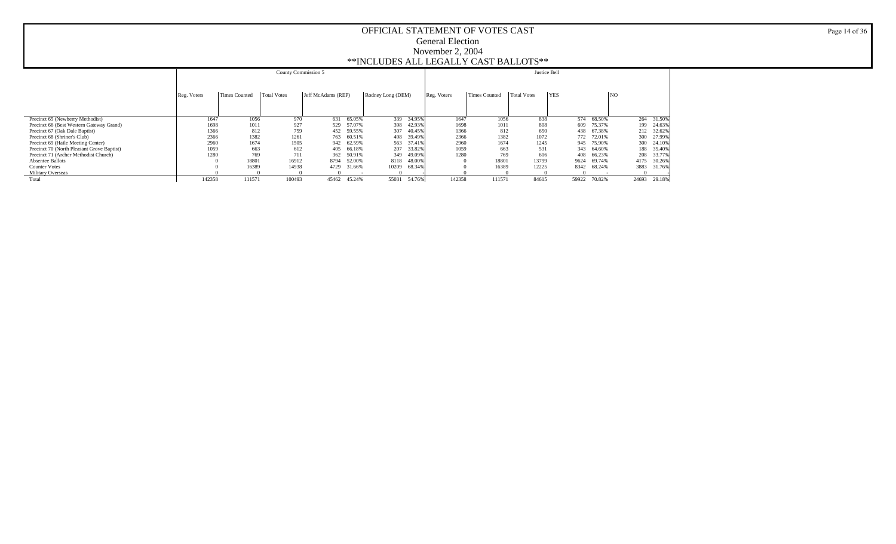# OFFICIAL STATEMENT OF VOTES CAST

## General Election

## November 2, 2004

## **INCLUDES ALL LEGALLY CAST BALLOTS**

| | County Commission 5 | | | | | | | Justice Bell | | | | | | |
|---|---|---|---|---|---|---|---|---|---|---|---|---|---|---|
| | Reg. Voters | Times Counted | Total Votes | Jeff McAdams (REP) | | Rodney Long (DEM) | | Reg. Voters | Times Counted | Total Votes | YES | | NO | |
| Precinct 65 (Newberry Methodist) | 1647 | 1056 | 970 | 631 | 65.05% | 339 | 34.95% | 1647 | 1056 | 838 | 574 | 68.50% | 264 | 31.50% |
| Precinct 66 (Best Western Gateway Grand) | 1698 | 1011 | 927 | 529 | 57.07% | 398 | 42.93% | 1698 | 1011 | 808 | 609 | 75.37% | 199 | 24.63% |
| Precinct 67 (Oak Dale Baptist) | 1366 | 812 | 759 | 452 | 59.55% | 307 | 40.45% | 1366 | 812 | 650 | 438 | 67.38% | 212 | 32.62% |
| Precinct 68 (Shriner's Club) | 2366 | 1382 | 1261 | 763 | 60.51% | 498 | 39.49% | 2366 | 1382 | 1072 | 772 | 72.01% | 300 | 27.99% |
| Precinct 69 (Haile Meeting Center) | 2960 | 1674 | 1505 | 942 | 62.59% | 563 | 37.41% | 2960 | 1674 | 1245 | 945 | 75.90% | 300 | 24.10% |
| Precinct 70 (North Pleasant Grove Baptist) | 1059 | 663 | 612 | 405 | 66.18% | 207 | 33.82% | 1059 | 663 | 531 | 343 | 64.60% | 188 | 35.40% |
| Precinct 71 (Archer Methodist Church) | 1280 | 769 | 711 | 362 | 50.91% | 349 | 49.09% | 1280 | 769 | 616 | 408 | 66.23% | 208 | 33.77% |
| Absentee Ballots | 0 | 18801 | 16912 | 8794 | 52.00% | 8118 | 48.00% | 0 | 18801 | 13799 | 9624 | 69.74% | 4175 | 30.26% |
| Counter Votes | 0 | 16389 | 14938 | 4729 | 31.66% | 10209 | 68.34% | 0 | 16389 | 12225 | 8342 | 68.24% | 3883 | 31.76% |
| Military Overseas | 0 | 0 | 0 | 0 | - | 0 | - | 0 | 0 | 0 | 0 | - | 0 | - |
| Total | 142358 | 111571 | 100493 | 45462 | 45.24% | 55031 | 54.76% | 142358 | 111571 | 84615 | 59922 | 70.82% | 24693 | 29.18% |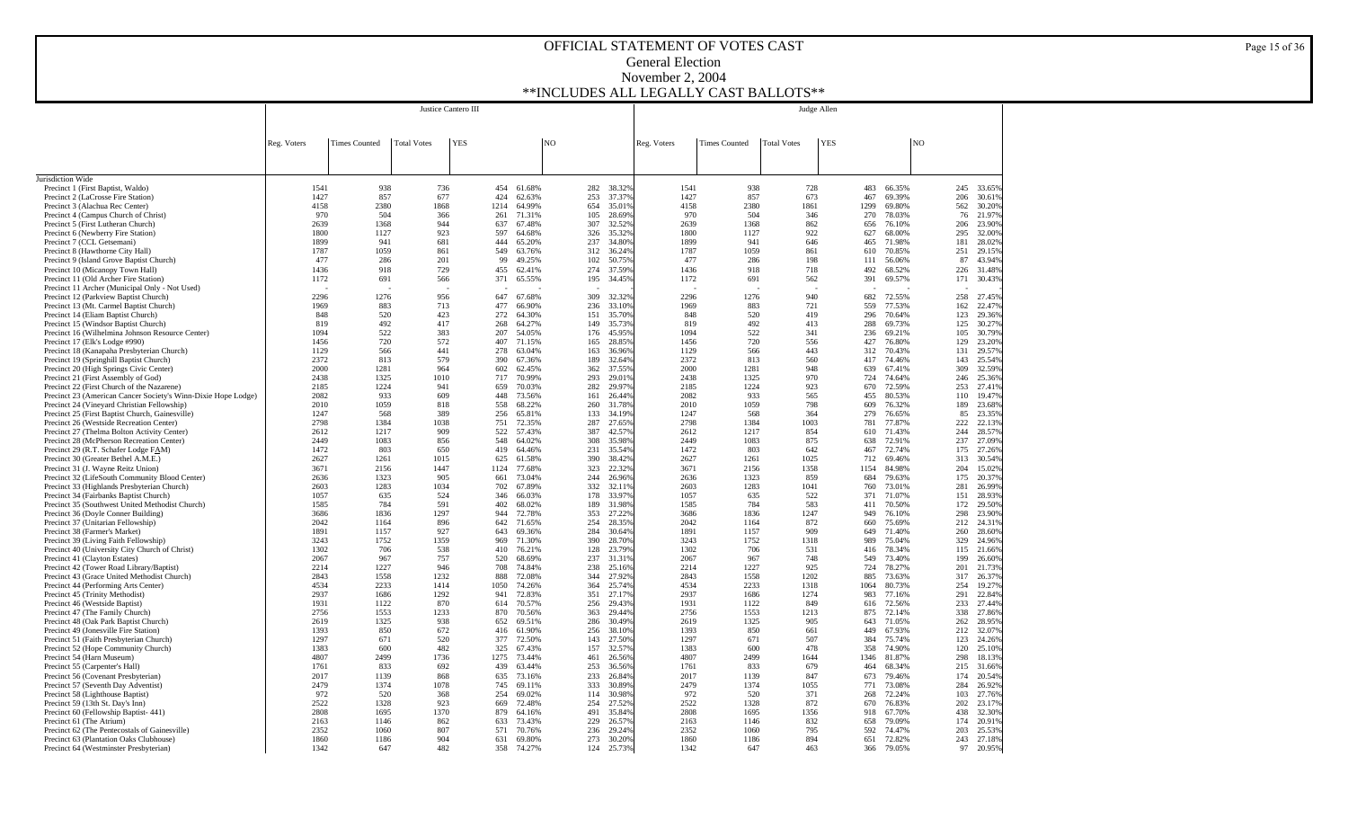# OFFICIAL STATEMENT OF VOTES CAST
## General Election
## November 2, 2004
## **INCLUDES ALL LEGALLY CAST BALLOTS**

| | Justice Cantero III | | | | | | | Judge Allen | | | | | | |
|---|---|---|---|---|---|---|---|---|---|---|---|---|---|---|
| | Reg. Voters | Times Counted | Total Votes | YES | | NO | | Reg. Voters | Times Counted | Total Votes | YES | | NO | |
| Jurisdiction Wide | | | | | | | | | | | | | | |
| Precinct 1 (First Baptist, Waldo) | 1541 | 938 | 736 | 454 | 61.68% | 282 | 38.32% | 1541 | 938 | 728 | 483 | 66.35% | 245 | 33.65% |
| Precinct 2 (LaCrosse Fire Station) | 1427 | 857 | 677 | 424 | 62.63% | 253 | 37.37% | 1427 | 857 | 673 | 467 | 69.39% | 206 | 30.61% |
| Precinct 3 (Alachua Rec Center) | 4158 | 2380 | 1868 | 1214 | 64.99% | 654 | 35.01% | 4158 | 2380 | 1861 | 1299 | 69.80% | 562 | 30.20% |
| Precinct 4 (Campus Church of Christ) | 970 | 504 | 366 | 261 | 71.31% | 105 | 28.69% | 970 | 504 | 346 | 270 | 78.03% | 76 | 21.97% |
| Precinct 5 (First Lutheran Church) | 2639 | 1368 | 944 | 637 | 67.48% | 307 | 32.52% | 2639 | 1368 | 862 | 656 | 76.10% | 206 | 23.90% |
| Precinct 6 (Newberry Fire Station) | 1800 | 1127 | 923 | 597 | 64.68% | 326 | 35.32% | 1800 | 1127 | 922 | 627 | 68.00% | 295 | 32.00% |
| Precinct 7 (CCL Getsemani) | 1899 | 941 | 681 | 444 | 65.20% | 237 | 34.80% | 1899 | 941 | 646 | 465 | 71.98% | 181 | 28.02% |
| Precinct 8 (Hawthorne City Hall) | 1787 | 1059 | 861 | 549 | 63.76% | 312 | 36.24% | 1787 | 1059 | 861 | 610 | 70.85% | 251 | 29.15% |
| Precinct 9 (Island Grove Baptist Church) | 477 | 286 | 201 | 99 | 49.25% | 102 | 50.75% | 477 | 286 | 198 | 111 | 56.06% | 87 | 43.94% |
| Precinct 10 (Micanopy Town Hall) | 1436 | 918 | 729 | 455 | 62.41% | 274 | 37.59% | 1436 | 918 | 718 | 492 | 68.52% | 226 | 31.48% |
| Precinct 11 (Old Archer Fire Station) | 1172 | 691 | 566 | 371 | 65.55% | 195 | 34.45% | 1172 | 691 | 562 | 391 | 69.57% | 171 | 30.43% |
| Precinct 11 Archer (Municipal Only - Not Used) | - | - | - | - | - | - | - | - | - | - | - | - | - | - |
| Precinct 12 (Parkview Baptist Church) | 2296 | 1276 | 956 | 647 | 67.68% | 309 | 32.32% | 2296 | 1276 | 940 | 682 | 72.55% | 258 | 27.45% |
| Precinct 13 (Mt. Carmel Baptist Church) | 1969 | 883 | 713 | 477 | 66.90% | 236 | 33.10% | 1969 | 883 | 721 | 559 | 77.53% | 162 | 22.47% |
| Precinct 14 (Eliam Baptist Church) | 848 | 520 | 423 | 272 | 64.30% | 151 | 35.70% | 848 | 520 | 419 | 296 | 70.64% | 123 | 29.36% |
| Precinct 15 (Windsor Baptist Church) | 819 | 492 | 417 | 268 | 64.27% | 149 | 35.73% | 819 | 492 | 413 | 288 | 69.73% | 125 | 30.27% |
| Precinct 16 (Wilhelmina Johnson Resource Center) | 1094 | 522 | 383 | 207 | 54.05% | 176 | 45.95% | 1094 | 522 | 341 | 236 | 69.21% | 105 | 30.79% |
| Precinct 17 (Elk's Lodge #990) | 1456 | 720 | 572 | 407 | 71.15% | 165 | 28.85% | 1456 | 720 | 556 | 427 | 76.80% | 129 | 23.20% |
| Precinct 18 (Kanapaha Presbyterian Church) | 1129 | 566 | 441 | 278 | 63.04% | 163 | 36.96% | 1129 | 566 | 443 | 312 | 70.43% | 131 | 29.57% |
| Precinct 19 (Springhill Baptist Church) | 2372 | 813 | 579 | 390 | 67.36% | 189 | 32.64% | 2372 | 813 | 560 | 417 | 74.46% | 143 | 25.54% |
| Precinct 20 (High Springs Civic Center) | 2000 | 1281 | 964 | 602 | 62.45% | 362 | 37.55% | 2000 | 1281 | 948 | 639 | 67.41% | 309 | 32.59% |
| Precinct 21 (First Assembly of God) | 2438 | 1325 | 1010 | 717 | 70.99% | 293 | 29.01% | 2438 | 1325 | 970 | 724 | 74.64% | 246 | 25.36% |
| Precinct 22 (First Church of the Nazarene) | 2185 | 1224 | 941 | 659 | 70.03% | 282 | 29.97% | 2185 | 1224 | 923 | 670 | 72.59% | 253 | 27.41% |
| Precinct 23 (American Cancer Society's Winn-Dixie Hope Lodge) | 2082 | 933 | 609 | 448 | 73.56% | 161 | 26.44% | 2082 | 933 | 565 | 455 | 80.53% | 110 | 19.47% |
| Precinct 24 (Vineyard Christian Fellowship) | 2010 | 1059 | 818 | 558 | 68.22% | 260 | 31.78% | 2010 | 1059 | 798 | 609 | 76.32% | 189 | 23.68% |
| Precinct 25 (First Baptist Church, Gainesville) | 1247 | 568 | 389 | 256 | 65.81% | 133 | 34.19% | 1247 | 568 | 364 | 279 | 76.65% | 85 | 23.35% |
| Precinct 26 (Westside Recreation Center) | 2798 | 1384 | 1038 | 751 | 72.35% | 287 | 27.65% | 2798 | 1384 | 1003 | 781 | 77.87% | 222 | 22.13% |
| Precinct 27 (Thelma Bolton Activity Center) | 2612 | 1217 | 909 | 522 | 57.43% | 387 | 42.57% | 2612 | 1217 | 854 | 610 | 71.43% | 244 | 28.57% |
| Precinct 28 (McPherson Recreation Center) | 2449 | 1083 | 856 | 548 | 64.02% | 308 | 35.98% | 2449 | 1083 | 875 | 638 | 72.91% | 237 | 27.09% |
| Precinct 29 (R.T. Schafer Lodge FAM) | 1472 | 803 | 650 | 419 | 64.46% | 231 | 35.54% | 1472 | 803 | 642 | 467 | 72.74% | 175 | 27.26% |
| Precinct 30 (Greater Bethel A.M.E.) | 2627 | 1261 | 1015 | 625 | 61.58% | 390 | 38.42% | 2627 | 1261 | 1025 | 712 | 69.46% | 313 | 30.54% |
| Precinct 31 (J. Wayne Reitz Union) | 3671 | 2156 | 1447 | 1124 | 77.68% | 323 | 22.32% | 3671 | 2156 | 1358 | 1154 | 84.98% | 204 | 15.02% |
| Precinct 32 (LifeSouth Community Blood Center) | 2636 | 1323 | 905 | 661 | 73.04% | 244 | 26.96% | 2636 | 1323 | 859 | 684 | 79.63% | 175 | 20.37% |
| Precinct 33 (Highlands Presbyterian Church) | 2603 | 1283 | 1034 | 702 | 67.89% | 332 | 32.11% | 2603 | 1283 | 1041 | 760 | 73.01% | 281 | 26.99% |
| Precinct 34 (Fairbanks Baptist Church) | 1057 | 635 | 524 | 346 | 66.03% | 178 | 33.97% | 1057 | 635 | 522 | 371 | 71.07% | 151 | 28.93% |
| Precinct 35 (Southwest United Methodist Church) | 1585 | 784 | 591 | 402 | 68.02% | 189 | 31.98% | 1585 | 784 | 583 | 411 | 70.50% | 172 | 29.50% |
| Precinct 36 (Doyle Conner Building) | 3686 | 1836 | 1297 | 944 | 72.78% | 353 | 27.22% | 3686 | 1836 | 1247 | 949 | 76.10% | 298 | 23.90% |
| Precinct 37 (Unitarian Fellowship) | 2042 | 1164 | 896 | 642 | 71.65% | 254 | 28.35% | 2042 | 1164 | 872 | 660 | 75.69% | 212 | 24.31% |
| Precinct 38 (Farmer's Market) | 1891 | 1157 | 927 | 643 | 69.36% | 284 | 30.64% | 1891 | 1157 | 909 | 649 | 71.40% | 260 | 28.60% |
| Precinct 39 (Living Faith Fellowship) | 3243 | 1752 | 1359 | 969 | 71.30% | 390 | 28.70% | 3243 | 1752 | 1318 | 989 | 75.04% | 329 | 24.96% |
| Precinct 40 (University City Church of Christ) | 1302 | 706 | 538 | 410 | 76.21% | 128 | 23.79% | 1302 | 706 | 531 | 416 | 78.34% | 115 | 21.66% |
| Precinct 41 (Clayton Estates) | 2067 | 967 | 757 | 520 | 68.69% | 237 | 31.31% | 2067 | 967 | 748 | 549 | 73.40% | 199 | 26.60% |
| Precinct 42 (Tower Road Library/Baptist) | 2214 | 1227 | 946 | 708 | 74.84% | 238 | 25.16% | 2214 | 1227 | 925 | 724 | 78.27% | 201 | 21.73% |
| Precinct 43 (Grace United Methodist Church) | 2843 | 1558 | 1232 | 888 | 72.08% | 344 | 27.92% | 2843 | 1558 | 1202 | 885 | 73.63% | 317 | 26.37% |
| Precinct 44 (Performing Arts Center) | 4534 | 2233 | 1414 | 1050 | 74.26% | 364 | 25.74% | 4534 | 2233 | 1318 | 1064 | 80.73% | 254 | 19.27% |
| Precinct 45 (Trinity Methodist) | 2937 | 1686 | 1292 | 941 | 72.83% | 351 | 27.17% | 2937 | 1686 | 1274 | 983 | 77.16% | 291 | 22.84% |
| Precinct 46 (Westside Baptist) | 1931 | 1122 | 870 | 614 | 70.57% | 256 | 29.43% | 1931 | 1122 | 849 | 616 | 72.56% | 233 | 27.44% |
| Precinct 47 (The Family Church) | 2756 | 1553 | 1233 | 870 | 70.56% | 363 | 29.44% | 2756 | 1553 | 1213 | 875 | 72.14% | 338 | 27.86% |
| Precinct 48 (Oak Park Baptist Church) | 2619 | 1325 | 938 | 652 | 69.51% | 286 | 30.49% | 2619 | 1325 | 905 | 643 | 71.05% | 262 | 28.95% |
| Precinct 49 (Jonesville Fire Station) | 1393 | 850 | 672 | 416 | 61.90% | 256 | 38.10% | 1393 | 850 | 661 | 449 | 67.93% | 212 | 32.07% |
| Precinct 51 (Faith Presbyterian Church) | 1297 | 671 | 520 | 377 | 72.50% | 143 | 27.50% | 1297 | 671 | 507 | 384 | 75.74% | 123 | 24.26% |
| Precinct 52 (Hope Community Church) | 1383 | 600 | 482 | 325 | 67.43% | 157 | 32.57% | 1383 | 600 | 478 | 358 | 74.90% | 120 | 25.10% |
| Precinct 54 (Harn Museum) | 4807 | 2499 | 1736 | 1275 | 73.44% | 461 | 26.56% | 4807 | 2499 | 1644 | 1346 | 81.87% | 298 | 18.13% |
| Precinct 55 (Carpenter's Hall) | 1761 | 833 | 692 | 439 | 63.44% | 253 | 36.56% | 1761 | 833 | 679 | 464 | 68.34% | 215 | 31.66% |
| Precinct 56 (Covenant Presbyterian) | 2017 | 1139 | 868 | 635 | 73.16% | 233 | 26.84% | 2017 | 1139 | 847 | 673 | 79.46% | 174 | 20.54% |
| Precinct 57 (Seventh Day Adventist) | 2479 | 1374 | 1078 | 745 | 69.11% | 333 | 30.89% | 2479 | 1374 | 1055 | 771 | 73.08% | 284 | 26.92% |
| Precinct 58 (Lighthouse Baptist) | 972 | 520 | 368 | 254 | 69.02% | 114 | 30.98% | 972 | 520 | 371 | 268 | 72.24% | 103 | 27.76% |
| Precinct 59 (13th St. Day's Inn) | 2522 | 1328 | 923 | 669 | 72.48% | 254 | 27.52% | 2522 | 1328 | 872 | 670 | 76.83% | 202 | 23.17% |
| Precinct 60 (Fellowship Baptist- 441) | 2808 | 1695 | 1370 | 879 | 64.16% | 491 | 35.84% | 2808 | 1695 | 1356 | 918 | 67.70% | 438 | 32.30% |
| Precinct 61 (The Atrium) | 2163 | 1146 | 862 | 633 | 73.43% | 229 | 26.57% | 2163 | 1146 | 832 | 658 | 79.09% | 174 | 20.91% |
| Precinct 62 (The Pentecostals of Gainesville) | 2352 | 1060 | 807 | 571 | 70.76% | 236 | 29.24% | 2352 | 1060 | 795 | 592 | 74.47% | 203 | 25.53% |
| Precinct 63 (Plantation Oaks Clubhouse) | 1860 | 1186 | 904 | 631 | 69.80% | 273 | 30.20% | 1860 | 1186 | 894 | 651 | 72.82% | 243 | 27.18% |
| Precinct 64 (Westminster Presbyterian) | 1342 | 647 | 482 | 358 | 74.27% | 124 | 25.73% | 1342 | 647 | 463 | 366 | 79.05% | 97 | 20.95% |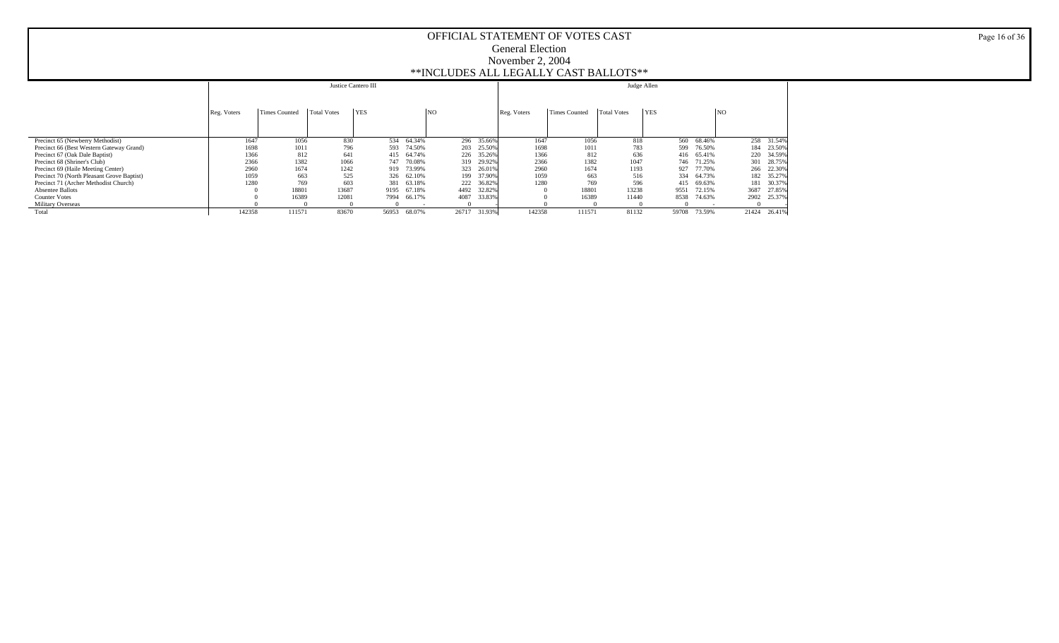# OFFICIAL STATEMENT OF VOTES CAST

## General Election

## November 2, 2004

## **INCLUDES ALL LEGALLY CAST BALLOTS**

| | Justice Cantero III | | | | | | | Judge Allen | | | | | | |
|---|---|---|---|---|---|---|---|---|---|---|---|---|---|---|
| | Reg. Voters | Times Counted | Total Votes | YES | | NO | | Reg. Voters | Times Counted | Total Votes | YES | | NO | |
| Precinct 65 (Newberry Methodist) | 1647 | 1056 | 830 | 534 | 64.34% | 296 | 35.66% | 1647 | 1056 | 818 | 560 | 68.46% | 258 | 31.54% |
| Precinct 66 (Best Western Gateway Grand) | 1698 | 1011 | 796 | 593 | 74.50% | 203 | 25.50% | 1698 | 1011 | 783 | 599 | 76.50% | 184 | 23.50% |
| Precinct 67 (Oak Dale Baptist) | 1366 | 812 | 641 | 415 | 64.74% | 226 | 35.26% | 1366 | 812 | 636 | 416 | 65.41% | 220 | 34.59% |
| Precinct 68 (Shriner's Club) | 2366 | 1382 | 1066 | 747 | 70.08% | 319 | 29.92% | 2366 | 1382 | 1047 | 746 | 71.25% | 301 | 28.75% |
| Precinct 69 (Haile Meeting Center) | 2960 | 1674 | 1242 | 919 | 73.99% | 323 | 26.01% | 2960 | 1674 | 1193 | 927 | 77.70% | 266 | 22.30% |
| Precinct 70 (North Pleasant Grove Baptist) | 1059 | 663 | 525 | 326 | 62.10% | 199 | 37.90% | 1059 | 663 | 516 | 334 | 64.73% | 182 | 35.27% |
| Precinct 71 (Archer Methodist Church) | 1280 | 769 | 603 | 381 | 63.18% | 222 | 36.82% | 1280 | 769 | 596 | 415 | 69.63% | 181 | 30.37% |
| Absentee Ballots | 0 | 18801 | 13687 | 9195 | 67.18% | 4492 | 32.82% | 0 | 18801 | 13238 | 9551 | 72.15% | 3687 | 27.85% |
| Counter Votes | 0 | 16389 | 12081 | 7994 | 66.17% | 4087 | 33.83% | 0 | 16389 | 11440 | 8538 | 74.63% | 2902 | 25.37% |
| Military Overseas | 0 | 0 | 0 | 0 | - | 0 | - | 0 | 0 | 0 | 0 | - | 0 | - |
| Total | 142358 | 111571 | 83670 | 56953 | 68.07% | 26717 | 31.93% | 142358 | 111571 | 81132 | 59708 | 73.59% | 21424 | 26.41% |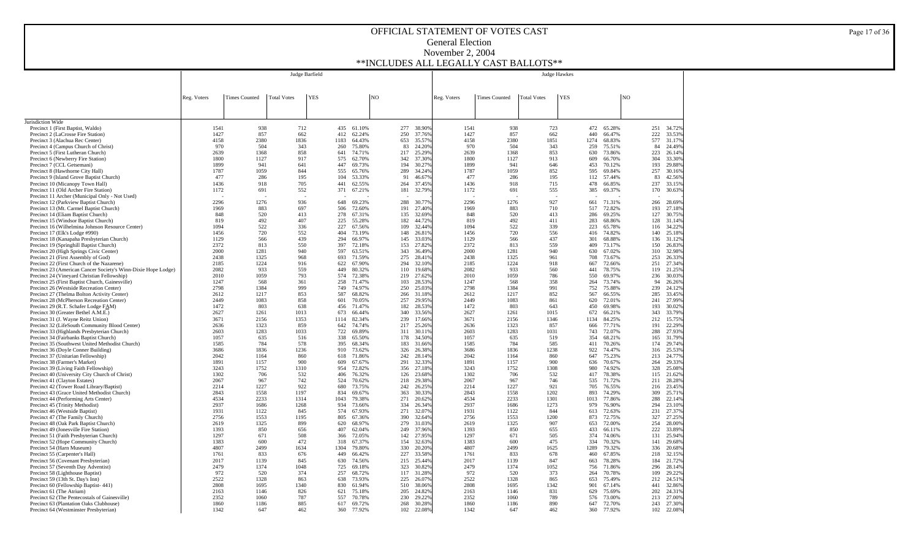# OFFICIAL STATEMENT OF VOTES CAST

## General Election

## November 2, 2004

## **INCLUDES ALL LEGALLY CAST BALLOTS**

| | Judge Barfield | | | | | | | Judge Hawkes | | | | | | |
|---|---|---|---|---|---|---|---|---|---|---|---|---|---|---|
| | Reg. Voters | Times Counted | Total Votes | YES | | NO | | Reg. Voters | Times Counted | Total Votes | YES | | NO | |
| Jurisdiction Wide | | | | | | | | | | | | | | |
| Precinct 1 (First Baptist, Waldo) | 1541 | 938 | 712 | 435 | 61.10% | 277 | 38.90% | 1541 | 938 | 723 | 472 | 65.28% | 251 | 34.72% |
| Precinct 2 (LaCrosse Fire Station) | 1427 | 857 | 662 | 412 | 62.24% | 250 | 37.76% | 1427 | 857 | 662 | 440 | 66.47% | 222 | 33.53% |
| Precinct 3 (Alachua Rec Center) | 4158 | 2380 | 1836 | 1183 | 64.43% | 653 | 35.57% | 4158 | 2380 | 1851 | 1274 | 68.83% | 577 | 31.17% |
| Precinct 4 (Campus Church of Christ) | 970 | 504 | 343 | 260 | 75.80% | 83 | 24.20% | 970 | 504 | 343 | 259 | 75.51% | 84 | 24.49% |
| Precinct 5 (First Lutheran Church) | 2639 | 1368 | 858 | 641 | 74.71% | 217 | 25.29% | 2639 | 1368 | 853 | 630 | 73.86% | 223 | 26.14% |
| Precinct 6 (Newberry Fire Station) | 1800 | 1127 | 917 | 575 | 62.70% | 342 | 37.30% | 1800 | 1127 | 913 | 609 | 66.70% | 304 | 33.30% |
| Precinct 7 (CCL Getsemani) | 1899 | 941 | 641 | 447 | 69.73% | 194 | 30.27% | 1899 | 941 | 646 | 453 | 70.12% | 193 | 29.88% |
| Precinct 8 (Hawthorne City Hall) | 1787 | 1059 | 844 | 555 | 65.76% | 289 | 34.24% | 1787 | 1059 | 852 | 595 | 69.84% | 257 | 30.16% |
| Precinct 9 (Island Grove Baptist Church) | 477 | 286 | 195 | 104 | 53.33% | 91 | 46.67% | 477 | 286 | 195 | 112 | 57.44% | 83 | 42.56% |
| Precinct 10 (Micanopy Town Hall) | 1436 | 918 | 705 | 441 | 62.55% | 264 | 37.45% | 1436 | 918 | 715 | 478 | 66.85% | 237 | 33.15% |
| Precinct 11 (Old Archer Fire Station) | 1172 | 691 | 552 | 371 | 67.21% | 181 | 32.79% | 1172 | 691 | 555 | 385 | 69.37% | 170 | 30.63% |
| Precinct 11 Archer (Municipal Only - Not Used) | - | - | - | - | - | - | - | - | - | - | - | - | - | - |
| Precinct 12 (Parkview Baptist Church) | 2296 | 1276 | 936 | 648 | 69.23% | 288 | 30.77% | 2296 | 1276 | 927 | 661 | 71.31% | 266 | 28.69% |
| Precinct 13 (Mt. Carmel Baptist Church) | 1969 | 883 | 697 | 506 | 72.60% | 191 | 27.40% | 1969 | 883 | 710 | 517 | 72.82% | 193 | 27.18% |
| Precinct 14 (Eliam Baptist Church) | 848 | 520 | 413 | 278 | 67.31% | 135 | 32.69% | 848 | 520 | 413 | 286 | 69.25% | 127 | 30.75% |
| Precinct 15 (Windsor Baptist Church) | 819 | 492 | 407 | 225 | 55.28% | 182 | 44.72% | 819 | 492 | 411 | 283 | 68.86% | 128 | 31.14% |
| Precinct 16 (Wilhelmina Johnson Resource Center) | 1094 | 522 | 336 | 227 | 67.56% | 109 | 32.44% | 1094 | 522 | 339 | 223 | 65.78% | 116 | 34.22% |
| Precinct 17 (Elk's Lodge #990) | 1456 | 720 | 552 | 404 | 73.19% | 148 | 26.81% | 1456 | 720 | 556 | 416 | 74.82% | 140 | 25.18% |
| Precinct 18 (Kanapaha Presbyterian Church) | 1129 | 566 | 439 | 294 | 66.97% | 145 | 33.03% | 1129 | 566 | 437 | 301 | 68.88% | 136 | 31.12% |
| Precinct 19 (Springhill Baptist Church) | 2372 | 813 | 550 | 397 | 72.18% | 153 | 27.82% | 2372 | 813 | 559 | 409 | 73.17% | 150 | 26.83% |
| Precinct 20 (High Springs Civic Center) | 2000 | 1281 | 940 | 597 | 63.51% | 343 | 36.49% | 2000 | 1281 | 940 | 630 | 67.02% | 310 | 32.98% |
| Precinct 21 (First Assembly of God) | 2438 | 1325 | 968 | 693 | 71.59% | 275 | 28.41% | 2438 | 1325 | 961 | 708 | 73.67% | 253 | 26.33% |
| Precinct 22 (First Church of the Nazarene) | 2185 | 1224 | 916 | 622 | 67.90% | 294 | 32.10% | 2185 | 1224 | 918 | 667 | 72.66% | 251 | 27.34% |
| Precinct 23 (American Cancer Society's Winn-Dixie Hope Lodge) | 2082 | 933 | 559 | 449 | 80.32% | 110 | 19.68% | 2082 | 933 | 560 | 441 | 78.75% | 119 | 21.25% |
| Precinct 24 (Vineyard Christian Fellowship) | 2010 | 1059 | 793 | 574 | 72.38% | 219 | 27.62% | 2010 | 1059 | 786 | 550 | 69.97% | 236 | 30.03% |
| Precinct 25 (First Baptist Church, Gainesville) | 1247 | 568 | 361 | 258 | 71.47% | 103 | 28.53% | 1247 | 568 | 358 | 264 | 73.74% | 94 | 26.26% |
| Precinct 26 (Westside Recreation Center) | 2798 | 1384 | 999 | 749 | 74.97% | 250 | 25.03% | 2798 | 1384 | 991 | 752 | 75.88% | 239 | 24.12% |
| Precinct 27 (Thelma Bolton Activity Center) | 2612 | 1217 | 853 | 587 | 68.82% | 266 | 31.18% | 2612 | 1217 | 852 | 567 | 66.55% | 285 | 33.45% |
| Precinct 28 (McPherson Recreation Center) | 2449 | 1083 | 858 | 601 | 70.05% | 257 | 29.95% | 2449 | 1083 | 861 | 620 | 72.01% | 241 | 27.99% |
| Precinct 29 (R.T. Schafer Lodge FAM) | 1472 | 803 | 638 | 456 | 71.47% | 182 | 28.53% | 1472 | 803 | 643 | 450 | 69.98% | 193 | 30.02% |
| Precinct 30 (Greater Bethel A.M.E.) | 2627 | 1261 | 1013 | 673 | 66.44% | 340 | 33.56% | 2627 | 1261 | 1015 | 672 | 66.21% | 343 | 33.79% |
| Precinct 31 (J. Wayne Reitz Union) | 3671 | 2156 | 1353 | 1114 | 82.34% | 239 | 17.66% | 3671 | 2156 | 1346 | 1134 | 84.25% | 212 | 15.75% |
| Precinct 32 (LifeSouth Community Blood Center) | 2636 | 1323 | 859 | 642 | 74.74% | 217 | 25.26% | 2636 | 1323 | 857 | 666 | 77.71% | 191 | 22.29% |
| Precinct 33 (Highlands Presbyterian Church) | 2603 | 1283 | 1033 | 722 | 69.89% | 311 | 30.11% | 2603 | 1283 | 1031 | 743 | 72.07% | 288 | 27.93% |
| Precinct 34 (Fairbanks Baptist Church) | 1057 | 635 | 516 | 338 | 65.50% | 178 | 34.50% | 1057 | 635 | 519 | 354 | 68.21% | 165 | 31.79% |
| Precinct 35 (Southwest United Methodist Church) | 1585 | 784 | 578 | 395 | 68.34% | 183 | 31.66% | 1585 | 784 | 585 | 411 | 70.26% | 174 | 29.74% |
| Precinct 36 (Doyle Conner Building) | 3686 | 1836 | 1236 | 910 | 73.62% | 326 | 26.38% | 3686 | 1836 | 1238 | 922 | 74.47% | 316 | 25.53% |
| Precinct 37 (Unitarian Fellowship) | 2042 | 1164 | 860 | 618 | 71.86% | 242 | 28.14% | 2042 | 1164 | 860 | 647 | 75.23% | 213 | 24.77% |
| Precinct 38 (Farmer's Market) | 1891 | 1157 | 900 | 609 | 67.67% | 291 | 32.33% | 1891 | 1157 | 900 | 636 | 70.67% | 264 | 29.33% |
| Precinct 39 (Living Faith Fellowship) | 3243 | 1752 | 1310 | 954 | 72.82% | 356 | 27.18% | 3243 | 1752 | 1308 | 980 | 74.92% | 328 | 25.08% |
| Precinct 40 (University City Church of Christ) | 1302 | 706 | 532 | 406 | 76.32% | 126 | 23.68% | 1302 | 706 | 532 | 417 | 78.38% | 115 | 21.62% |
| Precinct 41 (Clayton Estates) | 2067 | 967 | 742 | 524 | 70.62% | 218 | 29.38% | 2067 | 967 | 746 | 535 | 71.72% | 211 | 28.28% |
| Precinct 42 (Tower Road Library/Baptist) | 2214 | 1227 | 922 | 680 | 73.75% | 242 | 26.25% | 2214 | 1227 | 921 | 705 | 76.55% | 216 | 23.45% |
| Precinct 43 (Grace United Methodist Church) | 2843 | 1558 | 1197 | 834 | 69.67% | 363 | 30.33% | 2843 | 1558 | 1202 | 893 | 74.29% | 309 | 25.71% |
| Precinct 44 (Performing Arts Center) | 4534 | 2233 | 1314 | 1043 | 79.38% | 271 | 20.62% | 4534 | 2233 | 1301 | 1013 | 77.86% | 288 | 22.14% |
| Precinct 45 (Trinity Methodist) | 2937 | 1686 | 1268 | 934 | 73.66% | 334 | 26.34% | 2937 | 1686 | 1273 | 979 | 76.90% | 294 | 23.10% |
| Precinct 46 (Westside Baptist) | 1931 | 1122 | 845 | 574 | 67.93% | 271 | 32.07% | 1931 | 1122 | 844 | 613 | 72.63% | 231 | 27.37% |
| Precinct 47 (The Family Church) | 2756 | 1553 | 1195 | 805 | 67.36% | 390 | 32.64% | 2756 | 1553 | 1200 | 873 | 72.75% | 327 | 27.25% |
| Precinct 48 (Oak Park Baptist Church) | 2619 | 1325 | 899 | 620 | 68.97% | 279 | 31.03% | 2619 | 1325 | 907 | 653 | 72.00% | 254 | 28.00% |
| Precinct 49 (Jonesville Fire Station) | 1393 | 850 | 656 | 407 | 62.04% | 249 | 37.96% | 1393 | 850 | 655 | 433 | 66.11% | 222 | 33.89% |
| Precinct 51 (Faith Presbyterian Church) | 1297 | 671 | 508 | 366 | 72.05% | 142 | 27.95% | 1297 | 671 | 505 | 374 | 74.06% | 131 | 25.94% |
| Precinct 52 (Hope Community Church) | 1383 | 600 | 472 | 318 | 67.37% | 154 | 32.63% | 1383 | 600 | 475 | 334 | 70.32% | 141 | 29.68% |
| Precinct 54 (Harn Museum) | 4807 | 2499 | 1634 | 1304 | 79.80% | 330 | 20.20% | 4807 | 2499 | 1625 | 1289 | 79.32% | 336 | 20.68% |
| Precinct 55 (Carpenter's Hall) | 1761 | 833 | 676 | 449 | 66.42% | 227 | 33.58% | 1761 | 833 | 678 | 460 | 67.85% | 218 | 32.15% |
| Precinct 56 (Covenant Presbyterian) | 2017 | 1139 | 845 | 630 | 74.56% | 215 | 25.44% | 2017 | 1139 | 847 | 663 | 78.28% | 184 | 21.72% |
| Precinct 57 (Seventh Day Adventist) | 2479 | 1374 | 1048 | 725 | 69.18% | 323 | 30.82% | 2479 | 1374 | 1052 | 756 | 71.86% | 296 | 28.14% |
| Precinct 58 (Lighthouse Baptist) | 972 | 520 | 374 | 257 | 68.72% | 117 | 31.28% | 972 | 520 | 373 | 264 | 70.78% | 109 | 29.22% |
| Precinct 59 (13th St. Day's Inn) | 2522 | 1328 | 863 | 638 | 73.93% | 225 | 26.07% | 2522 | 1328 | 865 | 653 | 75.49% | 212 | 24.51% |
| Precinct 60 (Fellowship Baptist- 441) | 2808 | 1695 | 1340 | 830 | 61.94% | 510 | 38.06% | 2808 | 1695 | 1342 | 901 | 67.14% | 441 | 32.86% |
| Precinct 61 (The Atrium) | 2163 | 1146 | 826 | 621 | 75.18% | 205 | 24.82% | 2163 | 1146 | 831 | 629 | 75.69% | 202 | 24.31% |
| Precinct 62 (The Pentecostals of Gainesville) | 2352 | 1060 | 787 | 557 | 70.78% | 230 | 29.22% | 2352 | 1060 | 789 | 576 | 73.00% | 213 | 27.00% |
| Precinct 63 (Plantation Oaks Clubhouse) | 1860 | 1186 | 885 | 617 | 69.72% | 268 | 30.28% | 1860 | 1186 | 890 | 647 | 72.70% | 243 | 27.30% |
| Precinct 64 (Westminster Presbyterian) | 1342 | 647 | 462 | 360 | 77.92% | 102 | 22.08% | 1342 | 647 | 462 | 360 | 77.92% | 102 | 22.08% |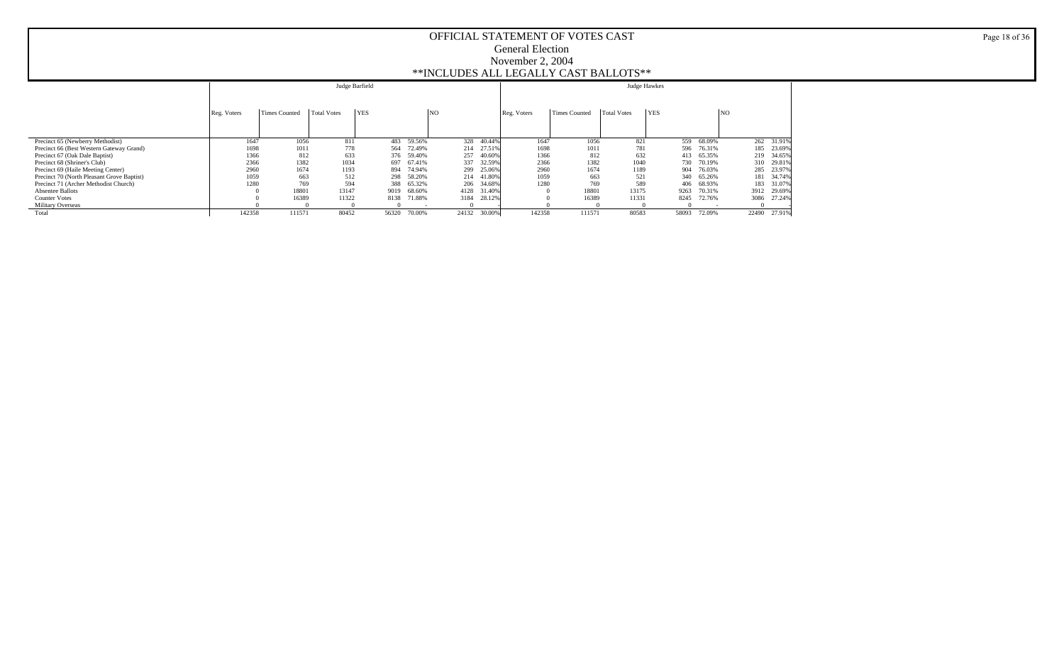# OFFICIAL STATEMENT OF VOTES CAST

## General Election

## November 2, 2004

## **INCLUDES ALL LEGALLY CAST BALLOTS**

| | Judge Barfield | | | | | | | Judge Hawkes | | | | | | |
|---|---|---|---|---|---|---|---|---|---|---|---|---|---|---|
| | Reg. Voters | Times Counted | Total Votes | YES | | NO | | Reg. Voters | Times Counted | Total Votes | YES | | NO | |
| Precinct 65 (Newberry Methodist) | 1647 | 1056 | 811 | 483 | 59.56% | 328 | 40.44% | 1647 | 1056 | 821 | 559 | 68.09% | 262 | 31.91% |
| Precinct 66 (Best Western Gateway Grand) | 1698 | 1011 | 778 | 564 | 72.49% | 214 | 27.51% | 1698 | 1011 | 781 | 596 | 76.31% | 185 | 23.69% |
| Precinct 67 (Oak Dale Baptist) | 1366 | 812 | 633 | 376 | 59.40% | 257 | 40.60% | 1366 | 812 | 632 | 413 | 65.35% | 219 | 34.65% |
| Precinct 68 (Shriner's Club) | 2366 | 1382 | 1034 | 697 | 67.41% | 337 | 32.59% | 2366 | 1382 | 1040 | 730 | 70.19% | 310 | 29.81% |
| Precinct 69 (Haile Meeting Center) | 2960 | 1674 | 1193 | 894 | 74.94% | 299 | 25.06% | 2960 | 1674 | 1189 | 904 | 76.03% | 285 | 23.97% |
| Precinct 70 (North Pleasant Grove Baptist) | 1059 | 663 | 512 | 298 | 58.20% | 214 | 41.80% | 1059 | 663 | 521 | 340 | 65.26% | 181 | 34.74% |
| Precinct 71 (Archer Methodist Church) | 1280 | 769 | 594 | 388 | 65.32% | 206 | 34.68% | 1280 | 769 | 589 | 406 | 68.93% | 183 | 31.07% |
| Absentee Ballots | 0 | 18801 | 13147 | 9019 | 68.60% | 4128 | 31.40% | 0 | 18801 | 13175 | 9263 | 70.31% | 3912 | 29.69% |
| Counter Votes | 0 | 16389 | 11322 | 8138 | 71.88% | 3184 | 28.12% | 0 | 16389 | 11331 | 8245 | 72.76% | 3086 | 27.24% |
| Military Overseas | 0 | 0 | 0 | 0 | - | 0 | - | 0 | 0 | 0 | 0 | - | 0 | - |
| Total | 142358 | 111571 | 80452 | 56320 | 70.00% | 24132 | 30.00% | 142358 | 111571 | 80583 | 58093 | 72.09% | 22490 | 27.91% |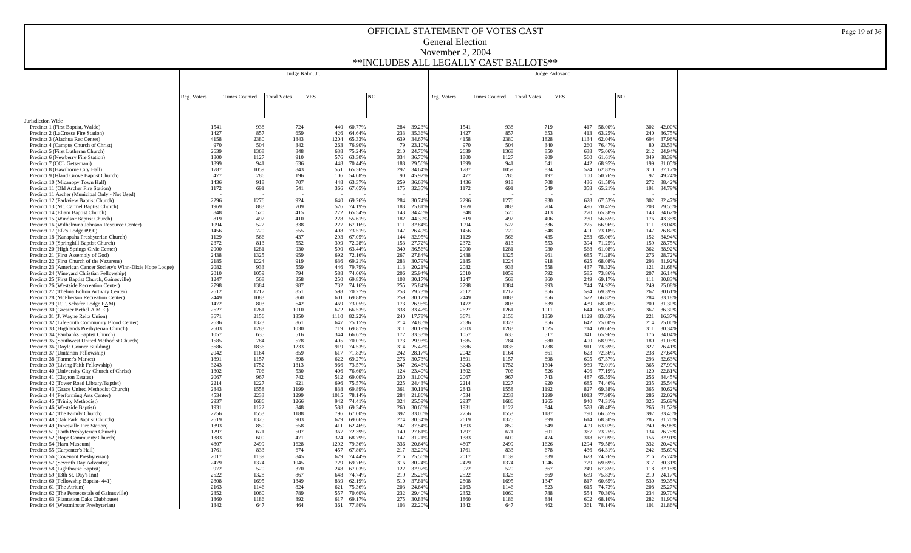# OFFICIAL STATEMENT OF VOTES CAST

## General Election

## November 2, 2004

## **INCLUDES ALL LEGALLY CAST BALLOTS**

| | Judge Kahn, Jr. | | | | | | | Judge Padovano | | | | | | |
|---|---|---|---|---|---|---|---|---|---|---|---|---|---|---|
| | Reg. Voters | Times Counted | Total Votes | YES | | NO | | Reg. Voters | Times Counted | Total Votes | YES | | NO | |
| Jurisdiction Wide | | | | | | | | | | | | | | |
| Precinct 1 (First Baptist, Waldo) | 1541 | 938 | 724 | 440 | 60.77% | 284 | 39.23% | 1541 | 938 | 719 | 417 | 58.00% | 302 | 42.00% |
| Precinct 2 (LaCrosse Fire Station) | 1427 | 857 | 659 | 426 | 64.64% | 233 | 35.36% | 1427 | 857 | 653 | 413 | 63.25% | 240 | 36.75% |
| Precinct 3 (Alachua Rec Center) | 4158 | 2380 | 1843 | 1204 | 65.33% | 639 | 34.67% | 4158 | 2380 | 1828 | 1134 | 62.04% | 694 | 37.96% |
| Precinct 4 (Campus Church of Christ) | 970 | 504 | 342 | 263 | 76.90% | 79 | 23.10% | 970 | 504 | 340 | 260 | 76.47% | 80 | 23.53% |
| Precinct 5 (First Lutheran Church) | 2639 | 1368 | 848 | 638 | 75.24% | 210 | 24.76% | 2639 | 1368 | 850 | 638 | 75.06% | 212 | 24.94% |
| Precinct 6 (Newberry Fire Station) | 1800 | 1127 | 910 | 576 | 63.30% | 334 | 36.70% | 1800 | 1127 | 909 | 560 | 61.61% | 349 | 38.39% |
| Precinct 7 (CCL Getsemani) | 1899 | 941 | 636 | 448 | 70.44% | 188 | 29.56% | 1899 | 941 | 641 | 442 | 68.95% | 199 | 31.05% |
| Precinct 8 (Hawthorne City Hall) | 1787 | 1059 | 843 | 551 | 65.36% | 292 | 34.64% | 1787 | 1059 | 834 | 524 | 62.83% | 310 | 37.17% |
| Precinct 9 (Island Grove Baptist Church) | 477 | 286 | 196 | 106 | 54.08% | 90 | 45.92% | 477 | 286 | 197 | 100 | 50.76% | 97 | 49.24% |
| Precinct 10 (Micanopy Town Hall) | 1436 | 918 | 707 | 448 | 63.37% | 259 | 36.63% | 1436 | 918 | 708 | 436 | 61.58% | 272 | 38.42% |
| Precinct 11 (Old Archer Fire Station) | 1172 | 691 | 541 | 366 | 67.65% | 175 | 32.35% | 1172 | 691 | 549 | 358 | 65.21% | 191 | 34.79% |
| Precinct 11 Archer (Municipal Only - Not Used) | - | - | - | - | - | - | - | - | - | - | - | - | - | - |
| Precinct 12 (Parkview Baptist Church) | 2296 | 1276 | 924 | 640 | 69.26% | 284 | 30.74% | 2296 | 1276 | 930 | 628 | 67.53% | 302 | 32.47% |
| Precinct 13 (Mt. Carmel Baptist Church) | 1969 | 883 | 709 | 526 | 74.19% | 183 | 25.81% | 1969 | 883 | 704 | 496 | 70.45% | 208 | 29.55% |
| Precinct 14 (Eliam Baptist Church) | 848 | 520 | 415 | 272 | 65.54% | 143 | 34.46% | 848 | 520 | 413 | 270 | 65.38% | 143 | 34.62% |
| Precinct 15 (Windsor Baptist Church) | 819 | 492 | 410 | 228 | 55.61% | 182 | 44.39% | 819 | 492 | 406 | 230 | 56.65% | 176 | 43.35% |
| Precinct 16 (Wilhelmina Johnson Resource Center) | 1094 | 522 | 338 | 227 | 67.16% | 111 | 32.84% | 1094 | 522 | 336 | 225 | 66.96% | 111 | 33.04% |
| Precinct 17 (Elk's Lodge #990) | 1456 | 720 | 555 | 408 | 73.51% | 147 | 26.49% | 1456 | 720 | 548 | 401 | 73.18% | 147 | 26.82% |
| Precinct 18 (Kanapaha Presbyterian Church) | 1129 | 566 | 437 | 293 | 67.05% | 144 | 32.95% | 1129 | 566 | 435 | 283 | 65.06% | 152 | 34.94% |
| Precinct 19 (Springhill Baptist Church) | 2372 | 813 | 552 | 399 | 72.28% | 153 | 27.72% | 2372 | 813 | 553 | 394 | 71.25% | 159 | 28.75% |
| Precinct 20 (High Springs Civic Center) | 2000 | 1281 | 930 | 590 | 63.44% | 340 | 36.56% | 2000 | 1281 | 930 | 568 | 61.08% | 362 | 38.92% |
| Precinct 21 (First Assembly of God) | 2438 | 1325 | 959 | 692 | 72.16% | 267 | 27.84% | 2438 | 1325 | 961 | 685 | 71.28% | 276 | 28.72% |
| Precinct 22 (First Church of the Nazarene) | 2185 | 1224 | 919 | 636 | 69.21% | 283 | 30.79% | 2185 | 1224 | 918 | 625 | 68.08% | 293 | 31.92% |
| Precinct 23 (American Cancer Society's Winn-Dixie Hope Lodge) | 2082 | 933 | 559 | 446 | 79.79% | 113 | 20.21% | 2082 | 933 | 558 | 437 | 78.32% | 121 | 21.68% |
| Precinct 24 (Vineyard Christian Fellowship) | 2010 | 1059 | 794 | 588 | 74.06% | 206 | 25.94% | 2010 | 1059 | 792 | 585 | 73.86% | 207 | 26.14% |
| Precinct 25 (First Baptist Church, Gainesville) | 1247 | 568 | 358 | 250 | 69.83% | 108 | 30.17% | 1247 | 568 | 360 | 249 | 69.17% | 111 | 30.83% |
| Precinct 26 (Westside Recreation Center) | 2798 | 1384 | 987 | 732 | 74.16% | 255 | 25.84% | 2798 | 1384 | 993 | 744 | 74.92% | 249 | 25.08% |
| Precinct 27 (Thelma Bolton Activity Center) | 2612 | 1217 | 851 | 598 | 70.27% | 253 | 29.73% | 2612 | 1217 | 856 | 594 | 69.39% | 262 | 30.61% |
| Precinct 28 (McPherson Recreation Center) | 2449 | 1083 | 860 | 601 | 69.88% | 259 | 30.12% | 2449 | 1083 | 856 | 572 | 66.82% | 284 | 33.18% |
| Precinct 29 (R.T. Schafer Lodge FAM) | 1472 | 803 | 642 | 469 | 73.05% | 173 | 26.95% | 1472 | 803 | 639 | 439 | 68.70% | 200 | 31.30% |
| Precinct 30 (Greater Bethel A.M.E.) | 2627 | 1261 | 1010 | 672 | 66.53% | 338 | 33.47% | 2627 | 1261 | 1011 | 644 | 63.70% | 367 | 36.30% |
| Precinct 31 (J. Wayne Reitz Union) | 3671 | 2156 | 1350 | 1110 | 82.22% | 240 | 17.78% | 3671 | 2156 | 1350 | 1129 | 83.63% | 221 | 16.37% |
| Precinct 32 (LifeSouth Community Blood Center) | 2636 | 1323 | 861 | 647 | 75.15% | 214 | 24.85% | 2636 | 1323 | 856 | 642 | 75.00% | 214 | 25.00% |
| Precinct 33 (Highlands Presbyterian Church) | 2603 | 1283 | 1030 | 719 | 69.81% | 311 | 30.19% | 2603 | 1283 | 1025 | 714 | 69.66% | 311 | 30.34% |
| Precinct 34 (Fairbanks Baptist Church) | 1057 | 635 | 516 | 344 | 66.67% | 172 | 33.33% | 1057 | 635 | 517 | 341 | 65.96% | 176 | 34.04% |
| Precinct 35 (Southwest United Methodist Church) | 1585 | 784 | 578 | 405 | 70.07% | 173 | 29.93% | 1585 | 784 | 580 | 400 | 68.97% | 180 | 31.03% |
| Precinct 36 (Doyle Conner Building) | 3686 | 1836 | 1233 | 919 | 74.53% | 314 | 25.47% | 3686 | 1836 | 1238 | 911 | 73.59% | 327 | 26.41% |
| Precinct 37 (Unitarian Fellowship) | 2042 | 1164 | 859 | 617 | 71.83% | 242 | 28.17% | 2042 | 1164 | 861 | 623 | 72.36% | 238 | 27.64% |
| Precinct 38 (Farmer's Market) | 1891 | 1157 | 898 | 622 | 69.27% | 276 | 30.73% | 1891 | 1157 | 898 | 605 | 67.37% | 293 | 32.63% |
| Precinct 39 (Living Faith Fellowship) | 3243 | 1752 | 1313 | 966 | 73.57% | 347 | 26.43% | 3243 | 1752 | 1304 | 939 | 72.01% | 365 | 27.99% |
| Precinct 40 (University City Church of Christ) | 1302 | 706 | 530 | 406 | 76.60% | 124 | 23.40% | 1302 | 706 | 526 | 406 | 77.19% | 120 | 22.81% |
| Precinct 41 (Clayton Estates) | 2067 | 967 | 742 | 512 | 69.00% | 230 | 31.00% | 2067 | 967 | 743 | 487 | 65.55% | 256 | 34.45% |
| Precinct 42 (Tower Road Library/Baptist) | 2214 | 1227 | 921 | 696 | 75.57% | 225 | 24.43% | 2214 | 1227 | 920 | 685 | 74.46% | 235 | 25.54% |
| Precinct 43 (Grace United Methodist Church) | 2843 | 1558 | 1199 | 838 | 69.89% | 361 | 30.11% | 2843 | 1558 | 1192 | 827 | 69.38% | 365 | 30.62% |
| Precinct 44 (Performing Arts Center) | 4534 | 2233 | 1299 | 1015 | 78.14% | 284 | 21.86% | 4534 | 2233 | 1299 | 1013 | 77.98% | 286 | 22.02% |
| Precinct 45 (Trinity Methodist) | 2937 | 1686 | 1266 | 942 | 74.41% | 324 | 25.59% | 2937 | 1686 | 1265 | 940 | 74.31% | 325 | 25.69% |
| Precinct 46 (Westside Baptist) | 1931 | 1122 | 848 | 588 | 69.34% | 260 | 30.66% | 1931 | 1122 | 844 | 578 | 68.48% | 266 | 31.52% |
| Precinct 47 (The Family Church) | 2756 | 1553 | 1188 | 796 | 67.00% | 392 | 33.00% | 2756 | 1553 | 1187 | 790 | 66.55% | 397 | 33.45% |
| Precinct 48 (Oak Park Baptist Church) | 2619 | 1325 | 903 | 629 | 69.66% | 274 | 30.34% | 2619 | 1325 | 899 | 614 | 68.30% | 285 | 31.70% |
| Precinct 49 (Jonesville Fire Station) | 1393 | 850 | 658 | 411 | 62.46% | 247 | 37.54% | 1393 | 850 | 649 | 409 | 63.02% | 240 | 36.98% |
| Precinct 51 (Faith Presbyterian Church) | 1297 | 671 | 507 | 367 | 72.39% | 140 | 27.61% | 1297 | 671 | 501 | 367 | 73.25% | 134 | 26.75% |
| Precinct 52 (Hope Community Church) | 1383 | 600 | 471 | 324 | 68.79% | 147 | 31.21% | 1383 | 600 | 474 | 318 | 67.09% | 156 | 32.91% |
| Precinct 54 (Harn Museum) | 4807 | 2499 | 1628 | 1292 | 79.36% | 336 | 20.64% | 4807 | 2499 | 1626 | 1294 | 79.58% | 332 | 20.42% |
| Precinct 55 (Carpenter's Hall) | 1761 | 833 | 674 | 457 | 67.80% | 217 | 32.20% | 1761 | 833 | 678 | 436 | 64.31% | 242 | 35.69% |
| Precinct 56 (Covenant Presbyterian) | 2017 | 1139 | 845 | 629 | 74.44% | 216 | 25.56% | 2017 | 1139 | 839 | 623 | 74.26% | 216 | 25.74% |
| Precinct 57 (Seventh Day Adventist) | 2479 | 1374 | 1045 | 729 | 69.76% | 316 | 30.24% | 2479 | 1374 | 1046 | 729 | 69.69% | 317 | 30.31% |
| Precinct 58 (Lighthouse Baptist) | 972 | 520 | 370 | 248 | 67.03% | 122 | 32.97% | 972 | 520 | 367 | 249 | 67.85% | 118 | 32.15% |
| Precinct 59 (13th St. Day's Inn) | 2522 | 1328 | 867 | 648 | 74.74% | 219 | 25.26% | 2522 | 1328 | 869 | 659 | 75.83% | 210 | 24.17% |
| Precinct 60 (Fellowship Baptist- 441) | 2808 | 1695 | 1349 | 839 | 62.19% | 510 | 37.81% | 2808 | 1695 | 1347 | 817 | 60.65% | 530 | 39.35% |
| Precinct 61 (The Atrium) | 2163 | 1146 | 824 | 621 | 75.36% | 203 | 24.64% | 2163 | 1146 | 823 | 615 | 74.73% | 208 | 25.27% |
| Precinct 62 (The Pentecostals of Gainesville) | 2352 | 1060 | 789 | 557 | 70.60% | 232 | 29.40% | 2352 | 1060 | 788 | 554 | 70.30% | 234 | 29.70% |
| Precinct 63 (Plantation Oaks Clubhouse) | 1860 | 1186 | 892 | 617 | 69.17% | 275 | 30.83% | 1860 | 1186 | 884 | 602 | 68.10% | 282 | 31.90% |
| Precinct 64 (Westminster Presbyterian) | 1342 | 647 | 464 | 361 | 77.80% | 103 | 22.20% | 1342 | 647 | 462 | 361 | 78.14% | 101 | 21.86% |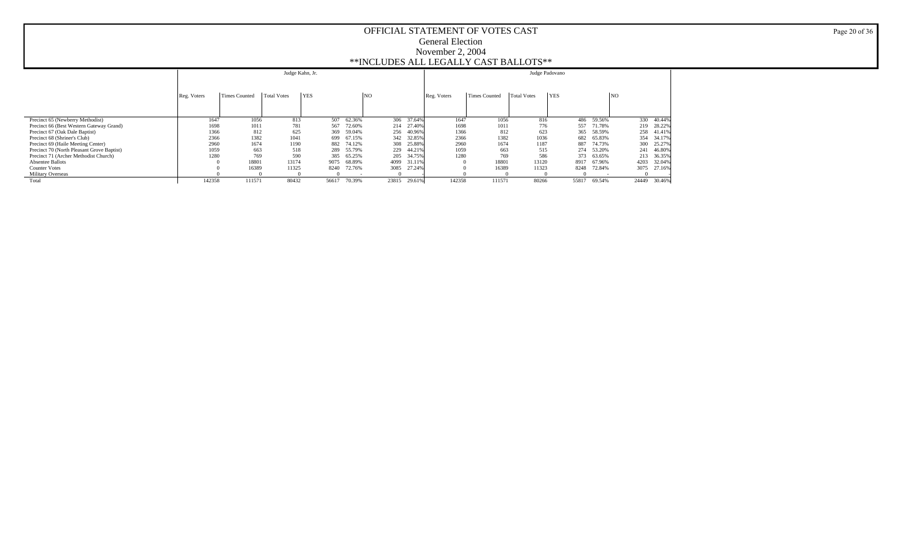# OFFICIAL STATEMENT OF VOTES CAST

## General Election

## November 2, 2004

## **INCLUDES ALL LEGALLY CAST BALLOTS**

| | Judge Kahn, Jr. | | | | | | | Judge Padovano | | | | | | |
|---|---|---|---|---|---|---|---|---|---|---|---|---|---|---|
| | Reg. Voters | Times Counted | Total Votes | YES | | NO | | Reg. Voters | Times Counted | Total Votes | YES | | NO | |
| Precinct 65 (Newberry Methodist) | 1647 | 1056 | 813 | 507 | 62.36% | 306 | 37.64% | 1647 | 1056 | 816 | 486 | 59.56% | 330 | 40.44% |
| Precinct 66 (Best Western Gateway Grand) | 1698 | 1011 | 781 | 567 | 72.60% | 214 | 27.40% | 1698 | 1011 | 776 | 557 | 71.78% | 219 | 28.22% |
| Precinct 67 (Oak Dale Baptist) | 1366 | 812 | 625 | 369 | 59.04% | 256 | 40.96% | 1366 | 812 | 623 | 365 | 58.59% | 258 | 41.41% |
| Precinct 68 (Shriner's Club) | 2366 | 1382 | 1041 | 699 | 67.15% | 342 | 32.85% | 2366 | 1382 | 1036 | 682 | 65.83% | 354 | 34.17% |
| Precinct 69 (Haile Meeting Center) | 2960 | 1674 | 1190 | 882 | 74.12% | 308 | 25.88% | 2960 | 1674 | 1187 | 887 | 74.73% | 300 | 25.27% |
| Precinct 70 (North Pleasant Grove Baptist) | 1059 | 663 | 518 | 289 | 55.79% | 229 | 44.21% | 1059 | 663 | 515 | 274 | 53.20% | 241 | 46.80% |
| Precinct 71 (Archer Methodist Church) | 1280 | 769 | 590 | 385 | 65.25% | 205 | 34.75% | 1280 | 769 | 586 | 373 | 63.65% | 213 | 36.35% |
| Absentee Ballots | 0 | 18801 | 13174 | 9075 | 68.89% | 4099 | 31.11% | 0 | 18801 | 13120 | 8917 | 67.96% | 4203 | 32.04% |
| Counter Votes | 0 | 16389 | 11325 | 8240 | 72.76% | 3085 | 27.24% | 0 | 16389 | 11323 | 8248 | 72.84% | 3075 | 27.16% |
| Military Overseas | 0 | 0 | 0 | 0 | - | 0 | - | 0 | 0 | 0 | 0 | - | 0 | - |
| Total | 142358 | 111571 | 80432 | 56617 | 70.39% | 23815 | 29.61% | 142358 | 111571 | 80266 | 55817 | 69.54% | 24449 | 30.46% |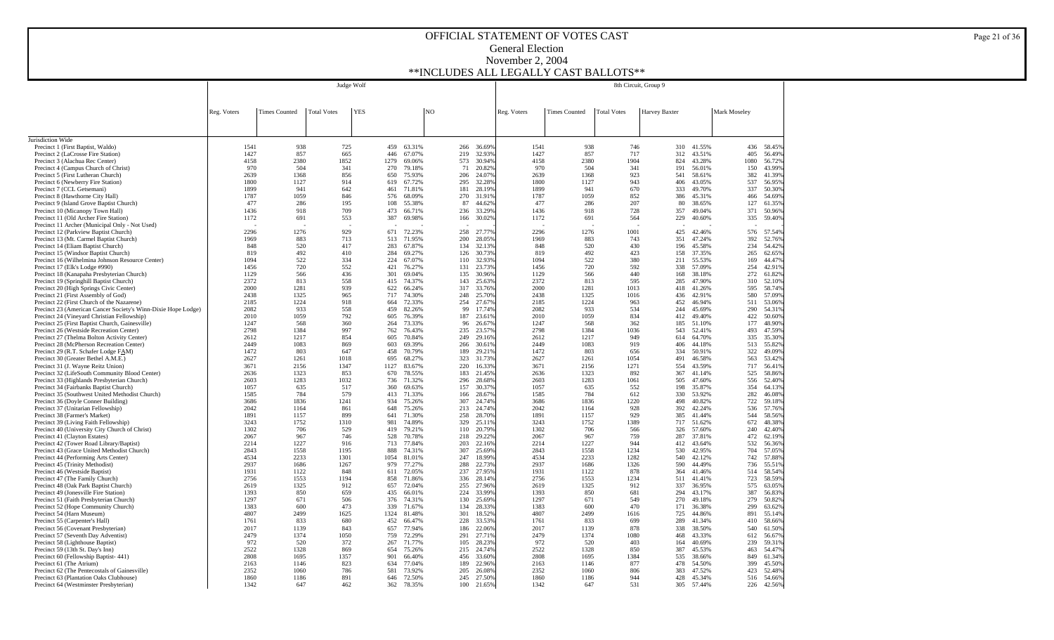# OFFICIAL STATEMENT OF VOTES CAST

## General Election

## November 2, 2004

## **INCLUDES ALL LEGALLY CAST BALLOTS**

| | Judge Wolf | | | | | | | 8th Circuit, Group 9 | | | | | | |
|---|---|---|---|---|---|---|---|---|---|---|---|---|---|---|
| | Reg. Voters | Times Counted | Total Votes | YES | | NO | | Reg. Voters | Times Counted | Total Votes | Harvey Baxter | | Mark Moseley | |
| Jurisdiction Wide | | | | | | | | | | | | | | |
| Precinct 1 (First Baptist, Waldo) | 1541 | 938 | 725 | 459 | 63.31% | 266 | 36.69% | 1541 | 938 | 746 | 310 | 41.55% | 436 | 58.45% |
| Precinct 2 (LaCrosse Fire Station) | 1427 | 857 | 665 | 446 | 67.07% | 219 | 32.93% | 1427 | 857 | 717 | 312 | 43.51% | 405 | 56.49% |
| Precinct 3 (Alachua Rec Center) | 4158 | 2380 | 1852 | 1279 | 69.06% | 573 | 30.94% | 4158 | 2380 | 1904 | 824 | 43.28% | 1080 | 56.72% |
| Precinct 4 (Campus Church of Christ) | 970 | 504 | 341 | 270 | 79.18% | 71 | 20.82% | 970 | 504 | 341 | 191 | 56.01% | 150 | 43.99% |
| Precinct 5 (First Lutheran Church) | 2639 | 1368 | 856 | 650 | 75.93% | 206 | 24.07% | 2639 | 1368 | 923 | 541 | 58.61% | 382 | 41.39% |
| Precinct 6 (Newberry Fire Station) | 1800 | 1127 | 914 | 619 | 67.72% | 295 | 32.28% | 1800 | 1127 | 943 | 406 | 43.05% | 537 | 56.95% |
| Precinct 7 (CCL Getsemani) | 1899 | 941 | 642 | 461 | 71.81% | 181 | 28.19% | 1899 | 941 | 670 | 333 | 49.70% | 337 | 50.30% |
| Precinct 8 (Hawthorne City Hall) | 1787 | 1059 | 846 | 576 | 68.09% | 270 | 31.91% | 1787 | 1059 | 852 | 386 | 45.31% | 466 | 54.69% |
| Precinct 9 (Island Grove Baptist Church) | 477 | 286 | 195 | 108 | 55.38% | 87 | 44.62% | 477 | 286 | 207 | 80 | 38.65% | 127 | 61.35% |
| Precinct 10 (Micanopy Town Hall) | 1436 | 918 | 709 | 473 | 66.71% | 236 | 33.29% | 1436 | 918 | 728 | 357 | 49.04% | 371 | 50.96% |
| Precinct 11 (Old Archer Fire Station) | 1172 | 691 | 553 | 387 | 69.98% | 166 | 30.02% | 1172 | 691 | 564 | 229 | 40.60% | 335 | 59.40% |
| Precinct 11 Archer (Municipal Only - Not Used) | - | - | - | - | - | - | - | - | - | - | - | - | - | - |
| Precinct 12 (Parkview Baptist Church) | 2296 | 1276 | 929 | 671 | 72.23% | 258 | 27.77% | 2296 | 1276 | 1001 | 425 | 42.46% | 576 | 57.54% |
| Precinct 13 (Mt. Carmel Baptist Church) | 1969 | 883 | 713 | 513 | 71.95% | 200 | 28.05% | 1969 | 883 | 743 | 351 | 47.24% | 392 | 52.76% |
| Precinct 14 (Eliam Baptist Church) | 848 | 520 | 417 | 283 | 67.87% | 134 | 32.13% | 848 | 520 | 430 | 196 | 45.58% | 234 | 54.42% |
| Precinct 15 (Windsor Baptist Church) | 819 | 492 | 410 | 284 | 69.27% | 126 | 30.73% | 819 | 492 | 423 | 158 | 37.35% | 265 | 62.65% |
| Precinct 16 (Wilhelmina Johnson Resource Center) | 1094 | 522 | 334 | 224 | 67.07% | 110 | 32.93% | 1094 | 522 | 380 | 211 | 55.53% | 169 | 44.47% |
| Precinct 17 (Elk's Lodge #990) | 1456 | 720 | 552 | 421 | 76.27% | 131 | 23.73% | 1456 | 720 | 592 | 338 | 57.09% | 254 | 42.91% |
| Precinct 18 (Kanapaha Presbyterian Church) | 1129 | 566 | 436 | 301 | 69.04% | 135 | 30.96% | 1129 | 566 | 440 | 168 | 38.18% | 272 | 61.82% |
| Precinct 19 (Springhill Baptist Church) | 2372 | 813 | 558 | 415 | 74.37% | 143 | 25.63% | 2372 | 813 | 595 | 285 | 47.90% | 310 | 52.10% |
| Precinct 20 (High Springs Civic Center) | 2000 | 1281 | 939 | 622 | 66.24% | 317 | 33.76% | 2000 | 1281 | 1013 | 418 | 41.26% | 595 | 58.74% |
| Precinct 21 (First Assembly of God) | 2438 | 1325 | 965 | 717 | 74.30% | 248 | 25.70% | 2438 | 1325 | 1016 | 436 | 42.91% | 580 | 57.09% |
| Precinct 22 (First Church of the Nazarene) | 2185 | 1224 | 918 | 664 | 72.33% | 254 | 27.67% | 2185 | 1224 | 963 | 452 | 46.94% | 511 | 53.06% |
| Precinct 23 (American Cancer Society's Winn-Dixie Hope Lodge) | 2082 | 933 | 558 | 459 | 82.26% | 99 | 17.74% | 2082 | 933 | 534 | 244 | 45.69% | 290 | 54.31% |
| Precinct 24 (Vineyard Christian Fellowship) | 2010 | 1059 | 792 | 605 | 76.39% | 187 | 23.61% | 2010 | 1059 | 834 | 412 | 49.40% | 422 | 50.60% |
| Precinct 25 (First Baptist Church, Gainesville) | 1247 | 568 | 360 | 264 | 73.33% | 96 | 26.67% | 1247 | 568 | 362 | 185 | 51.10% | 177 | 48.90% |
| Precinct 26 (Westside Recreation Center) | 2798 | 1384 | 997 | 762 | 76.43% | 235 | 23.57% | 2798 | 1384 | 1036 | 543 | 52.41% | 493 | 47.59% |
| Precinct 27 (Thelma Bolton Activity Center) | 2612 | 1217 | 854 | 605 | 70.84% | 249 | 29.16% | 2612 | 1217 | 949 | 614 | 64.70% | 335 | 35.30% |
| Precinct 28 (McPherson Recreation Center) | 2449 | 1083 | 869 | 603 | 69.39% | 266 | 30.61% | 2449 | 1083 | 919 | 406 | 44.18% | 513 | 55.82% |
| Precinct 29 (R.T. Schafer Lodge FAM) | 1472 | 803 | 647 | 458 | 70.79% | 189 | 29.21% | 1472 | 803 | 656 | 334 | 50.91% | 322 | 49.09% |
| Precinct 30 (Greater Bethel A.M.E.) | 2627 | 1261 | 1018 | 695 | 68.27% | 323 | 31.73% | 2627 | 1261 | 1054 | 491 | 46.58% | 563 | 53.42% |
| Precinct 31 (J. Wayne Reitz Union) | 3671 | 2156 | 1347 | 1127 | 83.67% | 220 | 16.33% | 3671 | 2156 | 1271 | 554 | 43.59% | 717 | 56.41% |
| Precinct 32 (LifeSouth Community Blood Center) | 2636 | 1323 | 853 | 670 | 78.55% | 183 | 21.45% | 2636 | 1323 | 892 | 367 | 41.14% | 525 | 58.86% |
| Precinct 33 (Highlands Presbyterian Church) | 2603 | 1283 | 1032 | 736 | 71.32% | 296 | 28.68% | 2603 | 1283 | 1061 | 505 | 47.60% | 556 | 52.40% |
| Precinct 34 (Fairbanks Baptist Church) | 1057 | 635 | 517 | 360 | 69.63% | 157 | 30.37% | 1057 | 635 | 552 | 198 | 35.87% | 354 | 64.13% |
| Precinct 35 (Southwest United Methodist Church) | 1585 | 784 | 579 | 413 | 71.33% | 166 | 28.67% | 1585 | 784 | 612 | 330 | 53.92% | 282 | 46.08% |
| Precinct 36 (Doyle Conner Building) | 3686 | 1836 | 1241 | 934 | 75.26% | 307 | 24.74% | 3686 | 1836 | 1220 | 498 | 40.82% | 722 | 59.18% |
| Precinct 37 (Unitarian Fellowship) | 2042 | 1164 | 861 | 648 | 75.26% | 213 | 24.74% | 2042 | 1164 | 928 | 392 | 42.24% | 536 | 57.76% |
| Precinct 38 (Farmer's Market) | 1891 | 1157 | 899 | 641 | 71.30% | 258 | 28.70% | 1891 | 1157 | 929 | 385 | 41.44% | 544 | 58.56% |
| Precinct 39 (Living Faith Fellowship) | 3243 | 1752 | 1310 | 981 | 74.89% | 329 | 25.11% | 3243 | 1752 | 1389 | 717 | 51.62% | 672 | 48.38% |
| Precinct 40 (University City Church of Christ) | 1302 | 706 | 529 | 419 | 79.21% | 110 | 20.79% | 1302 | 706 | 566 | 326 | 57.60% | 240 | 42.40% |
| Precinct 41 (Clayton Estates) | 2067 | 967 | 746 | 528 | 70.78% | 218 | 29.22% | 2067 | 967 | 759 | 287 | 37.81% | 472 | 62.19% |
| Precinct 42 (Tower Road Library/Baptist) | 2214 | 1227 | 916 | 713 | 77.84% | 203 | 22.16% | 2214 | 1227 | 944 | 412 | 43.64% | 532 | 56.36% |
| Precinct 43 (Grace United Methodist Church) | 2843 | 1558 | 1195 | 888 | 74.31% | 307 | 25.69% | 2843 | 1558 | 1234 | 530 | 42.95% | 704 | 57.05% |
| Precinct 44 (Performing Arts Center) | 4534 | 2233 | 1301 | 1054 | 81.01% | 247 | 18.99% | 4534 | 2233 | 1282 | 540 | 42.12% | 742 | 57.88% |
| Precinct 45 (Trinity Methodist) | 2937 | 1686 | 1267 | 979 | 77.27% | 288 | 22.73% | 2937 | 1686 | 1326 | 590 | 44.49% | 736 | 55.51% |
| Precinct 46 (Westside Baptist) | 1931 | 1122 | 848 | 611 | 72.05% | 237 | 27.95% | 1931 | 1122 | 878 | 364 | 41.46% | 514 | 58.54% |
| Precinct 47 (The Family Church) | 2756 | 1553 | 1194 | 858 | 71.86% | 336 | 28.14% | 2756 | 1553 | 1234 | 511 | 41.41% | 723 | 58.59% |
| Precinct 48 (Oak Park Baptist Church) | 2619 | 1325 | 912 | 657 | 72.04% | 255 | 27.96% | 2619 | 1325 | 912 | 337 | 36.95% | 575 | 63.05% |
| Precinct 49 (Jonesville Fire Station) | 1393 | 850 | 659 | 435 | 66.01% | 224 | 33.99% | 1393 | 850 | 681 | 294 | 43.17% | 387 | 56.83% |
| Precinct 51 (Faith Presbyterian Church) | 1297 | 671 | 506 | 376 | 74.31% | 130 | 25.69% | 1297 | 671 | 549 | 270 | 49.18% | 279 | 50.82% |
| Precinct 52 (Hope Community Church) | 1383 | 600 | 473 | 339 | 71.67% | 134 | 28.33% | 1383 | 600 | 470 | 171 | 36.38% | 299 | 63.62% |
| Precinct 54 (Harn Museum) | 4807 | 2499 | 1625 | 1324 | 81.48% | 301 | 18.52% | 4807 | 2499 | 1616 | 725 | 44.86% | 891 | 55.14% |
| Precinct 55 (Carpenter's Hall) | 1761 | 833 | 680 | 452 | 66.47% | 228 | 33.53% | 1761 | 833 | 699 | 289 | 41.34% | 410 | 58.66% |
| Precinct 56 (Covenant Presbyterian) | 2017 | 1139 | 843 | 657 | 77.94% | 186 | 22.06% | 2017 | 1139 | 878 | 338 | 38.50% | 540 | 61.50% |
| Precinct 57 (Seventh Day Adventist) | 2479 | 1374 | 1050 | 759 | 72.29% | 291 | 27.71% | 2479 | 1374 | 1080 | 468 | 43.33% | 612 | 56.67% |
| Precinct 58 (Lighthouse Baptist) | 972 | 520 | 372 | 267 | 71.77% | 105 | 28.23% | 972 | 520 | 403 | 164 | 40.69% | 239 | 59.31% |
| Precinct 59 (13th St. Day's Inn) | 2522 | 1328 | 869 | 654 | 75.26% | 215 | 24.74% | 2522 | 1328 | 850 | 387 | 45.53% | 463 | 54.47% |
| Precinct 60 (Fellowship Baptist- 441) | 2808 | 1695 | 1357 | 901 | 66.40% | 456 | 33.60% | 2808 | 1695 | 1384 | 535 | 38.66% | 849 | 61.34% |
| Precinct 61 (The Atrium) | 2163 | 1146 | 823 | 634 | 77.04% | 189 | 22.96% | 2163 | 1146 | 877 | 478 | 54.50% | 399 | 45.50% |
| Precinct 62 (The Pentecostals of Gainesville) | 2352 | 1060 | 786 | 581 | 73.92% | 205 | 26.08% | 2352 | 1060 | 806 | 383 | 47.52% | 423 | 52.48% |
| Precinct 63 (Plantation Oaks Clubhouse) | 1860 | 1186 | 891 | 646 | 72.50% | 245 | 27.50% | 1860 | 1186 | 944 | 428 | 45.34% | 516 | 54.66% |
| Precinct 64 (Westminster Presbyterian) | 1342 | 647 | 462 | 362 | 78.35% | 100 | 21.65% | 1342 | 647 | 531 | 305 | 57.44% | 226 | 42.56% |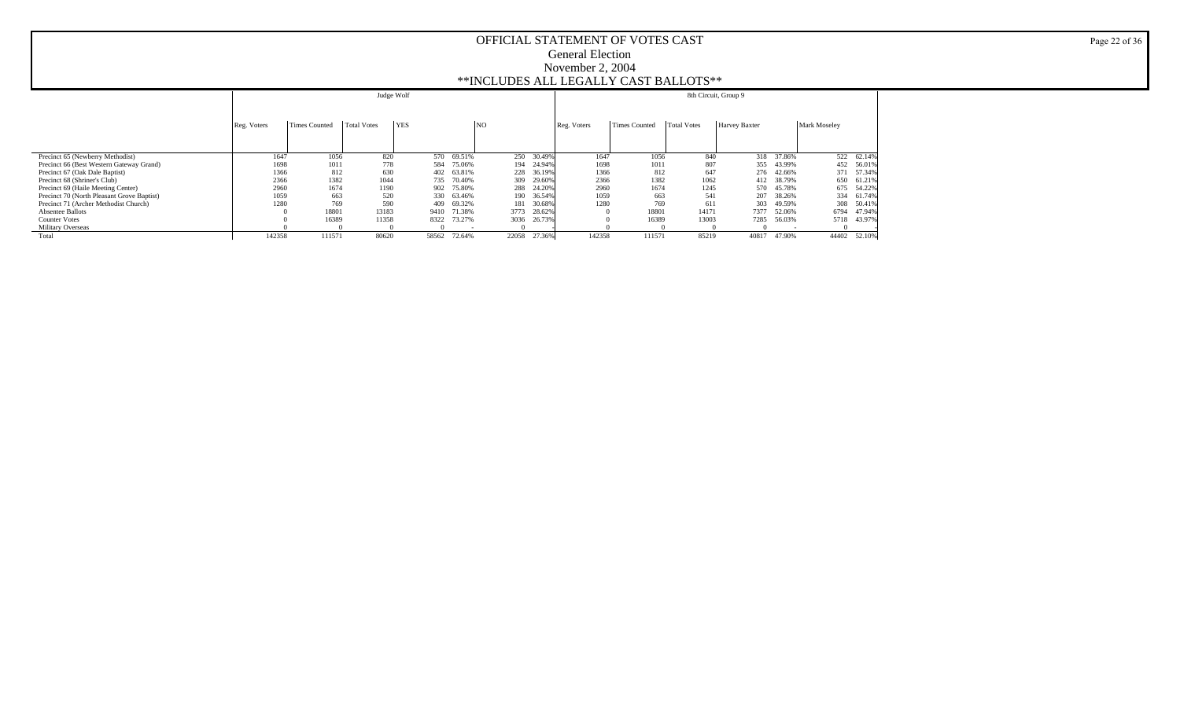# OFFICIAL STATEMENT OF VOTES CAST

General Election

November 2, 2004

\*\*INCLUDES ALL LEGALLY CAST BALLOTS\*\*

| | Judge Wolf | | | | | | | 8th Circuit, Group 9 | | | | | | | |
|---|---|---|---|---|---|---|---|---|---|---|---|---|---|---|---|
| | Reg. Voters | Times Counted | Total Votes | YES | | NO | | Reg. Voters | Times Counted | Total Votes | Harvey Baxter | | Mark Moseley | | |
| Precinct 65 (Newberry Methodist) | 1647 | 1056 | 820 | 570 | 69.51% | 250 | 30.49% | 1647 | 1056 | 840 | 318 | 37.86% | 522 | 62.14% |
| Precinct 66 (Best Western Gateway Grand) | 1698 | 1011 | 778 | 584 | 75.06% | 194 | 24.94% | 1698 | 1011 | 807 | 355 | 43.99% | 452 | 56.01% |
| Precinct 67 (Oak Dale Baptist) | 1366 | 812 | 630 | 402 | 63.81% | 228 | 36.19% | 1366 | 812 | 647 | 276 | 42.66% | 371 | 57.34% |
| Precinct 68 (Shriner's Club) | 2366 | 1382 | 1044 | 735 | 70.40% | 309 | 29.60% | 2366 | 1382 | 1062 | 412 | 38.79% | 650 | 61.21% |
| Precinct 69 (Haile Meeting Center) | 2960 | 1674 | 1190 | 902 | 75.80% | 288 | 24.20% | 2960 | 1674 | 1245 | 570 | 45.78% | 675 | 54.22% |
| Precinct 70 (North Pleasant Grove Baptist) | 1059 | 663 | 520 | 330 | 63.46% | 190 | 36.54% | 1059 | 663 | 541 | 207 | 38.26% | 334 | 61.74% |
| Precinct 71 (Archer Methodist Church) | 1280 | 769 | 590 | 409 | 69.32% | 181 | 30.68% | 1280 | 769 | 611 | 303 | 49.59% | 308 | 50.41% |
| Absentee Ballots | 0 | 18801 | 13183 | 9410 | 71.38% | 3773 | 28.62% | 0 | 18801 | 14171 | 7377 | 52.06% | 6794 | 47.94% |
| Counter Votes | 0 | 16389 | 11358 | 8322 | 73.27% | 3036 | 26.73% | 0 | 16389 | 13003 | 7285 | 56.03% | 5718 | 43.97% |
| Military Overseas | 0 | 0 | 0 | 0 | - | 0 | - | 0 | 0 | 0 | 0 | - | 0 | - |
| Total | 142358 | 111571 | 80620 | 58562 | 72.64% | 22058 | 27.36% | 142358 | 111571 | 85219 | 40817 | 47.90% | 44402 | 52.10% |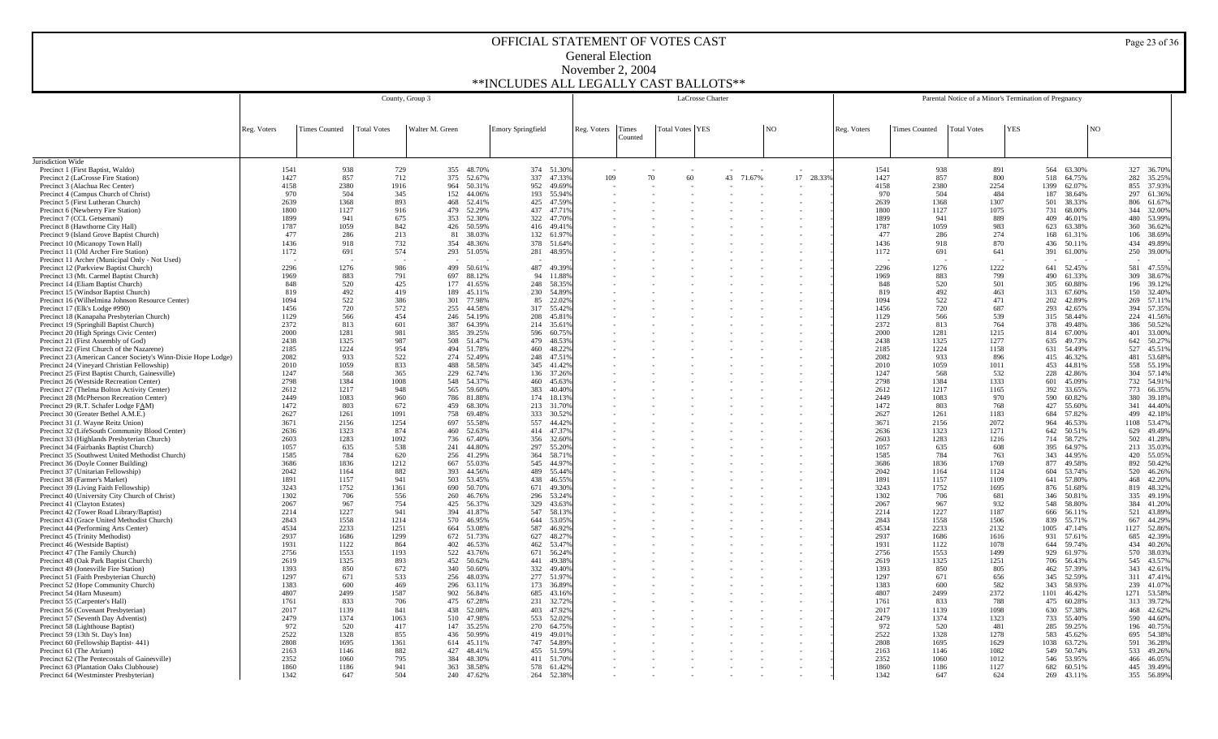# OFFICIAL STATEMENT OF VOTES CAST

## General Election

## November 2, 2004

## **INCLUDES ALL LEGALLY CAST BALLOTS**

| | County, Group 3 | | | | | | | LaCrosse Charter | | | | | | | | Parental Notice of a Minor's Termination of Pregnancy | | | | | | |
|---|---|---|---|---|---|---|---|---|---|---|---|---|---|---|---|---|---|---|---|---|---|---|
| | Reg. Voters | Times Counted | Total Votes | Walter M. Green | | Emory Springfield | | Reg. Voters | Times Counted | Total Votes | YES | | NO | | Reg. Voters | Times Counted | Total Votes | YES | | NO | |
| Jurisdiction Wide | | | | | | | | | | | | | | | | | | | | | |
| Precinct 1 (First Baptist, Waldo) | 1541 | 938 | 729 | 355 | 48.70% | 374 | 51.30% | - | - | - | - | - | - | - | 1541 | 938 | 891 | 564 | 63.30% | 327 | 36.70% |
| Precinct 2 (LaCrosse Fire Station) | 1427 | 857 | 712 | 375 | 52.67% | 337 | 47.33% | 109 | 70 | 60 | 43 | 71.67% | 17 | 28.33% | 1427 | 857 | 800 | 518 | 64.75% | 282 | 35.25% |
| Precinct 3 (Alachua Rec Center) | 4158 | 2380 | 1916 | 964 | 50.31% | 952 | 49.69% | - | - | - | - | - | - | - | 4158 | 2380 | 2254 | 1399 | 62.07% | 855 | 37.93% |
| Precinct 4 (Campus Church of Christ) | 970 | 504 | 345 | 152 | 44.06% | 193 | 55.94% | - | - | - | - | - | - | - | 970 | 504 | 484 | 187 | 38.64% | 297 | 61.36% |
| Precinct 5 (First Lutheran Church) | 2639 | 1368 | 893 | 468 | 52.41% | 425 | 47.59% | - | - | - | - | - | - | - | 2639 | 1368 | 1307 | 501 | 38.33% | 806 | 61.67% |
| Precinct 6 (Newberry Fire Station) | 1800 | 1127 | 916 | 479 | 52.29% | 437 | 47.71% | - | - | - | - | - | - | - | 1800 | 1127 | 1075 | 731 | 68.00% | 344 | 32.00% |
| Precinct 7 (CCL Getsemani) | 1899 | 941 | 675 | 353 | 52.30% | 322 | 47.70% | - | - | - | - | - | - | - | 1899 | 941 | 889 | 409 | 46.01% | 480 | 53.99% |
| Precinct 8 (Hawthorne City Hall) | 1787 | 1059 | 842 | 426 | 50.59% | 416 | 49.41% | - | - | - | - | - | - | - | 1787 | 1059 | 983 | 623 | 63.38% | 360 | 36.62% |
| Precinct 9 (Island Grove Baptist Church) | 477 | 286 | 213 | 81 | 38.03% | 132 | 61.97% | - | - | - | - | - | - | - | 477 | 286 | 274 | 168 | 61.31% | 106 | 38.69% |
| Precinct 10 (Micanopy Town Hall) | 1436 | 918 | 732 | 354 | 48.36% | 378 | 51.64% | - | - | - | - | - | - | - | 1436 | 918 | 870 | 436 | 50.11% | 434 | 49.89% |
| Precinct 11 (Old Archer Fire Station) | 1172 | 691 | 574 | 293 | 51.05% | 281 | 48.95% | - | - | - | - | - | - | - | 1172 | 691 | 641 | 391 | 61.00% | 250 | 39.00% |
| Precinct 11 Archer (Municipal Only - Not Used) | - | - | - | - | - | - | - | - | - | - | - | - | - | - | - | - | - | - | - | - | - |
| Precinct 12 (Parkview Baptist Church) | 2296 | 1276 | 986 | 499 | 50.61% | 487 | 49.39% | - | - | - | - | - | - | - | 2296 | 1276 | 1222 | 641 | 52.45% | 581 | 47.55% |
| Precinct 13 (Mt. Carmel Baptist Church) | 1969 | 883 | 791 | 697 | 88.12% | 94 | 11.88% | - | - | - | - | - | - | - | 1969 | 883 | 799 | 490 | 61.33% | 309 | 38.67% |
| Precinct 14 (Eliam Baptist Church) | 848 | 520 | 425 | 177 | 41.65% | 248 | 58.35% | - | - | - | - | - | - | - | 848 | 520 | 501 | 305 | 60.88% | 196 | 39.12% |
| Precinct 15 (Windsor Baptist Church) | 819 | 492 | 419 | 189 | 45.11% | 230 | 54.89% | - | - | - | - | - | - | - | 819 | 492 | 463 | 313 | 67.60% | 150 | 32.40% |
| Precinct 16 (Wilhelmina Johnson Resource Center) | 1094 | 522 | 386 | 301 | 77.98% | 85 | 22.02% | - | - | - | - | - | - | - | 1094 | 522 | 471 | 202 | 42.89% | 269 | 57.11% |
| Precinct 17 (Elk's Lodge #990) | 1456 | 720 | 572 | 255 | 44.58% | 317 | 55.42% | - | - | - | - | - | - | - | 1456 | 720 | 687 | 293 | 42.65% | 394 | 57.35% |
| Precinct 18 (Kanapaha Presbyterian Church) | 1129 | 566 | 454 | 246 | 54.19% | 208 | 45.81% | - | - | - | - | - | - | - | 1129 | 566 | 539 | 315 | 58.44% | 224 | 41.56% |
| Precinct 19 (Springhill Baptist Church) | 2372 | 813 | 601 | 387 | 64.39% | 214 | 35.61% | - | - | - | - | - | - | - | 2372 | 813 | 764 | 378 | 49.48% | 386 | 50.52% |
| Precinct 20 (High Springs Civic Center) | 2000 | 1281 | 981 | 385 | 39.25% | 596 | 60.75% | - | - | - | - | - | - | - | 2000 | 1281 | 1215 | 814 | 67.00% | 401 | 33.00% |
| Precinct 21 (First Assembly of God) | 2438 | 1325 | 987 | 508 | 51.47% | 479 | 48.53% | - | - | - | - | - | - | - | 2438 | 1325 | 1277 | 635 | 49.73% | 642 | 50.27% |
| Precinct 22 (First Church of the Nazarene) | 2185 | 1224 | 954 | 494 | 51.78% | 460 | 48.22% | - | - | - | - | - | - | - | 2185 | 1224 | 1158 | 631 | 54.49% | 527 | 45.51% |
| Precinct 23 (American Cancer Society's Winn-Dixie Hope Lodge) | 2082 | 933 | 522 | 274 | 52.49% | 248 | 47.51% | - | - | - | - | - | - | - | 2082 | 933 | 896 | 415 | 46.32% | 481 | 53.68% |
| Precinct 24 (Vineyard Christian Fellowship) | 2010 | 1059 | 833 | 488 | 58.58% | 345 | 41.42% | - | - | - | - | - | - | - | 2010 | 1059 | 1011 | 453 | 44.81% | 558 | 55.19% |
| Precinct 25 (First Baptist Church, Gainesville) | 1247 | 568 | 365 | 229 | 62.74% | 136 | 37.26% | - | - | - | - | - | - | - | 1247 | 568 | 532 | 228 | 42.86% | 304 | 57.14% |
| Precinct 26 (Westside Recreation Center) | 2798 | 1384 | 1008 | 548 | 54.37% | 460 | 45.63% | - | - | - | - | - | - | - | 2798 | 1384 | 1333 | 601 | 45.09% | 732 | 54.91% |
| Precinct 27 (Thelma Bolton Activity Center) | 2612 | 1217 | 948 | 565 | 59.60% | 383 | 40.40% | - | - | - | - | - | - | - | 2612 | 1217 | 1165 | 392 | 33.65% | 773 | 66.35% |
| Precinct 28 (McPherson Recreation Center) | 2449 | 1083 | 960 | 786 | 81.88% | 174 | 18.13% | - | - | - | - | - | - | - | 2449 | 1083 | 970 | 590 | 60.82% | 380 | 39.18% |
| Precinct 29 (R.T. Schafer Lodge FAM) | 1472 | 803 | 672 | 459 | 68.30% | 213 | 31.70% | - | - | - | - | - | - | - | 1472 | 803 | 768 | 427 | 55.60% | 341 | 44.40% |
| Precinct 30 (Greater Bethel A.M.E.) | 2627 | 1261 | 1091 | 758 | 69.48% | 333 | 30.52% | - | - | - | - | - | - | - | 2627 | 1261 | 1183 | 684 | 57.82% | 499 | 42.18% |
| Precinct 31 (J. Wayne Reitz Union) | 3671 | 2156 | 1254 | 697 | 55.58% | 557 | 44.42% | - | - | - | - | - | - | - | 3671 | 2156 | 2072 | 964 | 46.53% | 1108 | 53.47% |
| Precinct 32 (LifeSouth Community Blood Center) | 2636 | 1323 | 874 | 460 | 52.63% | 414 | 47.37% | - | - | - | - | - | - | - | 2636 | 1323 | 1271 | 642 | 50.51% | 629 | 49.49% |
| Precinct 33 (Highlands Presbyterian Church) | 2603 | 1283 | 1092 | 736 | 67.40% | 356 | 32.60% | - | - | - | - | - | - | - | 2603 | 1283 | 1216 | 714 | 58.72% | 502 | 41.28% |
| Precinct 34 (Fairbanks Baptist Church) | 1057 | 635 | 538 | 241 | 44.80% | 297 | 55.20% | - | - | - | - | - | - | - | 1057 | 635 | 608 | 395 | 64.97% | 213 | 35.03% |
| Precinct 35 (Southwest United Methodist Church) | 1585 | 784 | 620 | 256 | 41.29% | 364 | 58.71% | - | - | - | - | - | - | - | 1585 | 784 | 763 | 343 | 44.95% | 420 | 55.05% |
| Precinct 36 (Doyle Conner Building) | 3686 | 1836 | 1212 | 667 | 55.03% | 545 | 44.97% | - | - | - | - | - | - | - | 3686 | 1836 | 1769 | 877 | 49.58% | 892 | 50.42% |
| Precinct 37 (Unitarian Fellowship) | 2042 | 1164 | 882 | 393 | 44.56% | 489 | 55.44% | - | - | - | - | - | - | - | 2042 | 1164 | 1124 | 604 | 53.74% | 520 | 46.26% |
| Precinct 38 (Farmer's Market) | 1891 | 1157 | 941 | 503 | 53.45% | 438 | 46.55% | - | - | - | - | - | - | - | 1891 | 1157 | 1109 | 641 | 57.80% | 468 | 42.20% |
| Precinct 39 (Living Faith Fellowship) | 3243 | 1752 | 1361 | 690 | 50.70% | 671 | 49.30% | - | - | - | - | - | - | - | 3243 | 1752 | 1695 | 876 | 51.68% | 819 | 48.32% |
| Precinct 40 (University City Church of Christ) | 1302 | 706 | 556 | 260 | 46.76% | 296 | 53.24% | - | - | - | - | - | - | - | 1302 | 706 | 681 | 346 | 50.81% | 335 | 49.19% |
| Precinct 41 (Clayton Estates) | 2067 | 967 | 754 | 425 | 56.37% | 329 | 43.63% | - | - | - | - | - | - | - | 2067 | 967 | 932 | 548 | 58.80% | 384 | 41.20% |
| Precinct 42 (Tower Road Library/Baptist) | 2214 | 1227 | 941 | 394 | 41.87% | 547 | 58.13% | - | - | - | - | - | - | - | 2214 | 1227 | 1187 | 666 | 56.11% | 521 | 43.89% |
| Precinct 43 (Grace United Methodist Church) | 2843 | 1558 | 1214 | 570 | 46.95% | 644 | 53.05% | - | - | - | - | - | - | - | 2843 | 1558 | 1506 | 839 | 55.71% | 667 | 44.29% |
| Precinct 44 (Performing Arts Center) | 4534 | 2233 | 1251 | 664 | 53.08% | 587 | 46.92% | - | - | - | - | - | - | - | 4534 | 2233 | 2132 | 1005 | 47.14% | 1127 | 52.86% |
| Precinct 45 (Trinity Methodist) | 2937 | 1686 | 1299 | 672 | 51.73% | 627 | 48.27% | - | - | - | - | - | - | - | 2937 | 1686 | 1616 | 931 | 57.61% | 685 | 42.39% |
| Precinct 46 (Westside Baptist) | 1931 | 1122 | 864 | 402 | 46.53% | 462 | 53.47% | - | - | - | - | - | - | - | 1931 | 1122 | 1078 | 644 | 59.74% | 434 | 40.26% |
| Precinct 47 (The Family Church) | 2756 | 1553 | 1193 | 522 | 43.76% | 671 | 56.24% | - | - | - | - | - | - | - | 2756 | 1553 | 1499 | 929 | 61.97% | 570 | 38.03% |
| Precinct 48 (Oak Park Baptist Church) | 2619 | 1325 | 893 | 452 | 50.62% | 441 | 49.38% | - | - | - | - | - | - | - | 2619 | 1325 | 1251 | 706 | 56.43% | 545 | 43.57% |
| Precinct 49 (Jonesville Fire Station) | 1393 | 850 | 672 | 340 | 50.60% | 332 | 49.40% | - | - | - | - | - | - | - | 1393 | 850 | 805 | 462 | 57.39% | 343 | 42.61% |
| Precinct 51 (Faith Presbyterian Church) | 1297 | 671 | 533 | 256 | 48.03% | 277 | 51.97% | - | - | - | - | - | - | - | 1297 | 671 | 656 | 345 | 52.59% | 311 | 47.41% |
| Precinct 52 (Hope Community Church) | 1383 | 600 | 469 | 296 | 63.11% | 173 | 36.89% | - | - | - | - | - | - | - | 1383 | 600 | 582 | 343 | 58.93% | 239 | 41.07% |
| Precinct 54 (Harn Museum) | 4807 | 2499 | 1587 | 902 | 56.84% | 685 | 43.16% | - | - | - | - | - | - | - | 4807 | 2499 | 2372 | 1101 | 46.42% | 1271 | 53.58% |
| Precinct 55 (Carpenter's Hall) | 1761 | 833 | 706 | 475 | 67.28% | 231 | 32.72% | - | - | - | - | - | - | - | 1761 | 833 | 788 | 475 | 60.28% | 313 | 39.72% |
| Precinct 56 (Covenant Presbyterian) | 2017 | 1139 | 841 | 438 | 52.08% | 403 | 47.92% | - | - | - | - | - | - | - | 2017 | 1139 | 1098 | 630 | 57.38% | 468 | 42.62% |
| Precinct 57 (Seventh Day Adventist) | 2479 | 1374 | 1063 | 510 | 47.98% | 553 | 52.02% | - | - | - | - | - | - | - | 2479 | 1374 | 1323 | 733 | 55.40% | 590 | 44.60% |
| Precinct 58 (Lighthouse Baptist) | 972 | 520 | 417 | 147 | 35.25% | 270 | 64.75% | - | - | - | - | - | - | - | 972 | 520 | 481 | 285 | 59.25% | 196 | 40.75% |
| Precinct 59 (13th St. Day's Inn) | 2522 | 1328 | 855 | 436 | 50.99% | 419 | 49.01% | - | - | - | - | - | - | - | 2522 | 1328 | 1278 | 583 | 45.62% | 695 | 54.38% |
| Precinct 60 (Fellowship Baptist- 441) | 2808 | 1695 | 1361 | 614 | 45.11% | 747 | 54.89% | - | - | - | - | - | - | - | 2808 | 1695 | 1629 | 1038 | 63.72% | 591 | 36.28% |
| Precinct 61 (The Atrium) | 2163 | 1146 | 882 | 427 | 48.41% | 455 | 51.59% | - | - | - | - | - | - | - | 2163 | 1146 | 1082 | 549 | 50.74% | 533 | 49.26% |
| Precinct 62 (The Pentecostals of Gainesville) | 2352 | 1060 | 795 | 384 | 48.30% | 411 | 51.70% | - | - | - | - | - | - | - | 2352 | 1060 | 1012 | 546 | 53.95% | 466 | 46.05% |
| Precinct 63 (Plantation Oaks Clubhouse) | 1860 | 1186 | 941 | 363 | 38.58% | 578 | 61.42% | - | - | - | - | - | - | - | 1860 | 1186 | 1127 | 682 | 60.51% | 445 | 39.49% |
| Precinct 64 (Westminster Presbyterian) | 1342 | 647 | 504 | 240 | 47.62% | 264 | 52.38% | - | - | - | - | - | - | - | 1342 | 647 | 624 | 269 | 43.11% | 355 | 56.89% |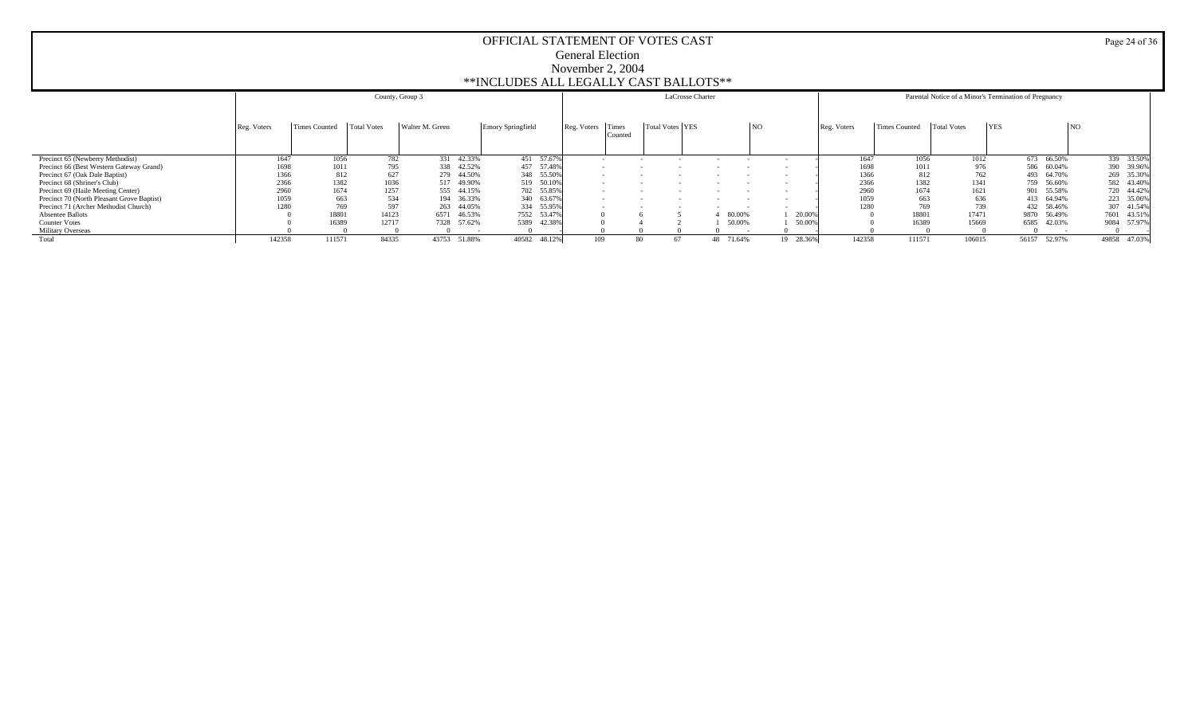# OFFICIAL STATEMENT OF VOTES CAST

## General Election

## November 2, 2004

## **INCLUDES ALL LEGALLY CAST BALLOTS**

| | County, Group 3 | | | | | | | LaCrosse Charter | | | | | | | Parental Notice of a Minor's Termination of Pregnancy | | | | | | |
|---|---|---|---|---|---|---|---|---|---|---|---|---|---|---|---|---|---|---|---|---|---|
| | Reg. Voters | Times Counted | Total Votes | Walter M. Green | | Emory Springfield | | Reg. Voters | Times Counted | Total Votes | YES | | NO | | Reg. Voters | Times Counted | Total Votes | YES | | NO | |
| Precinct 65 (Newberry Methodist) | 1647 | 1056 | 782 | 331 | 42.33% | 451 | 57.67% | - | - | - | - | - | - | - | 1647 | 1056 | 1012 | 673 | 66.50% | 339 | 33.50% |
| Precinct 66 (Best Western Gateway Grand) | 1698 | 1011 | 795 | 338 | 42.52% | 457 | 57.48% | - | - | - | - | - | - | - | 1698 | 1011 | 976 | 586 | 60.04% | 390 | 39.96% |
| Precinct 67 (Oak Dale Baptist) | 1366 | 812 | 627 | 279 | 44.50% | 348 | 55.50% | - | - | - | - | - | - | - | 1366 | 812 | 762 | 493 | 64.70% | 269 | 35.30% |
| Precinct 68 (Shriner's Club) | 2366 | 1382 | 1036 | 517 | 49.90% | 519 | 50.10% | - | - | - | - | - | - | - | 2366 | 1382 | 1341 | 759 | 56.60% | 582 | 43.40% |
| Precinct 69 (Haile Meeting Center) | 2960 | 1674 | 1257 | 555 | 44.15% | 702 | 55.85% | - | - | - | - | - | - | - | 2960 | 1674 | 1621 | 901 | 55.58% | 720 | 44.42% |
| Precinct 70 (North Pleasant Grove Baptist) | 1059 | 663 | 534 | 194 | 36.33% | 340 | 63.67% | - | - | - | - | - | - | - | 1059 | 663 | 636 | 413 | 64.94% | 223 | 35.06% |
| Precinct 71 (Archer Methodist Church) | 1280 | 769 | 597 | 263 | 44.05% | 334 | 55.95% | - | - | - | - | - | - | - | 1280 | 769 | 739 | 432 | 58.46% | 307 | 41.54% |
| Absentee Ballots | 0 | 18801 | 14123 | 6571 | 46.53% | 7552 | 53.47% | 0 | 6 | 5 | 4 | 80.00% | 1 | 20.00% | 0 | 18801 | 17471 | 9870 | 56.49% | 7601 | 43.51% |
| Counter Votes | 0 | 16389 | 12717 | 7328 | 57.62% | 5389 | 42.38% | 0 | 4 | 2 | 1 | 50.00% | 1 | 50.00% | 0 | 16389 | 15669 | 6585 | 42.03% | 9084 | 57.97% |
| Military Overseas | 0 | 0 | 0 | 0 | - | 0 | - | 0 | 0 | 0 | 0 | - | 0 | - | 0 | 0 | 0 | 0 | - | 0 | - |
| Total | 142358 | 111571 | 84335 | 43753 | 51.88% | 40582 | 48.12% | 109 | 80 | 67 | 48 | 71.64% | 19 | 28.36% | 142358 | 111571 | 106015 | 56157 | 52.97% | 49858 | 47.03% |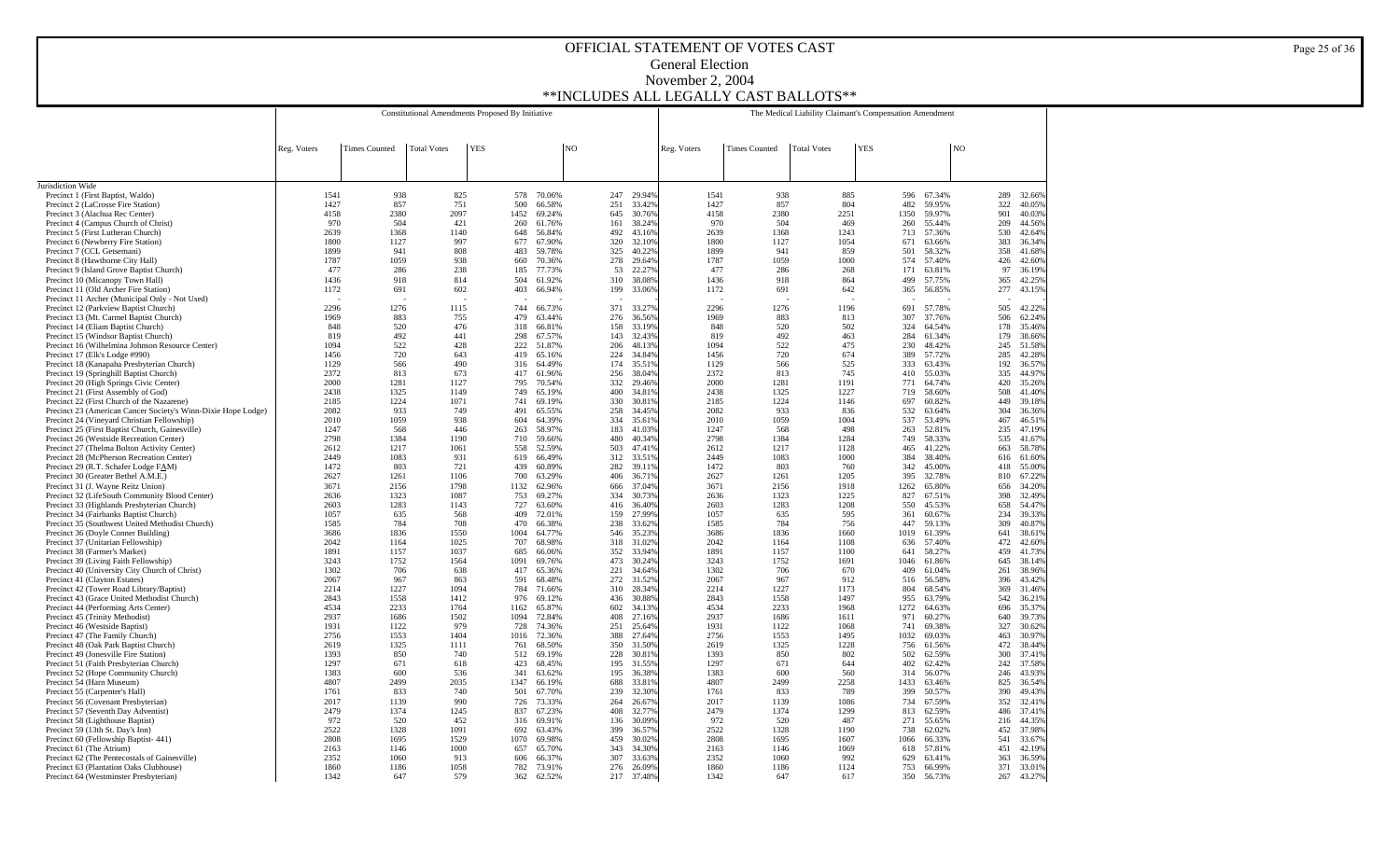# OFFICIAL STATEMENT OF VOTES CAST

## General Election

## November 2, 2004

## **INCLUDES ALL LEGALLY CAST BALLOTS**

| | Constitutional Amendments Proposed By Initiative | | | | | | | The Medical Liability Claimant's Compensation Amendment | | | | | | |
|---|---|---|---|---|---|---|---|---|---|---|---|---|---|---|
| | Reg. Voters | Times Counted | Total Votes | YES | | NO | | Reg. Voters | Times Counted | Total Votes | YES | | NO | |
| Jurisdiction Wide | | | | | | | | | | | | | | |
| Precinct 1 (First Baptist, Waldo) | 1541 | 938 | 825 | 578 | 70.06% | 247 | 29.94% | 1541 | 938 | 885 | 596 | 67.34% | 289 | 32.66% |
| Precinct 2 (LaCrosse Fire Station) | 1427 | 857 | 751 | 500 | 66.58% | 251 | 33.42% | 1427 | 857 | 804 | 482 | 59.95% | 322 | 40.05% |
| Precinct 3 (Alachua Rec Center) | 4158 | 2380 | 2097 | 1452 | 69.24% | 645 | 30.76% | 4158 | 2380 | 2251 | 1350 | 59.97% | 901 | 40.03% |
| Precinct 4 (Campus Church of Christ) | 970 | 504 | 421 | 260 | 61.76% | 161 | 38.24% | 970 | 504 | 469 | 260 | 55.44% | 209 | 44.56% |
| Precinct 5 (First Lutheran Church) | 2639 | 1368 | 1140 | 648 | 56.84% | 492 | 43.16% | 2639 | 1368 | 1243 | 713 | 57.36% | 530 | 42.64% |
| Precinct 6 (Newberry Fire Station) | 1800 | 1127 | 997 | 677 | 67.90% | 320 | 32.10% | 1800 | 1127 | 1054 | 671 | 63.66% | 383 | 36.34% |
| Precinct 7 (CCL Getsemani) | 1899 | 941 | 808 | 483 | 59.78% | 325 | 40.22% | 1899 | 941 | 859 | 501 | 58.32% | 358 | 41.68% |
| Precinct 8 (Hawthorne City Hall) | 1787 | 1059 | 938 | 660 | 70.36% | 278 | 29.64% | 1787 | 1059 | 1000 | 574 | 57.40% | 426 | 42.60% |
| Precinct 9 (Island Grove Baptist Church) | 477 | 286 | 238 | 185 | 77.73% | 53 | 22.27% | 477 | 286 | 268 | 171 | 63.81% | 97 | 36.19% |
| Precinct 10 (Micanopy Town Hall) | 1436 | 918 | 814 | 504 | 61.92% | 310 | 38.08% | 1436 | 918 | 864 | 499 | 57.75% | 365 | 42.25% |
| Precinct 11 (Old Archer Fire Station) | 1172 | 691 | 602 | 403 | 66.94% | 199 | 33.06% | 1172 | 691 | 642 | 365 | 56.85% | 277 | 43.15% |
| Precinct 11 Archer (Municipal Only - Not Used) | - | - | - | - | - | - | - | - | - | - | - | - | - | - |
| Precinct 12 (Parkview Baptist Church) | 2296 | 1276 | 1115 | 744 | 66.73% | 371 | 33.27% | 2296 | 1276 | 1196 | 691 | 57.78% | 505 | 42.22% |
| Precinct 13 (Mt. Carmel Baptist Church) | 1969 | 883 | 755 | 479 | 63.44% | 276 | 36.56% | 1969 | 883 | 813 | 307 | 37.76% | 506 | 62.24% |
| Precinct 14 (Eliam Baptist Church) | 848 | 520 | 476 | 318 | 66.81% | 158 | 33.19% | 848 | 520 | 502 | 324 | 64.54% | 178 | 35.46% |
| Precinct 15 (Windsor Baptist Church) | 819 | 492 | 441 | 298 | 67.57% | 143 | 32.43% | 819 | 492 | 463 | 284 | 61.34% | 179 | 38.66% |
| Precinct 16 (Wilhelmina Johnson Resource Center) | 1094 | 522 | 428 | 222 | 51.87% | 206 | 48.13% | 1094 | 522 | 475 | 230 | 48.42% | 245 | 51.58% |
| Precinct 17 (Elk's Lodge #990) | 1456 | 720 | 643 | 419 | 65.16% | 224 | 34.84% | 1456 | 720 | 674 | 389 | 57.72% | 285 | 42.28% |
| Precinct 18 (Kanapaha Presbyterian Church) | 1129 | 566 | 490 | 316 | 64.49% | 174 | 35.51% | 1129 | 566 | 525 | 333 | 63.43% | 192 | 36.57% |
| Precinct 19 (Springhill Baptist Church) | 2372 | 813 | 673 | 417 | 61.96% | 256 | 38.04% | 2372 | 813 | 745 | 410 | 55.03% | 335 | 44.97% |
| Precinct 20 (High Springs Civic Center) | 2000 | 1281 | 1127 | 795 | 70.54% | 332 | 29.46% | 2000 | 1281 | 1191 | 771 | 64.74% | 420 | 35.26% |
| Precinct 21 (First Assembly of God) | 2438 | 1325 | 1149 | 749 | 65.19% | 400 | 34.81% | 2438 | 1325 | 1227 | 719 | 58.60% | 508 | 41.40% |
| Precinct 22 (First Church of the Nazarene) | 2185 | 1224 | 1071 | 741 | 69.19% | 330 | 30.81% | 2185 | 1224 | 1146 | 697 | 60.82% | 449 | 39.18% |
| Precinct 23 (American Cancer Society's Winn-Dixie Hope Lodge) | 2082 | 933 | 749 | 491 | 65.55% | 258 | 34.45% | 2082 | 933 | 836 | 532 | 63.64% | 304 | 36.36% |
| Precinct 24 (Vineyard Christian Fellowship) | 2010 | 1059 | 938 | 604 | 64.39% | 334 | 35.61% | 2010 | 1059 | 1004 | 537 | 53.49% | 467 | 46.51% |
| Precinct 25 (First Baptist Church, Gainesville) | 1247 | 568 | 446 | 263 | 58.97% | 183 | 41.03% | 1247 | 568 | 498 | 263 | 52.81% | 235 | 47.19% |
| Precinct 26 (Westside Recreation Center) | 2798 | 1384 | 1190 | 710 | 59.66% | 480 | 40.34% | 2798 | 1384 | 1284 | 749 | 58.33% | 535 | 41.67% |
| Precinct 27 (Thelma Bolton Activity Center) | 2612 | 1217 | 1061 | 558 | 52.59% | 503 | 47.41% | 2612 | 1217 | 1128 | 465 | 41.22% | 663 | 58.78% |
| Precinct 28 (McPherson Recreation Center) | 2449 | 1083 | 931 | 619 | 66.49% | 312 | 33.51% | 2449 | 1083 | 1000 | 384 | 38.40% | 616 | 61.60% |
| Precinct 29 (R.T. Schafer Lodge F&M) | 1472 | 803 | 721 | 439 | 60.89% | 282 | 39.11% | 1472 | 803 | 760 | 342 | 45.00% | 418 | 55.00% |
| Precinct 30 (Greater Bethel A.M.E.) | 2627 | 1261 | 1106 | 700 | 63.29% | 406 | 36.71% | 2627 | 1261 | 1205 | 395 | 32.78% | 810 | 67.22% |
| Precinct 31 (J. Wayne Reitz Union) | 3671 | 2156 | 1798 | 1132 | 62.96% | 666 | 37.04% | 3671 | 2156 | 1918 | 1262 | 65.80% | 656 | 34.20% |
| Precinct 32 (LifeSouth Community Blood Center) | 2636 | 1323 | 1087 | 753 | 69.27% | 334 | 30.73% | 2636 | 1323 | 1225 | 827 | 67.51% | 398 | 32.49% |
| Precinct 33 (Highlands Presbyterian Church) | 2603 | 1283 | 1143 | 727 | 63.60% | 416 | 36.40% | 2603 | 1283 | 1208 | 550 | 45.53% | 658 | 54.47% |
| Precinct 34 (Fairbanks Baptist Church) | 1057 | 635 | 568 | 409 | 72.01% | 159 | 27.99% | 1057 | 635 | 595 | 361 | 60.67% | 234 | 39.33% |
| Precinct 35 (Southwest United Methodist Church) | 1585 | 784 | 708 | 470 | 66.38% | 238 | 33.62% | 1585 | 784 | 756 | 447 | 59.13% | 309 | 40.87% |
| Precinct 36 (Doyle Conner Building) | 3686 | 1836 | 1550 | 1004 | 64.77% | 546 | 35.23% | 3686 | 1836 | 1660 | 1019 | 61.39% | 641 | 38.61% |
| Precinct 37 (Unitarian Fellowship) | 2042 | 1164 | 1025 | 707 | 68.98% | 318 | 31.02% | 2042 | 1164 | 1108 | 636 | 57.40% | 472 | 42.60% |
| Precinct 38 (Farmer's Market) | 1891 | 1157 | 1037 | 685 | 66.06% | 352 | 33.94% | 1891 | 1157 | 1100 | 641 | 58.27% | 459 | 41.73% |
| Precinct 39 (Living Faith Fellowship) | 3243 | 1752 | 1564 | 1091 | 69.76% | 473 | 30.24% | 3243 | 1752 | 1691 | 1046 | 61.86% | 645 | 38.14% |
| Precinct 40 (University City Church of Christ) | 1302 | 706 | 638 | 417 | 65.36% | 221 | 34.64% | 1302 | 706 | 670 | 409 | 61.04% | 261 | 38.96% |
| Precinct 41 (Clayton Estates) | 2067 | 967 | 863 | 591 | 68.48% | 272 | 31.52% | 2067 | 967 | 912 | 516 | 56.58% | 396 | 43.42% |
| Precinct 42 (Tower Road Library/Baptist) | 2214 | 1227 | 1094 | 784 | 71.66% | 310 | 28.34% | 2214 | 1227 | 1173 | 804 | 68.54% | 369 | 31.46% |
| Precinct 43 (Grace United Methodist Church) | 2843 | 1558 | 1412 | 976 | 69.12% | 436 | 30.88% | 2843 | 1558 | 1497 | 955 | 63.79% | 542 | 36.21% |
| Precinct 44 (Performing Arts Center) | 4534 | 2233 | 1764 | 1162 | 65.87% | 602 | 34.13% | 4534 | 2233 | 1968 | 1272 | 64.63% | 696 | 35.37% |
| Precinct 45 (Trinity Methodist) | 2937 | 1686 | 1502 | 1094 | 72.84% | 408 | 27.16% | 2937 | 1686 | 1611 | 971 | 60.27% | 640 | 39.73% |
| Precinct 46 (Westside Baptist) | 1931 | 1122 | 979 | 728 | 74.36% | 251 | 25.64% | 1931 | 1122 | 1068 | 741 | 69.38% | 327 | 30.62% |
| Precinct 47 (The Family Church) | 2756 | 1553 | 1404 | 1016 | 72.36% | 388 | 27.64% | 2756 | 1553 | 1495 | 1032 | 69.03% | 463 | 30.97% |
| Precinct 48 (Oak Park Baptist Church) | 2619 | 1325 | 1111 | 761 | 68.50% | 350 | 31.50% | 2619 | 1325 | 1228 | 756 | 61.56% | 472 | 38.44% |
| Precinct 49 (Jonesville Fire Station) | 1393 | 850 | 740 | 512 | 69.19% | 228 | 30.81% | 1393 | 850 | 802 | 502 | 62.59% | 300 | 37.41% |
| Precinct 51 (Faith Presbyterian Church) | 1297 | 671 | 618 | 423 | 68.45% | 195 | 31.55% | 1297 | 671 | 644 | 402 | 62.42% | 242 | 37.58% |
| Precinct 52 (Hope Community Church) | 1383 | 600 | 536 | 341 | 63.62% | 195 | 36.38% | 1383 | 600 | 560 | 314 | 56.07% | 246 | 43.93% |
| Precinct 54 (Harn Museum) | 4807 | 2499 | 2035 | 1347 | 66.19% | 688 | 33.81% | 4807 | 2499 | 2258 | 1433 | 63.46% | 825 | 36.54% |
| Precinct 55 (Carpenter's Hall) | 1761 | 833 | 740 | 501 | 67.70% | 239 | 32.30% | 1761 | 833 | 789 | 399 | 50.57% | 390 | 49.43% |
| Precinct 56 (Covenant Presbyterian) | 2017 | 1139 | 990 | 726 | 73.33% | 264 | 26.67% | 2017 | 1139 | 1086 | 734 | 67.59% | 352 | 32.41% |
| Precinct 57 (Seventh Day Adventist) | 2479 | 1374 | 1245 | 837 | 67.23% | 408 | 32.77% | 2479 | 1374 | 1299 | 813 | 62.59% | 486 | 37.41% |
| Precinct 58 (Lighthouse Baptist) | 972 | 520 | 452 | 316 | 69.91% | 136 | 30.09% | 972 | 520 | 487 | 271 | 55.65% | 216 | 44.35% |
| Precinct 59 (13th St. Day's Inn) | 2522 | 1328 | 1091 | 692 | 63.43% | 399 | 36.57% | 2522 | 1328 | 1190 | 738 | 62.02% | 452 | 37.98% |
| Precinct 60 (Fellowship Baptist- 441) | 2808 | 1695 | 1529 | 1070 | 69.98% | 459 | 30.02% | 2808 | 1695 | 1607 | 1066 | 66.33% | 541 | 33.67% |
| Precinct 61 (The Atrium) | 2163 | 1146 | 1000 | 657 | 65.70% | 343 | 34.30% | 2163 | 1146 | 1069 | 618 | 57.81% | 451 | 42.19% |
| Precinct 62 (The Pentecostals of Gainesville) | 2352 | 1060 | 913 | 606 | 66.37% | 307 | 33.63% | 2352 | 1060 | 992 | 629 | 63.41% | 363 | 36.59% |
| Precinct 63 (Plantation Oaks Clubhouse) | 1860 | 1186 | 1058 | 782 | 73.91% | 276 | 26.09% | 1860 | 1186 | 1124 | 753 | 66.99% | 371 | 33.01% |
| Precinct 64 (Westminster Presbyterian) | 1342 | 647 | 579 | 362 | 62.52% | 217 | 37.48% | 1342 | 647 | 617 | 350 | 56.73% | 267 | 43.27% |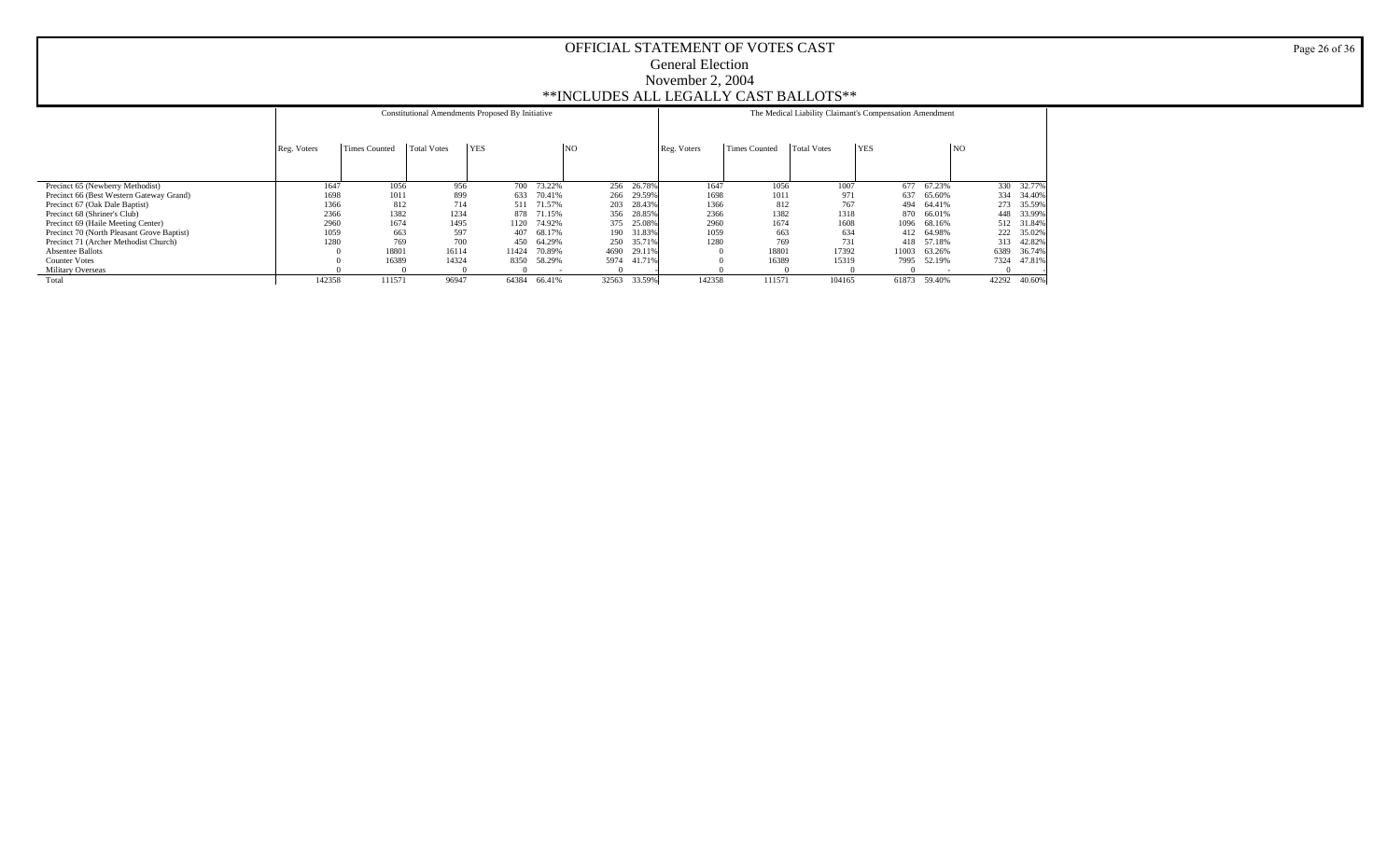# OFFICIAL STATEMENT OF VOTES CAST
## General Election
## November 2, 2004
## **INCLUDES ALL LEGALLY CAST BALLOTS**

| | Constitutional Amendments Proposed By Initiative | | | | | | | The Medical Liability Claimant's Compensation Amendment | | | | | | |
|---|---|---|---|---|---|---|---|---|---|---|---|---|---|---|
| | Reg. Voters | Times Counted | Total Votes | YES | | NO | | Reg. Voters | Times Counted | Total Votes | YES | | NO | |
| Precinct 65 (Newberry Methodist) | 1647 | 1056 | 956 | 700 | 73.22% | 256 | 26.78% | 1647 | 1056 | 1007 | 677 | 67.23% | 330 | 32.77% |
| Precinct 66 (Best Western Gateway Grand) | 1698 | 1011 | 899 | 633 | 70.41% | 266 | 29.59% | 1698 | 1011 | 971 | 637 | 65.60% | 334 | 34.40% |
| Precinct 67 (Oak Dale Baptist) | 1366 | 812 | 714 | 511 | 71.57% | 203 | 28.43% | 1366 | 812 | 767 | 494 | 64.41% | 273 | 35.59% |
| Precinct 68 (Shriner's Club) | 2366 | 1382 | 1234 | 878 | 71.15% | 356 | 28.85% | 2366 | 1382 | 1318 | 870 | 66.01% | 448 | 33.99% |
| Precinct 69 (Haile Meeting Center) | 2960 | 1674 | 1495 | 1120 | 74.92% | 375 | 25.08% | 2960 | 1674 | 1608 | 1096 | 68.16% | 512 | 31.84% |
| Precinct 70 (North Pleasant Grove Baptist) | 1059 | 663 | 597 | 407 | 68.17% | 190 | 31.83% | 1059 | 663 | 634 | 412 | 64.98% | 222 | 35.02% |
| Precinct 71 (Archer Methodist Church) | 1280 | 769 | 700 | 450 | 64.29% | 250 | 35.71% | 1280 | 769 | 731 | 418 | 57.18% | 313 | 42.82% |
| Absentee Ballots | 0 | 18801 | 16114 | 11424 | 70.89% | 4690 | 29.11% | 0 | 18801 | 17392 | 11003 | 63.26% | 6389 | 36.74% |
| Counter Votes | 0 | 16389 | 14324 | 8350 | 58.29% | 5974 | 41.71% | 0 | 16389 | 15319 | 7995 | 52.19% | 7324 | 47.81% |
| Military Overseas | 0 | 0 | 0 | 0 | - | 0 | - | 0 | 0 | 0 | 0 | - | 0 | - |
| Total | 142358 | 111571 | 96947 | 64384 | 66.41% | 32563 | 33.59% | 142358 | 111571 | 104165 | 61873 | 59.40% | 42292 | 40.60% |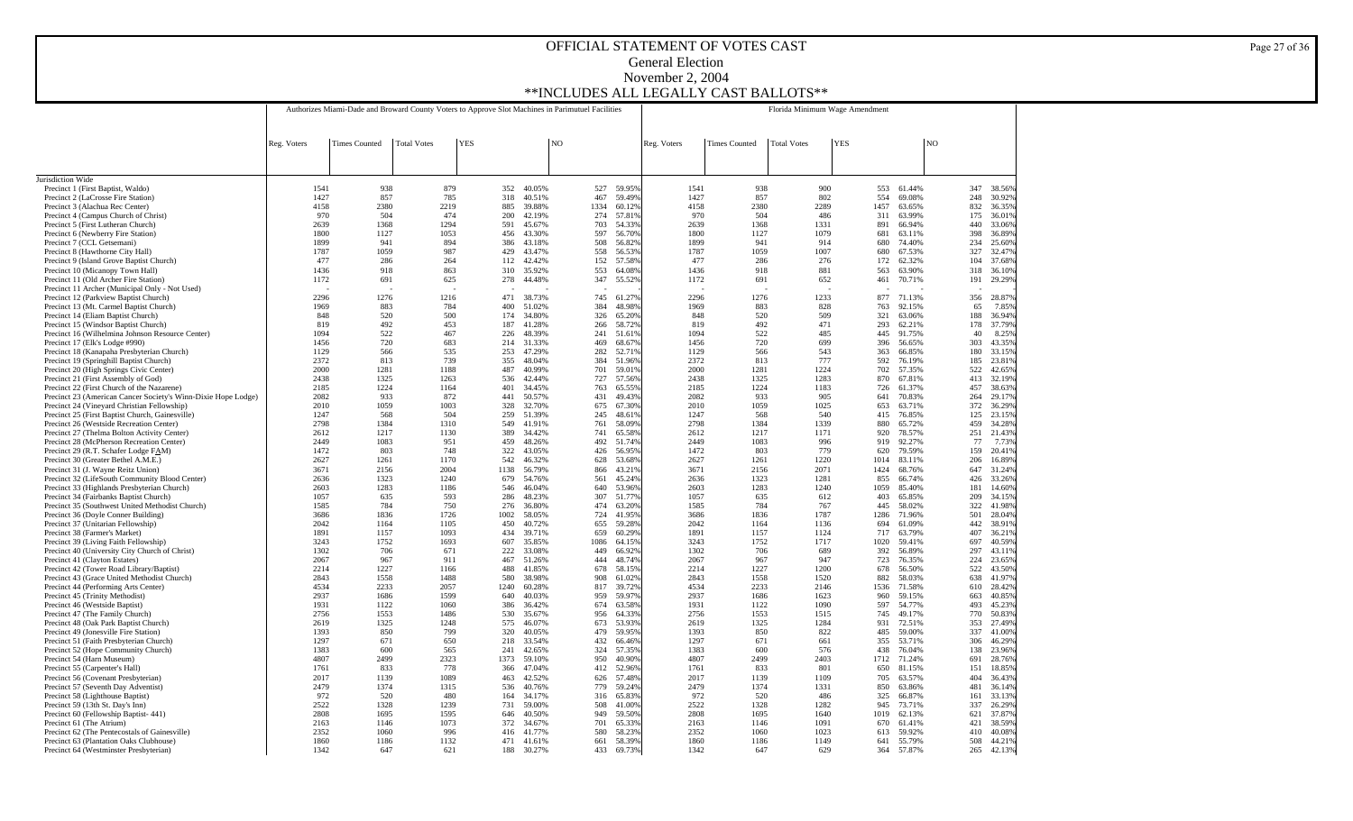# OFFICIAL STATEMENT OF VOTES CAST

## General Election

## November 2, 2004

## **INCLUDES ALL LEGALLY CAST BALLOTS**

| | Authorizes Miami-Dade and Broward County Voters to Approve Slot Machines in Parimutuel Facilities | | | | | | | Florida Minimum Wage Amendment | | | | | | |
|---|---|---|---|---|---|---|---|---|---|---|---|---|---|---|
| | Reg. Voters | Times Counted | Total Votes | YES | | NO | | Reg. Voters | Times Counted | Total Votes | YES | | NO | |
| Jurisdiction Wide | | | | | | | | | | | | | | |
| Precinct 1 (First Baptist, Waldo) | 1541 | 938 | 879 | 352 | 40.05% | 527 | 59.95% | 1541 | 938 | 900 | 553 | 61.44% | 347 | 38.56% |
| Precinct 2 (LaCrosse Fire Station) | 1427 | 857 | 785 | 318 | 40.51% | 467 | 59.49% | 1427 | 857 | 802 | 554 | 69.08% | 248 | 30.92% |
| Precinct 3 (Alachua Rec Center) | 4158 | 2380 | 2219 | 885 | 39.88% | 1334 | 60.12% | 4158 | 2380 | 2289 | 1457 | 63.65% | 832 | 36.35% |
| Precinct 4 (Campus Church of Christ) | 970 | 504 | 474 | 200 | 42.19% | 274 | 57.81% | 970 | 504 | 486 | 311 | 63.99% | 175 | 36.01% |
| Precinct 5 (First Lutheran Church) | 2639 | 1368 | 1294 | 591 | 45.67% | 703 | 54.33% | 2639 | 1368 | 1331 | 891 | 66.94% | 440 | 33.06% |
| Precinct 6 (Newberry Fire Station) | 1800 | 1127 | 1053 | 456 | 43.30% | 597 | 56.70% | 1800 | 1127 | 1079 | 681 | 63.11% | 398 | 36.89% |
| Precinct 7 (CCL Getsemani) | 1899 | 941 | 894 | 386 | 43.18% | 508 | 56.82% | 1899 | 941 | 914 | 680 | 74.40% | 234 | 25.60% |
| Precinct 8 (Hawthorne City Hall) | 1787 | 1059 | 987 | 429 | 43.47% | 558 | 56.53% | 1787 | 1059 | 1007 | 680 | 67.53% | 327 | 32.47% |
| Precinct 9 (Island Grove Baptist Church) | 477 | 286 | 264 | 112 | 42.42% | 152 | 57.58% | 477 | 286 | 276 | 172 | 62.32% | 104 | 37.68% |
| Precinct 10 (Micanopy Town Hall) | 1436 | 918 | 863 | 310 | 35.92% | 553 | 64.08% | 1436 | 918 | 881 | 563 | 63.90% | 318 | 36.10% |
| Precinct 11 (Old Archer Fire Station) | 1172 | 691 | 625 | 278 | 44.48% | 347 | 55.52% | 1172 | 691 | 652 | 461 | 70.71% | 191 | 29.29% |
| Precinct 11 Archer (Municipal Only - Not Used) | - | - | - | - | - | - | - | - | - | - | - | - | - | - |
| Precinct 12 (Parkview Baptist Church) | 2296 | 1276 | 1216 | 471 | 38.73% | 745 | 61.27% | 2296 | 1276 | 1233 | 877 | 71.13% | 356 | 28.87% |
| Precinct 13 (Mt. Carmel Baptist Church) | 1969 | 883 | 784 | 400 | 51.02% | 384 | 48.98% | 1969 | 883 | 828 | 763 | 92.15% | 65 | 7.85% |
| Precinct 14 (Eliam Baptist Church) | 848 | 520 | 500 | 174 | 34.80% | 326 | 65.20% | 848 | 520 | 509 | 321 | 63.06% | 188 | 36.94% |
| Precinct 15 (Windsor Baptist Church) | 819 | 492 | 453 | 187 | 41.28% | 266 | 58.72% | 819 | 492 | 471 | 293 | 62.21% | 178 | 37.79% |
| Precinct 16 (Wilhelmina Johnson Resource Center) | 1094 | 522 | 467 | 226 | 48.39% | 241 | 51.61% | 1094 | 522 | 485 | 445 | 91.75% | 40 | 8.25% |
| Precinct 17 (Elk's Lodge #990) | 1456 | 720 | 683 | 214 | 31.33% | 469 | 68.67% | 1456 | 720 | 699 | 396 | 56.65% | 303 | 43.35% |
| Precinct 18 (Kanapaha Presbyterian Church) | 1129 | 566 | 535 | 253 | 47.29% | 282 | 52.71% | 1129 | 566 | 543 | 363 | 66.85% | 180 | 33.15% |
| Precinct 19 (Springhill Baptist Church) | 2372 | 813 | 739 | 355 | 48.04% | 384 | 51.96% | 2372 | 813 | 777 | 592 | 76.19% | 185 | 23.81% |
| Precinct 20 (High Springs Civic Center) | 2000 | 1281 | 1188 | 487 | 40.99% | 701 | 59.01% | 2000 | 1281 | 1224 | 702 | 57.35% | 522 | 42.65% |
| Precinct 21 (First Assembly of God) | 2438 | 1325 | 1263 | 536 | 42.44% | 727 | 57.56% | 2438 | 1325 | 1283 | 870 | 67.81% | 413 | 32.19% |
| Precinct 22 (First Church of the Nazarene) | 2185 | 1224 | 1164 | 401 | 34.45% | 763 | 65.55% | 2185 | 1224 | 1183 | 726 | 61.37% | 457 | 38.63% |
| Precinct 23 (American Cancer Society's Winn-Dixie Hope Lodge) | 2082 | 933 | 872 | 441 | 50.57% | 431 | 49.43% | 2082 | 933 | 905 | 641 | 70.83% | 264 | 29.17% |
| Precinct 24 (Vineyard Christian Fellowship) | 2010 | 1059 | 1003 | 328 | 32.70% | 675 | 67.30% | 2010 | 1059 | 1025 | 653 | 63.71% | 372 | 36.29% |
| Precinct 25 (First Baptist Church, Gainesville) | 1247 | 568 | 504 | 259 | 51.39% | 245 | 48.61% | 1247 | 568 | 540 | 415 | 76.85% | 125 | 23.15% |
| Precinct 26 (Westside Recreation Center) | 2798 | 1384 | 1310 | 549 | 41.91% | 761 | 58.09% | 2798 | 1384 | 1339 | 880 | 65.72% | 459 | 34.28% |
| Precinct 27 (Thelma Bolton Activity Center) | 2612 | 1217 | 1130 | 389 | 34.42% | 741 | 65.58% | 2612 | 1217 | 1171 | 920 | 78.57% | 251 | 21.43% |
| Precinct 28 (McPherson Recreation Center) | 2449 | 1083 | 951 | 459 | 48.26% | 492 | 51.74% | 2449 | 1083 | 996 | 919 | 92.27% | 77 | 7.73% |
| Precinct 29 (R.T. Schafer Lodge FAM) | 1472 | 803 | 748 | 322 | 43.05% | 426 | 56.95% | 1472 | 803 | 779 | 620 | 79.59% | 159 | 20.41% |
| Precinct 30 (Greater Bethel A.M.E.) | 2627 | 1261 | 1170 | 542 | 46.32% | 628 | 53.68% | 2627 | 1261 | 1220 | 1014 | 83.11% | 206 | 16.89% |
| Precinct 31 (J. Wayne Reitz Union) | 3671 | 2156 | 2004 | 1138 | 56.79% | 866 | 43.21% | 3671 | 2156 | 2071 | 1424 | 68.76% | 647 | 31.24% |
| Precinct 32 (LifeSouth Community Blood Center) | 2636 | 1323 | 1240 | 679 | 54.76% | 561 | 45.24% | 2636 | 1323 | 1281 | 855 | 66.74% | 426 | 33.26% |
| Precinct 33 (Highlands Presbyterian Church) | 2603 | 1283 | 1186 | 546 | 46.04% | 640 | 53.96% | 2603 | 1283 | 1240 | 1059 | 85.40% | 181 | 14.60% |
| Precinct 34 (Fairbanks Baptist Church) | 1057 | 635 | 593 | 286 | 48.23% | 307 | 51.77% | 1057 | 635 | 612 | 403 | 65.85% | 209 | 34.15% |
| Precinct 35 (Southwest United Methodist Church) | 1585 | 784 | 750 | 276 | 36.80% | 474 | 63.20% | 1585 | 784 | 767 | 445 | 58.02% | 322 | 41.98% |
| Precinct 36 (Doyle Conner Building) | 3686 | 1836 | 1726 | 1002 | 58.05% | 724 | 41.95% | 3686 | 1836 | 1787 | 1286 | 71.96% | 501 | 28.04% |
| Precinct 37 (Unitarian Fellowship) | 2042 | 1164 | 1105 | 450 | 40.72% | 655 | 59.28% | 2042 | 1164 | 1136 | 694 | 61.09% | 442 | 38.91% |
| Precinct 38 (Farmer's Market) | 1891 | 1157 | 1093 | 434 | 39.71% | 659 | 60.29% | 1891 | 1157 | 1124 | 717 | 63.79% | 407 | 36.21% |
| Precinct 39 (Living Faith Fellowship) | 3243 | 1752 | 1693 | 607 | 35.85% | 1086 | 64.15% | 3243 | 1752 | 1717 | 1020 | 59.41% | 697 | 40.59% |
| Precinct 40 (University City Church of Christ) | 1302 | 706 | 671 | 222 | 33.08% | 449 | 66.92% | 1302 | 706 | 689 | 392 | 56.89% | 297 | 43.11% |
| Precinct 41 (Clayton Estates) | 2067 | 967 | 911 | 467 | 51.26% | 444 | 48.74% | 2067 | 967 | 947 | 723 | 76.35% | 224 | 23.65% |
| Precinct 42 (Tower Road Library/Baptist) | 2214 | 1227 | 1166 | 488 | 41.85% | 678 | 58.15% | 2214 | 1227 | 1200 | 678 | 56.50% | 522 | 43.50% |
| Precinct 43 (Grace United Methodist Church) | 2843 | 1558 | 1488 | 580 | 38.98% | 908 | 61.02% | 2843 | 1558 | 1520 | 882 | 58.03% | 638 | 41.97% |
| Precinct 44 (Performing Arts Center) | 4534 | 2233 | 2057 | 1240 | 60.28% | 817 | 39.72% | 4534 | 2233 | 2146 | 1536 | 71.58% | 610 | 28.42% |
| Precinct 45 (Trinity Methodist) | 2937 | 1686 | 1599 | 640 | 40.03% | 959 | 59.97% | 2937 | 1686 | 1623 | 960 | 59.15% | 663 | 40.85% |
| Precinct 46 (Westside Baptist) | 1931 | 1122 | 1060 | 386 | 36.42% | 674 | 63.58% | 1931 | 1122 | 1090 | 597 | 54.77% | 493 | 45.23% |
| Precinct 47 (The Family Church) | 2756 | 1553 | 1486 | 530 | 35.67% | 956 | 64.33% | 2756 | 1553 | 1515 | 745 | 49.17% | 770 | 50.83% |
| Precinct 48 (Oak Park Baptist Church) | 2619 | 1325 | 1248 | 575 | 46.07% | 673 | 53.93% | 2619 | 1325 | 1284 | 931 | 72.51% | 353 | 27.49% |
| Precinct 49 (Jonesville Fire Station) | 1393 | 850 | 799 | 320 | 40.05% | 479 | 59.95% | 1393 | 850 | 822 | 485 | 59.00% | 337 | 41.00% |
| Precinct 51 (Faith Presbyterian Church) | 1297 | 671 | 650 | 218 | 33.54% | 432 | 66.46% | 1297 | 671 | 661 | 355 | 53.71% | 306 | 46.29% |
| Precinct 52 (Hope Community Church) | 1383 | 600 | 565 | 241 | 42.65% | 324 | 57.35% | 1383 | 600 | 576 | 438 | 76.04% | 138 | 23.96% |
| Precinct 54 (Harn Museum) | 4807 | 2499 | 2323 | 1373 | 59.10% | 950 | 40.90% | 4807 | 2499 | 2403 | 1712 | 71.24% | 691 | 28.76% |
| Precinct 55 (Carpenter's Hall) | 1761 | 833 | 778 | 366 | 47.04% | 412 | 52.96% | 1761 | 833 | 801 | 650 | 81.15% | 151 | 18.85% |
| Precinct 56 (Covenant Presbyterian) | 2017 | 1139 | 1089 | 463 | 42.52% | 626 | 57.48% | 2017 | 1139 | 1109 | 705 | 63.57% | 404 | 36.43% |
| Precinct 57 (Seventh Day Adventist) | 2479 | 1374 | 1315 | 536 | 40.76% | 779 | 59.24% | 2479 | 1374 | 1331 | 850 | 63.86% | 481 | 36.14% |
| Precinct 58 (Lighthouse Baptist) | 972 | 520 | 480 | 164 | 34.17% | 316 | 65.83% | 972 | 520 | 486 | 325 | 66.87% | 161 | 33.13% |
| Precinct 59 (13th St. Day's Inn) | 2522 | 1328 | 1239 | 731 | 59.00% | 508 | 41.00% | 2522 | 1328 | 1282 | 945 | 73.71% | 337 | 26.29% |
| Precinct 60 (Fellowship Baptist- 441) | 2808 | 1695 | 1595 | 646 | 40.50% | 949 | 59.50% | 2808 | 1695 | 1640 | 1019 | 62.13% | 621 | 37.87% |
| Precinct 61 (The Atrium) | 2163 | 1146 | 1073 | 372 | 34.67% | 701 | 65.33% | 2163 | 1146 | 1091 | 670 | 61.41% | 421 | 38.59% |
| Precinct 62 (The Pentecostals of Gainesville) | 2352 | 1060 | 996 | 416 | 41.77% | 580 | 58.23% | 2352 | 1060 | 1023 | 613 | 59.92% | 410 | 40.08% |
| Precinct 63 (Plantation Oaks Clubhouse) | 1860 | 1186 | 1132 | 471 | 41.61% | 661 | 58.39% | 1860 | 1186 | 1149 | 641 | 55.79% | 508 | 44.21% |
| Precinct 64 (Westminster Presbyterian) | 1342 | 647 | 621 | 188 | 30.27% | 433 | 69.73% | 1342 | 647 | 629 | 364 | 57.87% | 265 | 42.13% |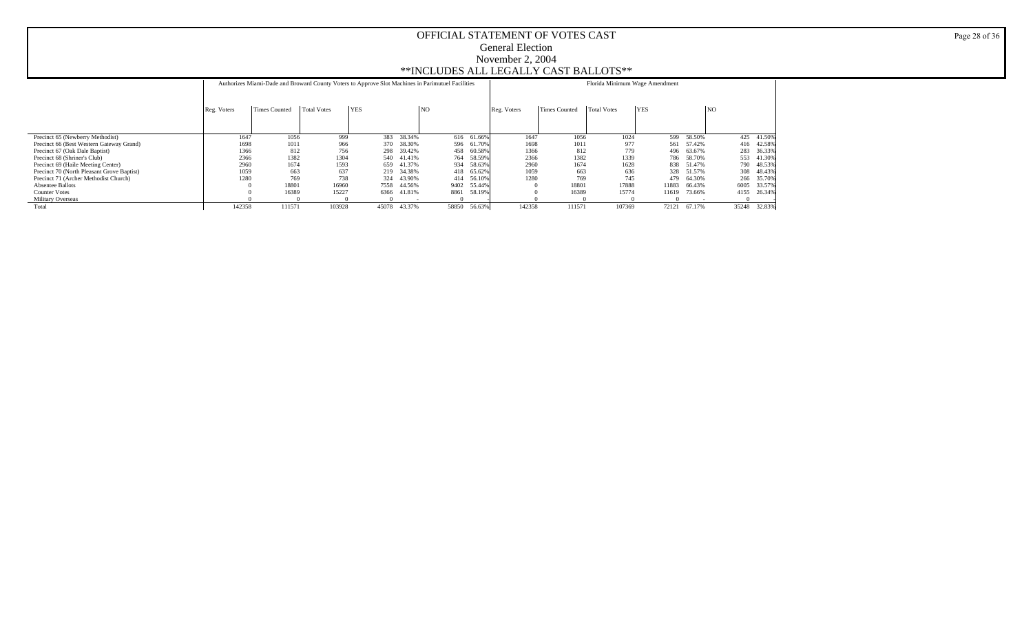# OFFICIAL STATEMENT OF VOTES CAST

## General Election

## November 2, 2004

## **INCLUDES ALL LEGALLY CAST BALLOTS**

| | Authorizes Miami-Dade and Broward County Voters to Approve Slot Machines in Parimutuel Facilities | | | | | | | Florida Minimum Wage Amendment | | | | | | |
|---|---|---|---|---|---|---|---|---|---|---|---|---|---|---|
| | Reg. Voters | Times Counted | Total Votes | YES | | NO | | Reg. Voters | Times Counted | Total Votes | YES | | NO | |
| Precinct 65 (Newberry Methodist) | 1647 | 1056 | 999 | 383 | 38.34% | 616 | 61.66% | 1647 | 1056 | 1024 | 599 | 58.50% | 425 | 41.50% |
| Precinct 66 (Best Western Gateway Grand) | 1698 | 1011 | 966 | 370 | 38.30% | 596 | 61.70% | 1698 | 1011 | 977 | 561 | 57.42% | 416 | 42.58% |
| Precinct 67 (Oak Dale Baptist) | 1366 | 812 | 756 | 298 | 39.42% | 458 | 60.58% | 1366 | 812 | 779 | 496 | 63.67% | 283 | 36.33% |
| Precinct 68 (Shriner's Club) | 2366 | 1382 | 1304 | 540 | 41.41% | 764 | 58.59% | 2366 | 1382 | 1339 | 786 | 58.70% | 553 | 41.30% |
| Precinct 69 (Haile Meeting Center) | 2960 | 1674 | 1593 | 659 | 41.37% | 934 | 58.63% | 2960 | 1674 | 1628 | 838 | 51.47% | 790 | 48.53% |
| Precinct 70 (North Pleasant Grove Baptist) | 1059 | 663 | 637 | 219 | 34.38% | 418 | 65.62% | 1059 | 663 | 636 | 328 | 51.57% | 308 | 48.43% |
| Precinct 71 (Archer Methodist Church) | 1280 | 769 | 738 | 324 | 43.90% | 414 | 56.10% | 1280 | 769 | 745 | 479 | 64.30% | 266 | 35.70% |
| Absentee Ballots | 0 | 18801 | 16960 | 7558 | 44.56% | 9402 | 55.44% | 0 | 18801 | 17888 | 11883 | 66.43% | 6005 | 33.57% |
| Counter Votes | 0 | 16389 | 15227 | 6366 | 41.81% | 8861 | 58.19% | 0 | 16389 | 15774 | 11619 | 73.66% | 4155 | 26.34% |
| Military Overseas | 0 | 0 | 0 | 0 | - | 0 | - | 0 | 0 | 0 | 0 | - | 0 | - |
| Total | 142358 | 111571 | 103928 | 45078 | 43.37% | 58850 | 56.63% | 142358 | 111571 | 107369 | 72121 | 67.17% | 35248 | 32.83% |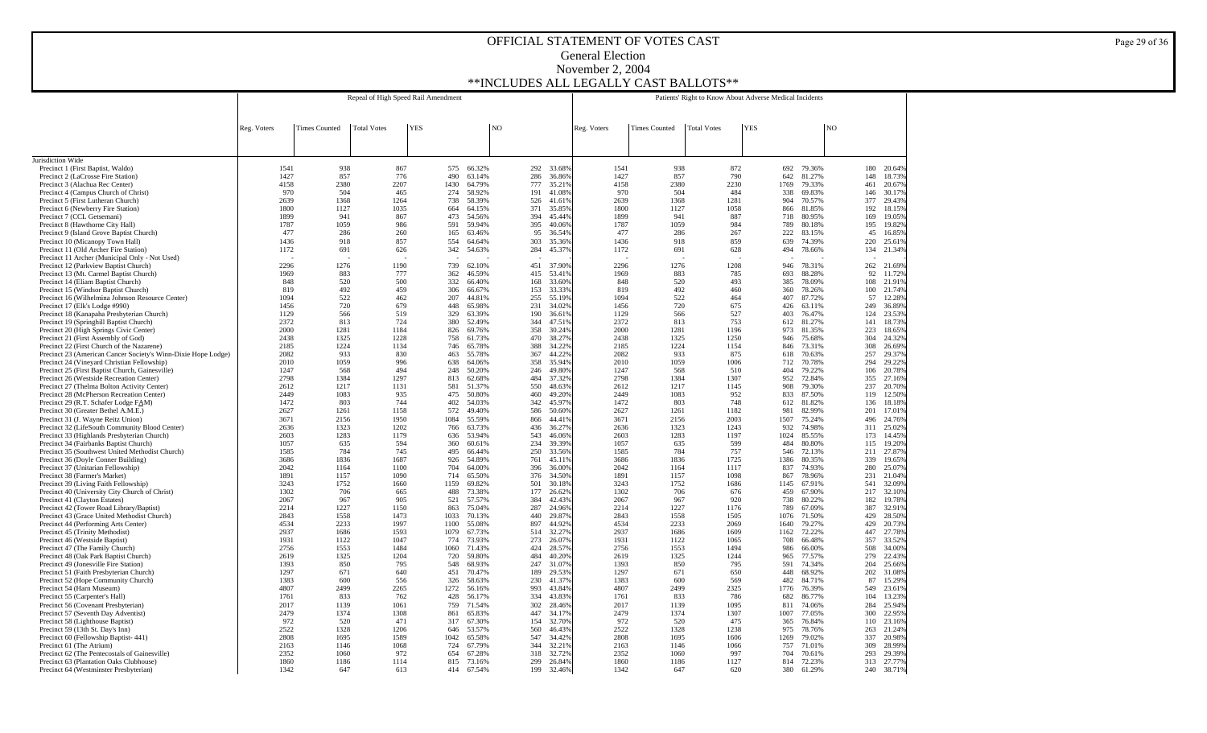# OFFICIAL STATEMENT OF VOTES CAST

## General Election

## November 2, 2004

## **INCLUDES ALL LEGALLY CAST BALLOTS**

| | Repeal of High Speed Rail Amendment | | | | | | | Patients' Right to Know About Adverse Medical Incidents | | | | | | |
|---|---|---|---|---|---|---|---|---|---|---|---|---|---|---|
| | Reg. Voters | Times Counted | Total Votes | YES | | NO | | Reg. Voters | Times Counted | Total Votes | YES | | NO | |
| Jurisdiction Wide | | | | | | | | | | | | | | |
| Precinct 1 (First Baptist, Waldo) | 1541 | 938 | 867 | 575 | 66.32% | 292 | 33.68% | 1541 | 938 | 872 | 692 | 79.36% | 180 | 20.64% |
| Precinct 2 (LaCrosse Fire Station) | 1427 | 857 | 776 | 490 | 63.14% | 286 | 36.86% | 1427 | 857 | 790 | 642 | 81.27% | 148 | 18.73% |
| Precinct 3 (Alachua Rec Center) | 4158 | 2380 | 2207 | 1430 | 64.79% | 777 | 35.21% | 4158 | 2380 | 2230 | 1769 | 79.33% | 461 | 20.67% |
| Precinct 4 (Campus Church of Christ) | 970 | 504 | 465 | 274 | 58.92% | 191 | 41.08% | 970 | 504 | 484 | 338 | 69.83% | 146 | 30.17% |
| Precinct 5 (First Lutheran Church) | 2639 | 1368 | 1264 | 738 | 58.39% | 526 | 41.61% | 2639 | 1368 | 1281 | 904 | 70.57% | 377 | 29.43% |
| Precinct 6 (Newberry Fire Station) | 1800 | 1127 | 1035 | 664 | 64.15% | 371 | 35.85% | 1800 | 1127 | 1058 | 866 | 81.85% | 192 | 18.15% |
| Precinct 7 (CCL Getsemani) | 1899 | 941 | 867 | 473 | 54.56% | 394 | 45.44% | 1899 | 941 | 887 | 718 | 80.95% | 169 | 19.05% |
| Precinct 8 (Hawthorne City Hall) | 1787 | 1059 | 986 | 591 | 59.94% | 395 | 40.06% | 1787 | 1059 | 984 | 789 | 80.18% | 195 | 19.82% |
| Precinct 9 (Island Grove Baptist Church) | 477 | 286 | 260 | 165 | 63.46% | 95 | 36.54% | 477 | 286 | 267 | 222 | 83.15% | 45 | 16.85% |
| Precinct 10 (Micanopy Town Hall) | 1436 | 918 | 857 | 554 | 64.64% | 303 | 35.36% | 1436 | 918 | 859 | 639 | 74.39% | 220 | 25.61% |
| Precinct 11 (Old Archer Fire Station) | 1172 | 691 | 626 | 342 | 54.63% | 284 | 45.37% | 1172 | 691 | 628 | 494 | 78.66% | 134 | 21.34% |
| Precinct 11 Archer (Municipal Only - Not Used) | - | - | - | - | - | - | - | - | - | - | - | - | - | - |
| Precinct 12 (Parkview Baptist Church) | 2296 | 1276 | 1190 | 739 | 62.10% | 451 | 37.90% | 2296 | 1276 | 1208 | 946 | 78.31% | 262 | 21.69% |
| Precinct 13 (Mt. Carmel Baptist Church) | 1969 | 883 | 777 | 362 | 46.59% | 415 | 53.41% | 1969 | 883 | 785 | 693 | 88.28% | 92 | 11.72% |
| Precinct 14 (Eliam Baptist Church) | 848 | 520 | 500 | 332 | 66.40% | 168 | 33.60% | 848 | 520 | 493 | 385 | 78.09% | 108 | 21.91% |
| Precinct 15 (Windsor Baptist Church) | 819 | 492 | 459 | 306 | 66.67% | 153 | 33.33% | 819 | 492 | 460 | 360 | 78.26% | 100 | 21.74% |
| Precinct 16 (Wilhelmina Johnson Resource Center) | 1094 | 522 | 462 | 207 | 44.81% | 255 | 55.19% | 1094 | 522 | 464 | 407 | 87.72% | 57 | 12.28% |
| Precinct 17 (Elk's Lodge #990) | 1456 | 720 | 679 | 448 | 65.98% | 231 | 34.02% | 1456 | 720 | 675 | 426 | 63.11% | 249 | 36.89% |
| Precinct 18 (Kanapaha Presbyterian Church) | 1129 | 566 | 519 | 329 | 63.39% | 190 | 36.61% | 1129 | 566 | 527 | 403 | 76.47% | 124 | 23.53% |
| Precinct 19 (Springhill Baptist Church) | 2372 | 813 | 724 | 380 | 52.49% | 344 | 47.51% | 2372 | 813 | 753 | 612 | 81.27% | 141 | 18.73% |
| Precinct 20 (High Springs Civic Center) | 2000 | 1281 | 1184 | 826 | 69.76% | 358 | 30.24% | 2000 | 1281 | 1196 | 973 | 81.35% | 223 | 18.65% |
| Precinct 21 (First Assembly of God) | 2438 | 1325 | 1228 | 758 | 61.73% | 470 | 38.27% | 2438 | 1325 | 1250 | 946 | 75.68% | 304 | 24.32% |
| Precinct 22 (First Church of the Nazarene) | 2185 | 1224 | 1134 | 746 | 65.78% | 388 | 34.22% | 2185 | 1224 | 1154 | 846 | 73.31% | 308 | 26.69% |
| Precinct 23 (American Cancer Society's Winn-Dixie Hope Lodge) | 2082 | 933 | 830 | 463 | 55.78% | 367 | 44.22% | 2082 | 933 | 875 | 618 | 70.63% | 257 | 29.37% |
| Precinct 24 (Vineyard Christian Fellowship) | 2010 | 1059 | 996 | 638 | 64.06% | 358 | 35.94% | 2010 | 1059 | 1006 | 712 | 70.78% | 294 | 29.22% |
| Precinct 25 (First Baptist Church, Gainesville) | 1247 | 568 | 494 | 248 | 50.20% | 246 | 49.80% | 1247 | 568 | 510 | 404 | 79.22% | 106 | 20.78% |
| Precinct 26 (Westside Recreation Center) | 2798 | 1384 | 1297 | 813 | 62.68% | 484 | 37.32% | 2798 | 1384 | 1307 | 952 | 72.84% | 355 | 27.16% |
| Precinct 27 (Thelma Bolton Activity Center) | 2612 | 1217 | 1131 | 581 | 51.37% | 550 | 48.63% | 2612 | 1217 | 1145 | 908 | 79.30% | 237 | 20.70% |
| Precinct 28 (McPherson Recreation Center) | 2449 | 1083 | 935 | 475 | 50.80% | 460 | 49.20% | 2449 | 1083 | 952 | 833 | 87.50% | 119 | 12.50% |
| Precinct 29 (R.T. Schafer Lodge FAM) | 1472 | 803 | 744 | 402 | 54.03% | 342 | 45.97% | 1472 | 803 | 748 | 612 | 81.82% | 136 | 18.18% |
| Precinct 30 (Greater Bethel A.M.E.) | 2627 | 1261 | 1158 | 572 | 49.40% | 586 | 50.60% | 2627 | 1261 | 1182 | 981 | 82.99% | 201 | 17.01% |
| Precinct 31 (J. Wayne Reitz Union) | 3671 | 2156 | 1950 | 1084 | 55.59% | 866 | 44.41% | 3671 | 2156 | 2003 | 1507 | 75.24% | 496 | 24.76% |
| Precinct 32 (LifeSouth Community Blood Center) | 2636 | 1323 | 1202 | 766 | 63.73% | 436 | 36.27% | 2636 | 1323 | 1243 | 932 | 74.98% | 311 | 25.02% |
| Precinct 33 (Highlands Presbyterian Church) | 2603 | 1283 | 1179 | 636 | 53.94% | 543 | 46.06% | 2603 | 1283 | 1197 | 1024 | 85.55% | 173 | 14.45% |
| Precinct 34 (Fairbanks Baptist Church) | 1057 | 635 | 594 | 360 | 60.61% | 234 | 39.39% | 1057 | 635 | 599 | 484 | 80.80% | 115 | 19.20% |
| Precinct 35 (Southwest United Methodist Church) | 1585 | 784 | 745 | 495 | 66.44% | 250 | 33.56% | 1585 | 784 | 757 | 546 | 72.13% | 211 | 27.87% |
| Precinct 36 (Doyle Conner Building) | 3686 | 1836 | 1687 | 926 | 54.89% | 761 | 45.11% | 3686 | 1836 | 1725 | 1386 | 80.35% | 339 | 19.65% |
| Precinct 37 (Unitarian Fellowship) | 2042 | 1164 | 1100 | 704 | 64.00% | 396 | 36.00% | 2042 | 1164 | 1117 | 837 | 74.93% | 280 | 25.07% |
| Precinct 38 (Farmer's Market) | 1891 | 1157 | 1090 | 714 | 65.50% | 376 | 34.50% | 1891 | 1157 | 1098 | 867 | 78.96% | 231 | 21.04% |
| Precinct 39 (Living Faith Fellowship) | 3243 | 1752 | 1660 | 1159 | 69.82% | 501 | 30.18% | 3243 | 1752 | 1686 | 1145 | 67.91% | 541 | 32.09% |
| Precinct 40 (University City Church of Christ) | 1302 | 706 | 665 | 488 | 73.38% | 177 | 26.62% | 1302 | 706 | 676 | 459 | 67.90% | 217 | 32.10% |
| Precinct 41 (Clayton Estates) | 2067 | 967 | 905 | 521 | 57.57% | 384 | 42.43% | 2067 | 967 | 920 | 738 | 80.22% | 182 | 19.78% |
| Precinct 42 (Tower Road Library/Baptist) | 2214 | 1227 | 1150 | 863 | 75.04% | 287 | 24.96% | 2214 | 1227 | 1176 | 789 | 67.09% | 387 | 32.91% |
| Precinct 43 (Grace United Methodist Church) | 2843 | 1558 | 1473 | 1033 | 70.13% | 440 | 29.87% | 2843 | 1558 | 1505 | 1076 | 71.50% | 429 | 28.50% |
| Precinct 44 (Performing Arts Center) | 4534 | 2233 | 1997 | 1100 | 55.08% | 897 | 44.92% | 4534 | 2233 | 2069 | 1640 | 79.27% | 429 | 20.73% |
| Precinct 45 (Trinity Methodist) | 2937 | 1686 | 1593 | 1079 | 67.73% | 514 | 32.27% | 2937 | 1686 | 1609 | 1162 | 72.22% | 447 | 27.78% |
| Precinct 46 (Westside Baptist) | 1931 | 1122 | 1047 | 774 | 73.93% | 273 | 26.07% | 1931 | 1122 | 1065 | 708 | 66.48% | 357 | 33.52% |
| Precinct 47 (The Family Church) | 2756 | 1553 | 1484 | 1060 | 71.43% | 424 | 28.57% | 2756 | 1553 | 1494 | 986 | 66.00% | 508 | 34.00% |
| Precinct 48 (Oak Park Baptist Church) | 2619 | 1325 | 1204 | 720 | 59.80% | 484 | 40.20% | 2619 | 1325 | 1244 | 965 | 77.57% | 279 | 22.43% |
| Precinct 49 (Jonesville Fire Station) | 1393 | 850 | 795 | 548 | 68.93% | 247 | 31.07% | 1393 | 850 | 795 | 591 | 74.34% | 204 | 25.66% |
| Precinct 51 (Faith Presbyterian Church) | 1297 | 671 | 640 | 451 | 70.47% | 189 | 29.53% | 1297 | 671 | 650 | 448 | 68.92% | 202 | 31.08% |
| Precinct 52 (Hope Community Church) | 1383 | 600 | 556 | 326 | 58.63% | 230 | 41.37% | 1383 | 600 | 569 | 482 | 84.71% | 87 | 15.29% |
| Precinct 54 (Harn Museum) | 4807 | 2499 | 2265 | 1272 | 56.16% | 993 | 43.84% | 4807 | 2499 | 2325 | 1776 | 76.39% | 549 | 23.61% |
| Precinct 55 (Carpenter's Hall) | 1761 | 833 | 762 | 428 | 56.17% | 334 | 43.83% | 1761 | 833 | 786 | 682 | 86.77% | 104 | 13.23% |
| Precinct 56 (Covenant Presbyterian) | 2017 | 1139 | 1061 | 759 | 71.54% | 302 | 28.46% | 2017 | 1139 | 1095 | 811 | 74.06% | 284 | 25.94% |
| Precinct 57 (Seventh Day Adventist) | 2479 | 1374 | 1308 | 861 | 65.83% | 447 | 34.17% | 2479 | 1374 | 1307 | 1007 | 77.05% | 300 | 22.95% |
| Precinct 58 (Lighthouse Baptist) | 972 | 520 | 471 | 317 | 67.30% | 154 | 32.70% | 972 | 520 | 475 | 365 | 76.84% | 110 | 23.16% |
| Precinct 59 (13th St. Day's Inn) | 2522 | 1328 | 1206 | 646 | 53.57% | 560 | 46.43% | 2522 | 1328 | 1238 | 975 | 78.76% | 263 | 21.24% |
| Precinct 60 (Fellowship Baptist- 441) | 2808 | 1695 | 1589 | 1042 | 65.58% | 547 | 34.42% | 2808 | 1695 | 1606 | 1269 | 79.02% | 337 | 20.98% |
| Precinct 61 (The Atrium) | 2163 | 1146 | 1068 | 724 | 67.79% | 344 | 32.21% | 2163 | 1146 | 1066 | 757 | 71.01% | 309 | 28.99% |
| Precinct 62 (The Pentecostals of Gainesville) | 2352 | 1060 | 972 | 654 | 67.28% | 318 | 32.72% | 2352 | 1060 | 997 | 704 | 70.61% | 293 | 29.39% |
| Precinct 63 (Plantation Oaks Clubhouse) | 1860 | 1186 | 1114 | 815 | 73.16% | 299 | 26.84% | 1860 | 1186 | 1127 | 814 | 72.23% | 313 | 27.77% |
| Precinct 64 (Westminster Presbyterian) | 1342 | 647 | 613 | 414 | 67.54% | 199 | 32.46% | 1342 | 647 | 620 | 380 | 61.29% | 240 | 38.71% |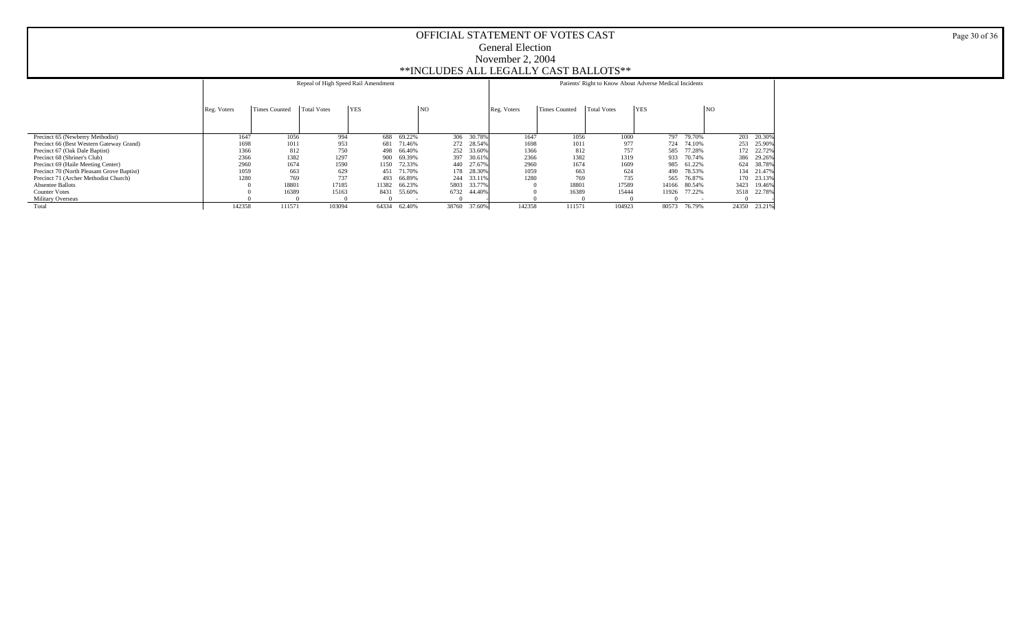# OFFICIAL STATEMENT OF VOTES CAST

General Election

November 2, 2004

**INCLUDES ALL LEGALLY CAST BALLOTS**

| | Repeal of High Speed Rail Amendment | | | | | | | Patients' Right to Know About Adverse Medical Incidents | | | | | | |
|---|---|---|---|---|---|---|---|---|---|---|---|---|---|---|
| | Reg. Voters | Times Counted | Total Votes | YES | | NO | | Reg. Voters | Times Counted | Total Votes | YES | | NO | |
| Precinct 65 (Newberry Methodist) | 1647 | 1056 | 994 | 688 | 69.22% | 306 | 30.78% | 1647 | 1056 | 1000 | 797 | 79.70% | 203 | 20.30% |
| Precinct 66 (Best Western Gateway Grand) | 1698 | 1011 | 953 | 681 | 71.46% | 272 | 28.54% | 1698 | 1011 | 977 | 724 | 74.10% | 253 | 25.90% |
| Precinct 67 (Oak Dale Baptist) | 1366 | 812 | 750 | 498 | 66.40% | 252 | 33.60% | 1366 | 812 | 757 | 585 | 77.28% | 172 | 22.72% |
| Precinct 68 (Shriner's Club) | 2366 | 1382 | 1297 | 900 | 69.39% | 397 | 30.61% | 2366 | 1382 | 1319 | 933 | 70.74% | 386 | 29.26% |
| Precinct 69 (Haile Meeting Center) | 2960 | 1674 | 1590 | 1150 | 72.33% | 440 | 27.67% | 2960 | 1674 | 1609 | 985 | 61.22% | 624 | 38.78% |
| Precinct 70 (North Pleasant Grove Baptist) | 1059 | 663 | 629 | 451 | 71.70% | 178 | 28.30% | 1059 | 663 | 624 | 490 | 78.53% | 134 | 21.47% |
| Precinct 71 (Archer Methodist Church) | 1280 | 769 | 737 | 493 | 66.89% | 244 | 33.11% | 1280 | 769 | 735 | 565 | 76.87% | 170 | 23.13% |
| Absentee Ballots | 0 | 18801 | 17185 | 11382 | 66.23% | 5803 | 33.77% | 0 | 18801 | 17589 | 14166 | 80.54% | 3423 | 19.46% |
| Counter Votes | 0 | 16389 | 15163 | 8431 | 55.60% | 6732 | 44.40% | 0 | 16389 | 15444 | 11926 | 77.22% | 3518 | 22.78% |
| Military Overseas | 0 | 0 | 0 | 0 | - | 0 | - | 0 | 0 | 0 | 0 | - | 0 | - |
| Total | 142358 | 111571 | 103094 | 64334 | 62.40% | 38760 | 37.60% | 142358 | 111571 | 104923 | 80573 | 76.79% | 24350 | 23.21% |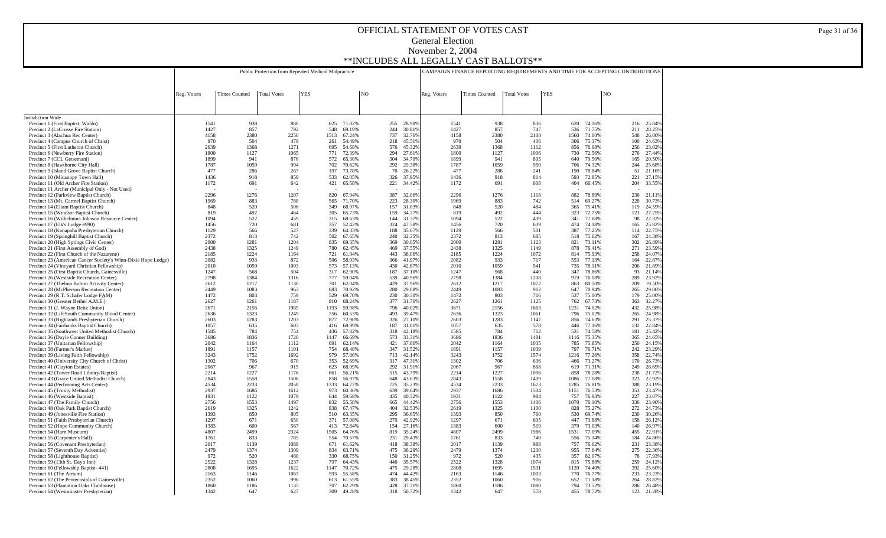# OFFICIAL STATEMENT OF VOTES CAST

## General Election

## November 2, 2004

## **INCLUDES ALL LEGALLY CAST BALLOTS**

| | Public Protection from Repeated Medical Malpractice | | | | | | | CAMPAIGN FINANCE REPORTING REQUIREMENTS AND TIME FOR ACCEPTING CONTRIBUTIONS | | | | | | |
|---|---|---|---|---|---|---|---|---|---|---|---|---|---|---|
| | Reg. Voters | Times Counted | Total Votes | YES | | NO | | Reg. Voters | Times Counted | Total Votes | YES | | NO | |
| Jurisdiction Wide | | | | | | | | | | | | | | |
| Precinct 1 (First Baptist, Waldo) | 1541 | 938 | 880 | 625 | 71.02% | 255 | 28.98% | 1541 | 938 | 836 | 620 | 74.16% | 216 | 25.84% |
| Precinct 2 (LaCrosse Fire Station) | 1427 | 857 | 792 | 548 | 69.19% | 244 | 30.81% | 1427 | 857 | 747 | 536 | 71.75% | 211 | 28.25% |
| Precinct 3 (Alachua Rec Center) | 4158 | 2380 | 2250 | 1513 | 67.24% | 737 | 32.76% | 4158 | 2380 | 2108 | 1560 | 74.00% | 548 | 26.00% |
| Precinct 4 (Campus Church of Christ) | 970 | 504 | 479 | 261 | 54.49% | 218 | 45.51% | 970 | 504 | 406 | 306 | 75.37% | 100 | 24.63% |
| Precinct 5 (First Lutheran Church) | 2639 | 1368 | 1271 | 695 | 54.68% | 576 | 45.32% | 2639 | 1368 | 1112 | 856 | 76.98% | 256 | 23.02% |
| Precinct 6 (Newberry Fire Station) | 1800 | 1127 | 1065 | 771 | 72.39% | 294 | 27.61% | 1800 | 1127 | 1006 | 730 | 72.56% | 276 | 27.44% |
| Precinct 7 (CCL Getsemani) | 1899 | 941 | 876 | 572 | 65.30% | 304 | 34.70% | 1899 | 941 | 805 | 640 | 79.50% | 165 | 20.50% |
| Precinct 8 (Hawthorne City Hall) | 1787 | 1059 | 994 | 702 | 70.62% | 292 | 29.38% | 1787 | 1059 | 950 | 706 | 74.32% | 244 | 25.68% |
| Precinct 9 (Island Grove Baptist Church) | 477 | 286 | 267 | 197 | 73.78% | 70 | 26.22% | 477 | 286 | 241 | 190 | 78.84% | 51 | 21.16% |
| Precinct 10 (Micanopy Town Hall) | 1436 | 918 | 859 | 533 | 62.05% | 326 | 37.95% | 1436 | 918 | 814 | 593 | 72.85% | 221 | 27.15% |
| Precinct 11 (Old Archer Fire Station) | 1172 | 691 | 642 | 421 | 65.58% | 221 | 34.42% | 1172 | 691 | 608 | 404 | 66.45% | 204 | 33.55% |
| Precinct 11 Archer (Municipal Only - Not Used) | - | - | - | - | - | - | - | - | - | - | - | - | - | - |
| Precinct 12 (Parkview Baptist Church) | 2296 | 1276 | 1207 | 820 | 67.94% | 387 | 32.06% | 2296 | 1276 | 1118 | 882 | 78.89% | 236 | 21.11% |
| Precinct 13 (Mt. Carmel Baptist Church) | 1969 | 883 | 788 | 565 | 71.70% | 223 | 28.30% | 1969 | 883 | 742 | 514 | 69.27% | 228 | 30.73% |
| Precinct 14 (Eliam Baptist Church) | 848 | 520 | 506 | 349 | 68.97% | 157 | 31.03% | 848 | 520 | 484 | 365 | 75.41% | 119 | 24.59% |
| Precinct 15 (Windsor Baptist Church) | 819 | 492 | 464 | 305 | 65.73% | 159 | 34.27% | 819 | 492 | 444 | 323 | 72.75% | 121 | 27.25% |
| Precinct 16 (Wilhelmina Johnson Resource Center) | 1094 | 522 | 459 | 315 | 68.63% | 144 | 31.37% | 1094 | 522 | 439 | 341 | 77.68% | 98 | 22.32% |
| Precinct 17 (Elk's Lodge #990) | 1456 | 720 | 681 | 357 | 52.42% | 324 | 47.58% | 1456 | 720 | 639 | 474 | 74.18% | 165 | 25.82% |
| Precinct 18 (Kanapaha Presbyterian Church) | 1129 | 566 | 527 | 339 | 64.33% | 188 | 35.67% | 1129 | 566 | 501 | 387 | 77.25% | 114 | 22.75% |
| Precinct 19 (Springhill Baptist Church) | 2372 | 813 | 742 | 502 | 67.65% | 240 | 32.35% | 2372 | 813 | 685 | 518 | 75.62% | 167 | 24.38% |
| Precinct 20 (High Springs Civic Center) | 2000 | 1281 | 1204 | 835 | 69.35% | 369 | 30.65% | 2000 | 1281 | 1123 | 821 | 73.11% | 302 | 26.89% |
| Precinct 21 (First Assembly of God) | 2438 | 1325 | 1249 | 780 | 62.45% | 469 | 37.55% | 2438 | 1325 | 1149 | 878 | 76.41% | 271 | 23.59% |
| Precinct 22 (First Church of the Nazarene) | 2185 | 1224 | 1164 | 721 | 61.94% | 443 | 38.06% | 2185 | 1224 | 1072 | 814 | 75.93% | 258 | 24.07% |
| Precinct 23 (American Cancer Society's Winn-Dixie Hope Lodge) | 2082 | 933 | 872 | 506 | 58.03% | 366 | 41.97% | 2082 | 933 | 717 | 553 | 77.13% | 164 | 22.87% |
| Precinct 24 (Vineyard Christian Fellowship) | 2010 | 1059 | 1003 | 573 | 57.13% | 430 | 42.87% | 2010 | 1059 | 941 | 735 | 78.11% | 206 | 21.89% |
| Precinct 25 (First Baptist Church, Gainesville) | 1247 | 568 | 504 | 317 | 62.90% | 187 | 37.10% | 1247 | 568 | 440 | 347 | 78.86% | 93 | 21.14% |
| Precinct 26 (Westside Recreation Center) | 2798 | 1384 | 1316 | 777 | 59.04% | 539 | 40.96% | 2798 | 1384 | 1208 | 919 | 76.08% | 289 | 23.92% |
| Precinct 27 (Thelma Bolton Activity Center) | 2612 | 1217 | 1130 | 701 | 62.04% | 429 | 37.96% | 2612 | 1217 | 1072 | 863 | 80.50% | 209 | 19.50% |
| Precinct 28 (McPherson Recreation Center) | 2449 | 1083 | 963 | 683 | 70.92% | 280 | 29.08% | 2449 | 1083 | 912 | 647 | 70.94% | 265 | 29.06% |
| Precinct 29 (R.T. Schafer Lodge FAM) | 1472 | 803 | 759 | 529 | 69.70% | 230 | 30.30% | 1472 | 803 | 716 | 537 | 75.00% | 179 | 25.00% |
| Precinct 30 (Greater Bethel A.M.E.) | 2627 | 1261 | 1187 | 810 | 68.24% | 377 | 31.76% | 2627 | 1261 | 1125 | 762 | 67.73% | 363 | 32.27% |
| Precinct 31 (J. Wayne Reitz Union) | 3671 | 2156 | 1989 | 1193 | 59.98% | 796 | 40.02% | 3671 | 2156 | 1663 | 1231 | 74.02% | 432 | 25.98% |
| Precinct 32 (LifeSouth Community Blood Center) | 2636 | 1323 | 1249 | 756 | 60.53% | 493 | 39.47% | 2636 | 1323 | 1061 | 796 | 75.02% | 265 | 24.98% |
| Precinct 33 (Highlands Presbyterian Church) | 2603 | 1283 | 1203 | 877 | 72.90% | 326 | 27.10% | 2603 | 1283 | 1147 | 856 | 74.63% | 291 | 25.37% |
| Precinct 34 (Fairbanks Baptist Church) | 1057 | 635 | 603 | 416 | 68.99% | 187 | 31.01% | 1057 | 635 | 578 | 446 | 77.16% | 132 | 22.84% |
| Precinct 35 (Southwest United Methodist Church) | 1585 | 784 | 754 | 436 | 57.82% | 318 | 42.18% | 1585 | 784 | 712 | 531 | 74.58% | 181 | 25.42% |
| Precinct 36 (Doyle Conner Building) | 3686 | 1836 | 1720 | 1147 | 66.69% | 573 | 33.31% | 3686 | 1836 | 1481 | 1116 | 75.35% | 365 | 24.65% |
| Precinct 37 (Unitarian Fellowship) | 2042 | 1164 | 1112 | 691 | 62.14% | 421 | 37.86% | 2042 | 1164 | 1035 | 785 | 75.85% | 250 | 24.15% |
| Precinct 38 (Farmer's Market) | 1891 | 1157 | 1101 | 754 | 68.48% | 347 | 31.52% | 1891 | 1157 | 1039 | 797 | 76.71% | 242 | 23.29% |
| Precinct 39 (Living Faith Fellowship) | 3243 | 1752 | 1692 | 979 | 57.86% | 713 | 42.14% | 3243 | 1752 | 1574 | 1216 | 77.26% | 358 | 22.74% |
| Precinct 40 (University City Church of Christ) | 1302 | 706 | 670 | 353 | 52.69% | 317 | 47.31% | 1302 | 706 | 636 | 466 | 73.27% | 170 | 26.73% |
| Precinct 41 (Clayton Estates) | 2067 | 967 | 915 | 623 | 68.09% | 292 | 31.91% | 2067 | 967 | 868 | 619 | 71.31% | 249 | 28.69% |
| Precinct 42 (Tower Road Library/Baptist) | 2214 | 1227 | 1176 | 661 | 56.21% | 515 | 43.79% | 2214 | 1227 | 1096 | 858 | 78.28% | 238 | 21.72% |
| Precinct 43 (Grace United Methodist Church) | 2843 | 1558 | 1506 | 858 | 56.97% | 648 | 43.03% | 2843 | 1558 | 1409 | 1086 | 77.08% | 323 | 22.92% |
| Precinct 44 (Performing Arts Center) | 4534 | 2233 | 2058 | 1333 | 64.77% | 725 | 35.23% | 4534 | 2233 | 1673 | 1285 | 76.81% | 388 | 23.19% |
| Precinct 45 (Trinity Methodist) | 2937 | 1686 | 1612 | 973 | 60.36% | 639 | 39.64% | 2937 | 1686 | 1504 | 1151 | 76.53% | 353 | 23.47% |
| Precinct 46 (Westside Baptist) | 1931 | 1122 | 1079 | 644 | 59.68% | 435 | 40.32% | 1931 | 1122 | 984 | 757 | 76.93% | 227 | 23.07% |
| Precinct 47 (The Family Church) | 2756 | 1553 | 1497 | 832 | 55.58% | 665 | 44.42% | 2756 | 1553 | 1406 | 1070 | 76.10% | 336 | 23.90% |
| Precinct 48 (Oak Park Baptist Church) | 2619 | 1325 | 1242 | 838 | 67.47% | 404 | 32.53% | 2619 | 1325 | 1100 | 828 | 75.27% | 272 | 24.73% |
| Precinct 49 (Jonesville Fire Station) | 1393 | 850 | 805 | 510 | 63.35% | 295 | 36.65% | 1393 | 850 | 760 | 530 | 69.74% | 230 | 30.26% |
| Precinct 51 (Faith Presbyterian Church) | 1297 | 671 | 650 | 371 | 57.08% | 279 | 42.92% | 1297 | 671 | 605 | 447 | 73.88% | 158 | 26.12% |
| Precinct 52 (Hope Community Church) | 1383 | 600 | 567 | 413 | 72.84% | 154 | 27.16% | 1383 | 600 | 519 | 379 | 73.03% | 140 | 26.97% |
| Precinct 54 (Harn Museum) | 4807 | 2499 | 2324 | 1505 | 64.76% | 819 | 35.24% | 4807 | 2499 | 1986 | 1531 | 77.09% | 455 | 22.91% |
| Precinct 55 (Carpenter's Hall) | 1761 | 833 | 785 | 554 | 70.57% | 231 | 29.43% | 1761 | 833 | 740 | 556 | 75.14% | 184 | 24.86% |
| Precinct 56 (Covenant Presbyterian) | 2017 | 1139 | 1089 | 671 | 61.62% | 418 | 38.38% | 2017 | 1139 | 988 | 757 | 76.62% | 231 | 23.38% |
| Precinct 57 (Seventh Day Adventist) | 2479 | 1374 | 1309 | 834 | 63.71% | 475 | 36.29% | 2479 | 1374 | 1230 | 955 | 77.64% | 275 | 22.36% |
| Precinct 58 (Lighthouse Baptist) | 972 | 520 | 480 | 330 | 68.75% | 150 | 31.25% | 972 | 520 | 435 | 357 | 82.07% | 78 | 17.93% |
| Precinct 59 (13th St. Day's Inn) | 2522 | 1328 | 1237 | 797 | 64.43% | 440 | 35.57% | 2522 | 1328 | 1074 | 815 | 75.88% | 259 | 24.12% |
| Precinct 60 (Fellowship Baptist- 441) | 2808 | 1695 | 1622 | 1147 | 70.72% | 475 | 29.28% | 2808 | 1695 | 1531 | 1139 | 74.40% | 392 | 25.60% |
| Precinct 61 (The Atrium) | 2163 | 1146 | 1067 | 593 | 55.58% | 474 | 44.42% | 2163 | 1146 | 1003 | 770 | 76.77% | 233 | 23.23% |
| Precinct 62 (The Pentecostals of Gainesville) | 2352 | 1060 | 996 | 613 | 61.55% | 383 | 38.45% | 2352 | 1060 | 916 | 652 | 71.18% | 264 | 28.82% |
| Precinct 63 (Plantation Oaks Clubhouse) | 1860 | 1186 | 1135 | 707 | 62.29% | 428 | 37.71% | 1860 | 1186 | 1080 | 794 | 73.52% | 286 | 26.48% |
| Precinct 64 (Westminster Presbyterian) | 1342 | 647 | 627 | 309 | 49.28% | 318 | 50.72% | 1342 | 647 | 578 | 455 | 78.72% | 123 | 21.28% |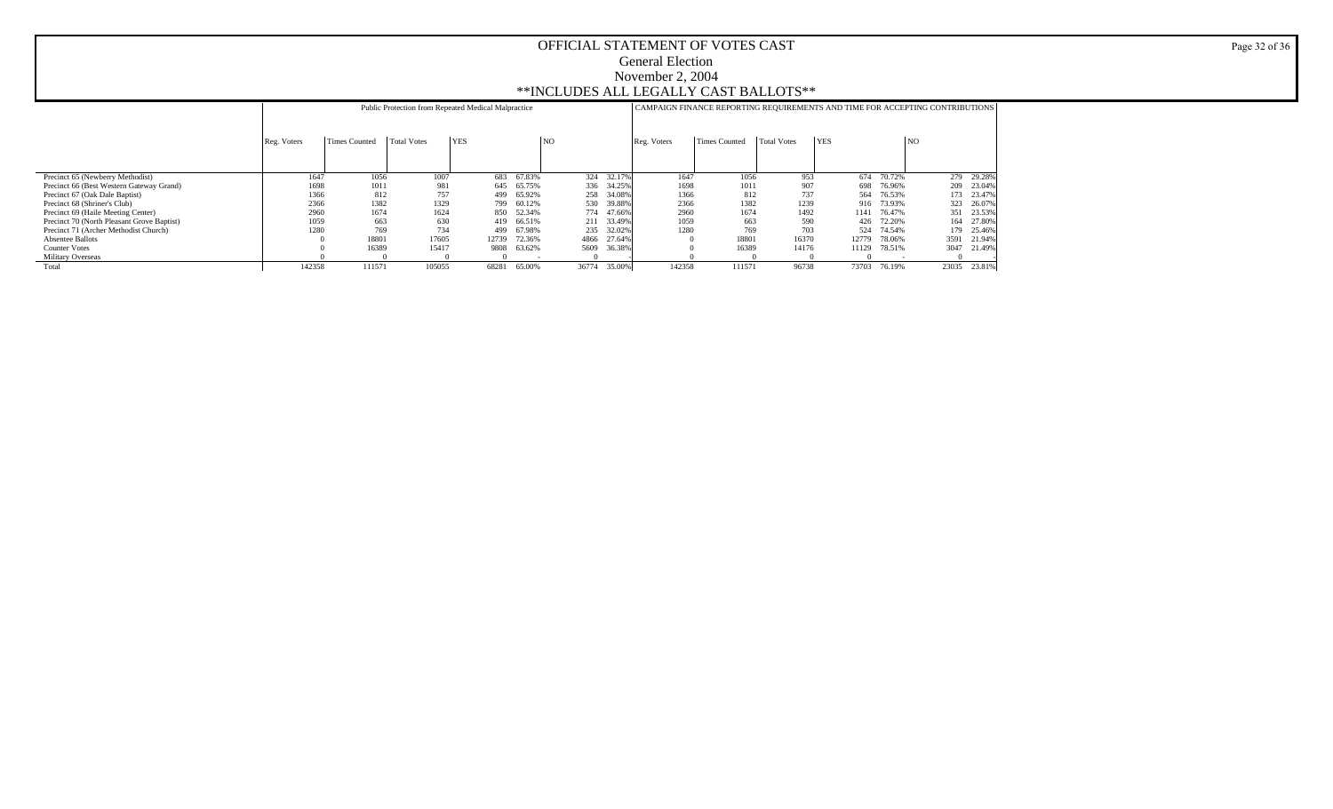# OFFICIAL STATEMENT OF VOTES CAST

## General Election

## November 2, 2004

## **INCLUDES ALL LEGALLY CAST BALLOTS**

| | Public Protection from Repeated Medical Malpractice | | | | | | | CAMPAIGN FINANCE REPORTING REQUIREMENTS AND TIME FOR ACCEPTING CONTRIBUTIONS | | | | | | |
|---|---|---|---|---|---|---|---|---|---|---|---|---|---|---|
| | Reg. Voters | Times Counted | Total Votes | YES | | NO | | Reg. Voters | Times Counted | Total Votes | YES | | NO | |
| Precinct 65 (Newberry Methodist) | 1647 | 1056 | 1007 | 683 | 67.83% | 324 | 32.17% | 1647 | 1056 | 953 | 674 | 70.72% | 279 | 29.28% |
| Precinct 66 (Best Western Gateway Grand) | 1698 | 1011 | 981 | 645 | 65.75% | 336 | 34.25% | 1698 | 1011 | 907 | 698 | 76.96% | 209 | 23.04% |
| Precinct 67 (Oak Dale Baptist) | 1366 | 812 | 757 | 499 | 65.92% | 258 | 34.08% | 1366 | 812 | 737 | 564 | 76.53% | 173 | 23.47% |
| Precinct 68 (Shriner's Club) | 2366 | 1382 | 1329 | 799 | 60.12% | 530 | 39.88% | 2366 | 1382 | 1239 | 916 | 73.93% | 323 | 26.07% |
| Precinct 69 (Haile Meeting Center) | 2960 | 1674 | 1624 | 850 | 52.34% | 774 | 47.66% | 2960 | 1674 | 1492 | 1141 | 76.47% | 351 | 23.53% |
| Precinct 70 (North Pleasant Grove Baptist) | 1059 | 663 | 630 | 419 | 66.51% | 211 | 33.49% | 1059 | 663 | 590 | 426 | 72.20% | 164 | 27.80% |
| Precinct 71 (Archer Methodist Church) | 1280 | 769 | 734 | 499 | 67.98% | 235 | 32.02% | 1280 | 769 | 703 | 524 | 74.54% | 179 | 25.46% |
| Absentee Ballots | 0 | 18801 | 17605 | 12739 | 72.36% | 4866 | 27.64% | 0 | 18801 | 16370 | 12779 | 78.06% | 3591 | 21.94% |
| Counter Votes | 0 | 16389 | 15417 | 9808 | 63.62% | 5609 | 36.38% | 0 | 16389 | 14176 | 11129 | 78.51% | 3047 | 21.49% |
| Military Overseas | 0 | 0 | 0 | 0 | - | 0 | - | 0 | 0 | 0 | 0 | - | 0 | - |
| Total | 142358 | 111571 | 105055 | 68281 | 65.00% | 36774 | 35.00% | 142358 | 111571 | 96738 | 73703 | 76.19% | 23035 | 23.81% |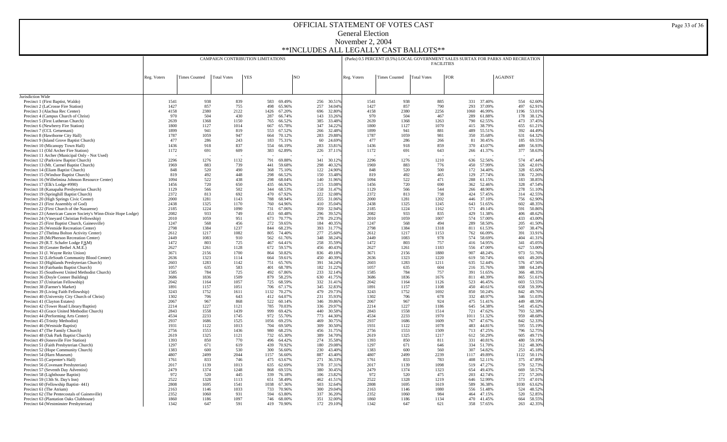# OFFICIAL STATEMENT OF VOTES CAST

## General Election

## November 2, 2004

## **INCLUDES ALL LEGALLY CAST BALLOTS**

| | CAMPAIGN CONTRIBUTION LIMITATIONS | | | | | | | (Parks) 0.5 PERCENT (0.5%) LOCAL GOVERNMENT SALES SURTAX FOR PARKS AND RECREATION FACILITIES | | | | | | | |
|---|---|---|---|---|---|---|---|---|---|---|---|---|---|---|---|
| | Reg. Voters | Times Counted | Total Votes | YES | | NO | | Reg. Voters | Times Counted | Total Votes | FOR | | AGAINST | |
| Jurisdiction Wide | | | | | | | | | | | | | | | |
| Precinct 1 (First Baptist, Waldo) | 1541 | 938 | 839 | 583 | 69.49% | 256 | 30.51% | 1541 | 938 | 885 | 331 | 37.40% | 554 | 62.60% |
| Precinct 2 (LaCrosse Fire Station) | 1427 | 857 | 755 | 498 | 65.96% | 257 | 34.04% | 1427 | 857 | 790 | 293 | 37.09% | 497 | 62.91% |
| Precinct 3 (Alachua Rec Center) | 4158 | 2380 | 2122 | 1426 | 67.20% | 696 | 32.80% | 4158 | 2380 | 2256 | 1060 | 46.99% | 1196 | 53.01% |
| Precinct 4 (Campus Church of Christ) | 970 | 504 | 430 | 287 | 66.74% | 143 | 33.26% | 970 | 504 | 467 | 289 | 61.88% | 178 | 38.12% |
| Precinct 5 (First Lutheran Church) | 2639 | 1368 | 1150 | 765 | 66.52% | 385 | 33.48% | 2639 | 1368 | 1263 | 790 | 62.55% | 473 | 37.45% |
| Precinct 6 (Newberry Fire Station) | 1800 | 1127 | 1014 | 667 | 65.78% | 347 | 34.22% | 1800 | 1127 | 1070 | 415 | 38.79% | 655 | 61.21% |
| Precinct 7 (CCL Getsemani) | 1899 | 941 | 819 | 553 | 67.52% | 266 | 32.48% | 1899 | 941 | 881 | 489 | 55.51% | 392 | 44.49% |
| Precinct 8 (Hawthorne City Hall) | 1787 | 1059 | 947 | 664 | 70.12% | 283 | 29.88% | 1787 | 1059 | 981 | 350 | 35.68% | 631 | 64.32% |
| Precinct 9 (Island Grove Baptist Church) | 477 | 286 | 243 | 183 | 75.31% | 60 | 24.69% | 477 | 286 | 266 | 81 | 30.45% | 185 | 69.55% |
| Precinct 10 (Micanopy Town Hall) | 1436 | 918 | 837 | 554 | 66.19% | 283 | 33.81% | 1436 | 918 | 859 | 370 | 43.07% | 489 | 56.93% |
| Precinct 11 (Old Archer Fire Station) | 1172 | 691 | 609 | 383 | 62.89% | 226 | 37.11% | 1172 | 691 | 643 | 266 | 41.37% | 377 | 58.63% |
| Precinct 11 Archer (Municipal Only - Not Used) | - | - | - | - | - | - | - | - | - | - | - | - | - | - |
| Precinct 12 (Parkview Baptist Church) | 2296 | 1276 | 1132 | 791 | 69.88% | 341 | 30.12% | 2296 | 1276 | 1210 | 636 | 52.56% | 574 | 47.44% |
| Precinct 13 (Mt. Carmel Baptist Church) | 1969 | 883 | 739 | 441 | 59.68% | 298 | 40.32% | 1969 | 883 | 776 | 450 | 57.99% | 326 | 42.01% |
| Precinct 14 (Eliam Baptist Church) | 848 | 520 | 490 | 368 | 75.10% | 122 | 24.90% | 848 | 520 | 500 | 172 | 34.40% | 328 | 65.60% |
| Precinct 15 (Windsor Baptist Church) | 819 | 492 | 448 | 298 | 66.52% | 150 | 33.48% | 819 | 492 | 465 | 129 | 27.74% | 336 | 72.26% |
| Precinct 16 (Wilhelmina Johnson Resource Center) | 1094 | 522 | 438 | 298 | 68.04% | 140 | 31.96% | 1094 | 522 | 471 | 288 | 61.15% | 183 | 38.85% |
| Precinct 17 (Elk's Lodge #990) | 1456 | 720 | 650 | 435 | 66.92% | 215 | 33.08% | 1456 | 720 | 690 | 362 | 52.46% | 328 | 47.54% |
| Precinct 18 (Kanapaha Presbyterian Church) | 1129 | 566 | 502 | 344 | 68.53% | 158 | 31.47% | 1129 | 566 | 544 | 266 | 48.90% | 278 | 51.10% |
| Precinct 19 (Springhill Baptist Church) | 2372 | 813 | 692 | 470 | 67.92% | 222 | 32.08% | 2372 | 813 | 738 | 424 | 57.45% | 314 | 42.55% |
| Precinct 20 (High Springs Civic Center) | 2000 | 1281 | 1143 | 788 | 68.94% | 355 | 31.06% | 2000 | 1281 | 1202 | 446 | 37.10% | 756 | 62.90% |
| Precinct 21 (First Assembly of God) | 2438 | 1325 | 1170 | 760 | 64.96% | 410 | 35.04% | 2438 | 1325 | 1245 | 643 | 51.65% | 602 | 48.35% |
| Precinct 22 (First Church of the Nazarene) | 2185 | 1224 | 1090 | 731 | 67.06% | 359 | 32.94% | 2185 | 1224 | 1162 | 571 | 49.14% | 591 | 50.86% |
| Precinct 23 (American Cancer Society's Winn-Dixie Hope Lodge) | 2082 | 933 | 749 | 453 | 60.48% | 296 | 39.52% | 2082 | 933 | 835 | 429 | 51.38% | 406 | 48.62% |
| Precinct 24 (Vineyard Christian Fellowship) | 2010 | 1059 | 951 | 673 | 70.77% | 278 | 29.23% | 2010 | 1059 | 1007 | 574 | 57.00% | 433 | 43.00% |
| Precinct 25 (First Baptist Church, Gainesville) | 1247 | 568 | 456 | 272 | 59.65% | 184 | 40.35% | 1247 | 568 | 494 | 289 | 58.50% | 205 | 41.50% |
| Precinct 26 (Westside Recreation Center) | 2798 | 1384 | 1237 | 844 | 68.23% | 393 | 31.77% | 2798 | 1384 | 1318 | 811 | 61.53% | 507 | 38.47% |
| Precinct 27 (Thelma Bolton Activity Center) | 2612 | 1217 | 1082 | 805 | 74.40% | 277 | 25.60% | 2612 | 1217 | 1153 | 762 | 66.09% | 391 | 33.91% |
| Precinct 28 (McPherson Recreation Center) | 2449 | 1083 | 910 | 562 | 61.76% | 348 | 38.24% | 2449 | 1083 | 978 | 574 | 58.69% | 404 | 41.31% |
| Precinct 29 (R.T. Schafer Lodge FAM) | 1472 | 803 | 725 | 467 | 64.41% | 258 | 35.59% | 1472 | 803 | 757 | 416 | 54.95% | 341 | 45.05% |
| Precinct 30 (Greater Bethel A.M.E.) | 2627 | 1261 | 1128 | 672 | 59.57% | 456 | 40.43% | 2627 | 1261 | 1183 | 556 | 47.00% | 627 | 53.00% |
| Precinct 31 (J. Wayne Reitz Union) | 3671 | 2156 | 1700 | 864 | 50.82% | 836 | 49.18% | 3671 | 2156 | 1880 | 907 | 48.24% | 973 | 51.76% |
| Precinct 32 (LifeSouth Community Blood Center) | 2636 | 1323 | 1114 | 664 | 59.61% | 450 | 40.39% | 2636 | 1323 | 1220 | 619 | 50.74% | 601 | 49.26% |
| Precinct 33 (Highlands Presbyterian Church) | 2603 | 1283 | 1142 | 751 | 65.76% | 391 | 34.24% | 2603 | 1283 | 1211 | 635 | 52.44% | 576 | 47.56% |
| Precinct 34 (Fairbanks Baptist Church) | 1057 | 635 | 583 | 401 | 68.78% | 182 | 31.22% | 1057 | 635 | 604 | 216 | 35.76% | 388 | 64.24% |
| Precinct 35 (Southwest United Methodist Church) | 1585 | 784 | 725 | 492 | 67.86% | 233 | 32.14% | 1585 | 784 | 757 | 391 | 51.65% | 366 | 48.35% |
| Precinct 36 (Doyle Conner Building) | 3686 | 1836 | 1509 | 879 | 58.25% | 630 | 41.75% | 3686 | 1836 | 1676 | 811 | 48.39% | 865 | 51.61% |
| Precinct 37 (Unitarian Fellowship) | 2042 | 1164 | 1057 | 725 | 68.59% | 332 | 31.41% | 2042 | 1164 | 1126 | 523 | 46.45% | 603 | 53.55% |
| Precinct 38 (Farmer's Market) | 1891 | 1157 | 1051 | 706 | 67.17% | 345 | 32.83% | 1891 | 1157 | 1108 | 450 | 40.61% | 658 | 59.39% |
| Precinct 39 (Living Faith Fellowship) | 3243 | 1752 | 1611 | 1132 | 70.27% | 479 | 29.73% | 3243 | 1752 | 1692 | 850 | 50.24% | 842 | 49.76% |
| Precinct 40 (University City Church of Christ) | 1302 | 706 | 643 | 412 | 64.07% | 231 | 35.93% | 1302 | 706 | 678 | 332 | 48.97% | 346 | 51.03% |
| Precinct 41 (Clayton Estates) | 2067 | 967 | 868 | 522 | 60.14% | 346 | 39.86% | 2067 | 967 | 924 | 475 | 51.41% | 449 | 48.59% |
| Precinct 42 (Tower Road Library/Baptist) | 2214 | 1227 | 1121 | 785 | 70.03% | 336 | 29.97% | 2214 | 1227 | 1186 | 645 | 54.38% | 541 | 45.62% |
| Precinct 43 (Grace United Methodist Church) | 2843 | 1558 | 1439 | 999 | 69.42% | 440 | 30.58% | 2843 | 1558 | 1514 | 721 | 47.62% | 793 | 52.38% |
| Precinct 44 (Performing Arts Center) | 4534 | 2233 | 1745 | 972 | 55.70% | 773 | 44.30% | 4534 | 2233 | 1970 | 1011 | 51.32% | 959 | 48.68% |
| Precinct 45 (Trinity Methodist) | 2937 | 1686 | 1525 | 1056 | 69.25% | 469 | 30.75% | 2937 | 1686 | 1609 | 767 | 47.67% | 842 | 52.33% |
| Precinct 46 (Westside Baptist) | 1931 | 1122 | 1013 | 704 | 69.50% | 309 | 30.50% | 1931 | 1122 | 1078 | 483 | 44.81% | 595 | 55.19% |
| Precinct 47 (The Family Church) | 2756 | 1553 | 1436 | 980 | 68.25% | 456 | 31.75% | 2756 | 1553 | 1509 | 713 | 47.25% | 796 | 52.75% |
| Precinct 48 (Oak Park Baptist Church) | 2619 | 1325 | 1121 | 732 | 65.30% | 389 | 34.70% | 2619 | 1325 | 1217 | 612 | 50.29% | 605 | 49.71% |
| Precinct 49 (Jonesville Fire Station) | 1393 | 850 | 770 | 496 | 64.42% | 274 | 35.58% | 1393 | 850 | 811 | 331 | 40.81% | 480 | 59.19% |
| Precinct 51 (Faith Presbyterian Church) | 1297 | 671 | 619 | 439 | 70.92% | 180 | 29.08% | 1297 | 671 | 646 | 334 | 51.70% | 312 | 48.30% |
| Precinct 52 (Hope Community Church) | 1383 | 600 | 530 | 300 | 56.60% | 230 | 43.40% | 1383 | 600 | 560 | 307 | 54.82% | 253 | 45.18% |
| Precinct 54 (Harn Museum) | 4807 | 2499 | 2044 | 1157 | 56.60% | 887 | 43.40% | 4807 | 2499 | 2239 | 1117 | 49.89% | 1122 | 50.11% |
| Precinct 55 (Carpenter's Hall) | 1761 | 833 | 746 | 475 | 63.67% | 271 | 36.33% | 1761 | 833 | 783 | 408 | 52.11% | 375 | 47.89% |
| Precinct 56 (Covenant Presbyterian) | 2017 | 1139 | 1013 | 635 | 62.69% | 378 | 37.31% | 2017 | 1139 | 1098 | 519 | 47.27% | 579 | 52.73% |
| Precinct 57 (Seventh Day Adventist) | 2479 | 1374 | 1248 | 868 | 69.55% | 380 | 30.45% | 2479 | 1374 | 1323 | 654 | 49.43% | 669 | 50.57% |
| Precinct 58 (Lighthouse Baptist) | 972 | 520 | 445 | 339 | 76.18% | 106 | 23.82% | 972 | 520 | 475 | 203 | 42.74% | 272 | 57.26% |
| Precinct 59 (13th St. Day's Inn) | 2522 | 1328 | 1113 | 651 | 58.49% | 462 | 41.51% | 2522 | 1328 | 1219 | 646 | 52.99% | 573 | 47.01% |
| Precinct 60 (Fellowship Baptist- 441) | 2808 | 1695 | 1541 | 1038 | 67.36% | 503 | 32.64% | 2808 | 1695 | 1619 | 589 | 36.38% | 1030 | 63.62% |
| Precinct 61 (The Atrium) | 2163 | 1146 | 1033 | 733 | 70.96% | 300 | 29.04% | 2163 | 1146 | 1080 | 556 | 51.48% | 524 | 48.52% |
| Precinct 62 (The Pentecostals of Gainesville) | 2352 | 1060 | 931 | 594 | 63.80% | 337 | 36.20% | 2352 | 1060 | 984 | 464 | 47.15% | 520 | 52.85% |
| Precinct 63 (Plantation Oaks Clubhouse) | 1860 | 1186 | 1097 | 746 | 68.00% | 351 | 32.00% | 1860 | 1186 | 1134 | 470 | 41.45% | 664 | 58.55% |
| Precinct 64 (Westminster Presbyterian) | 1342 | 647 | 591 | 419 | 70.90% | 172 | 29.10% | 1342 | 647 | 621 | 358 | 57.65% | 263 | 42.35% |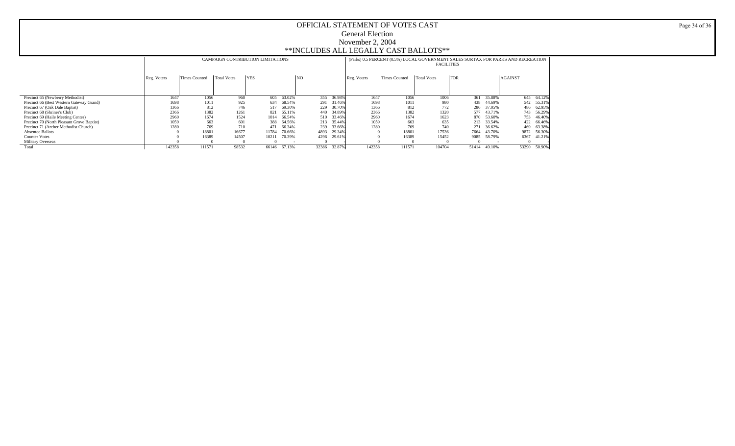# OFFICIAL STATEMENT OF VOTES CAST

## General Election

## November 2, 2004

## **INCLUDES ALL LEGALLY CAST BALLOTS**

| | CAMPAIGN CONTRIBUTION LIMITATIONS | | | | | | | (Parks) 0.5 PERCENT (0.5%) LOCAL GOVERNMENT SALES SURTAX FOR PARKS AND RECREATION FACILITIES | | | | | | |
|---|---|---|---|---|---|---|---|---|---|---|---|---|---|---|
| | Reg. Voters | Times Counted | Total Votes | YES | | NO | | Reg. Voters | Times Counted | Total Votes | FOR | | AGAINST | |
| Precinct 65 (Newberry Methodist) | 1647 | 1056 | 960 | 605 | 63.02% | 355 | 36.98% | 1647 | 1056 | 1006 | 361 | 35.88% | 645 | 64.12% |
| Precinct 66 (Best Western Gateway Grand) | 1698 | 1011 | 925 | 634 | 68.54% | 291 | 31.46% | 1698 | 1011 | 980 | 438 | 44.69% | 542 | 55.31% |
| Precinct 67 (Oak Dale Baptist) | 1366 | 812 | 746 | 517 | 69.30% | 229 | 30.70% | 1366 | 812 | 772 | 286 | 37.05% | 486 | 62.95% |
| Precinct 68 (Shriner's Club) | 2366 | 1382 | 1261 | 821 | 65.11% | 440 | 34.89% | 2366 | 1382 | 1320 | 577 | 43.71% | 743 | 56.29% |
| Precinct 69 (Haile Meeting Center) | 2960 | 1674 | 1524 | 1014 | 66.54% | 510 | 33.46% | 2960 | 1674 | 1623 | 870 | 53.60% | 753 | 46.40% |
| Precinct 70 (North Pleasant Grove Baptist) | 1059 | 663 | 601 | 388 | 64.56% | 213 | 35.44% | 1059 | 663 | 635 | 213 | 33.54% | 422 | 66.46% |
| Precinct 71 (Archer Methodist Church) | 1280 | 769 | 710 | 471 | 66.34% | 239 | 33.66% | 1280 | 769 | 740 | 271 | 36.62% | 469 | 63.38% |
| Absentee Ballots | 0 | 18801 | 16677 | 11784 | 70.66% | 4893 | 29.34% | 0 | 18801 | 17536 | 7664 | 43.70% | 9872 | 56.30% |
| Counter Votes | 0 | 16389 | 14507 | 10211 | 70.39% | 4296 | 29.61% | 0 | 16389 | 15452 | 9085 | 58.79% | 6367 | 41.21% |
| Military Overseas | 0 | 0 | 0 | 0 | - | 0 | - | 0 | 0 | 0 | 0 | - | 0 | - |
| Total | 142358 | 111571 | 98532 | 66146 | 67.13% | 32386 | 32.87% | 142358 | 111571 | 104704 | 51414 | 49.10% | 53290 | 50.90% |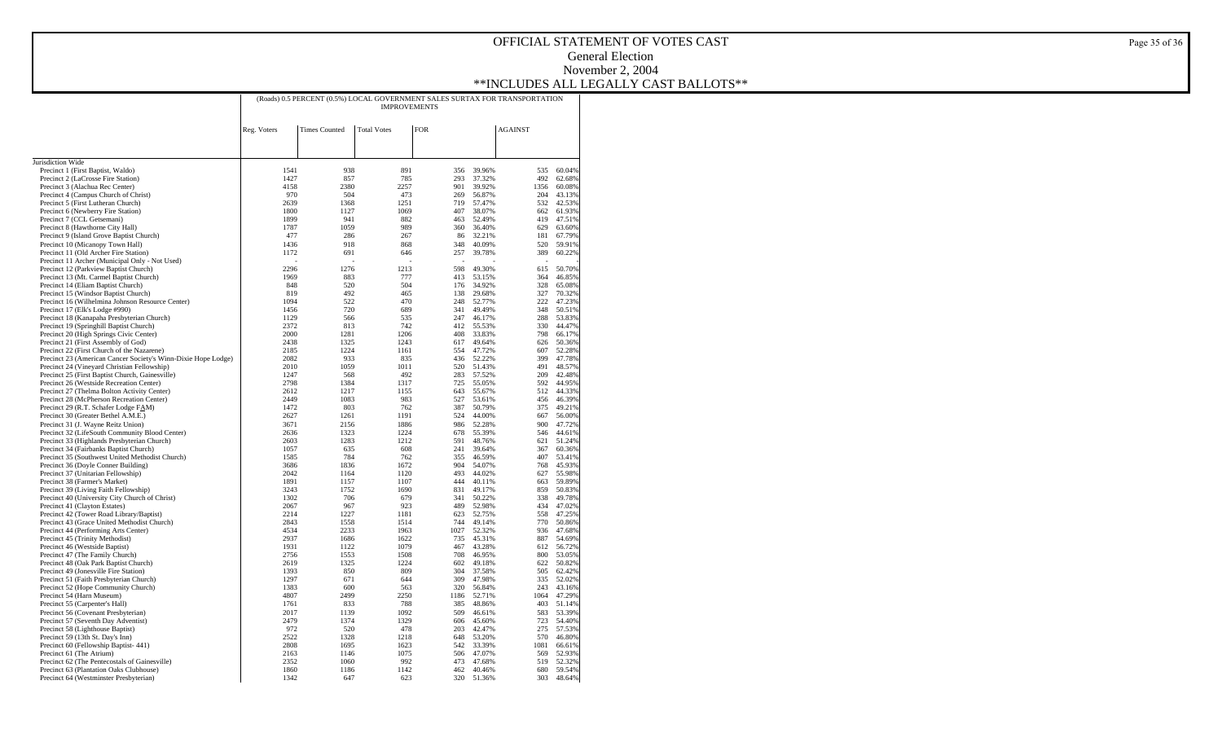# OFFICIAL STATEMENT OF VOTES CAST

## General Election

## November 2, 2004

## **INCLUDES ALL LEGALLY CAST BALLOTS**

| | (Roads) 0.5 PERCENT (0.5%) LOCAL GOVERNMENT SALES SURTAX FOR TRANSPORTATION IMPROVEMENTS | | | | | | |
|---|---|---|---|---|---|---|---|
| | Reg. Voters | Times Counted | Total Votes | FOR | | AGAINST | |
| Jurisdiction Wide | | | | | | | |
| Precinct 1 (First Baptist, Waldo) | 1541 | 938 | 891 | 356 | 39.96% | 535 | 60.04% |
| Precinct 2 (LaCrosse Fire Station) | 1427 | 857 | 785 | 293 | 37.32% | 492 | 62.68% |
| Precinct 3 (Alachua Rec Center) | 4158 | 2380 | 2257 | 901 | 39.92% | 1356 | 60.08% |
| Precinct 4 (Campus Church of Christ) | 970 | 504 | 473 | 269 | 56.87% | 204 | 43.13% |
| Precinct 5 (First Lutheran Church) | 2639 | 1368 | 1251 | 719 | 57.47% | 532 | 42.53% |
| Precinct 6 (Newberry Fire Station) | 1800 | 1127 | 1069 | 407 | 38.07% | 662 | 61.93% |
| Precinct 7 (CCL Getsemani) | 1899 | 941 | 882 | 463 | 52.49% | 419 | 47.51% |
| Precinct 8 (Hawthorne City Hall) | 1787 | 1059 | 989 | 360 | 36.40% | 629 | 63.60% |
| Precinct 9 (Island Grove Baptist Church) | 477 | 286 | 267 | 86 | 32.21% | 181 | 67.79% |
| Precinct 10 (Micanopy Town Hall) | 1436 | 918 | 868 | 348 | 40.09% | 520 | 59.91% |
| Precinct 11 (Old Archer Fire Station) | 1172 | 691 | 646 | 257 | 39.78% | 389 | 60.22% |
| Precinct 11 Archer (Municipal Only - Not Used) | - | - | - | - | - | - | - |
| Precinct 12 (Parkview Baptist Church) | 2296 | 1276 | 1213 | 598 | 49.30% | 615 | 50.70% |
| Precinct 13 (Mt. Carmel Baptist Church) | 1969 | 883 | 777 | 413 | 53.15% | 364 | 46.85% |
| Precinct 14 (Eliam Baptist Church) | 848 | 520 | 504 | 176 | 34.92% | 328 | 65.08% |
| Precinct 15 (Windsor Baptist Church) | 819 | 492 | 465 | 138 | 29.68% | 327 | 70.32% |
| Precinct 16 (Wilhelmina Johnson Resource Center) | 1094 | 522 | 470 | 248 | 52.77% | 222 | 47.23% |
| Precinct 17 (Elk's Lodge #990) | 1456 | 720 | 689 | 341 | 49.49% | 348 | 50.51% |
| Precinct 18 (Kanapaha Presbyterian Church) | 1129 | 566 | 535 | 247 | 46.17% | 288 | 53.83% |
| Precinct 19 (Springhill Baptist Church) | 2372 | 813 | 742 | 412 | 55.53% | 330 | 44.47% |
| Precinct 20 (High Springs Civic Center) | 2000 | 1281 | 1206 | 408 | 33.83% | 798 | 66.17% |
| Precinct 21 (First Assembly of God) | 2438 | 1325 | 1243 | 617 | 49.64% | 626 | 50.36% |
| Precinct 22 (First Church of the Nazarene) | 2185 | 1224 | 1161 | 554 | 47.72% | 607 | 52.28% |
| Precinct 23 (American Cancer Society's Winn-Dixie Hope Lodge) | 2082 | 933 | 835 | 436 | 52.22% | 399 | 47.78% |
| Precinct 24 (Vineyard Christian Fellowship) | 2010 | 1059 | 1011 | 520 | 51.43% | 491 | 48.57% |
| Precinct 25 (First Baptist Church, Gainesville) | 1247 | 568 | 492 | 283 | 57.52% | 209 | 42.48% |
| Precinct 26 (Westside Recreation Center) | 2798 | 1384 | 1317 | 725 | 55.05% | 592 | 44.95% |
| Precinct 27 (Thelma Bolton Activity Center) | 2612 | 1217 | 1155 | 643 | 55.67% | 512 | 44.33% |
| Precinct 28 (McPherson Recreation Center) | 2449 | 1083 | 983 | 527 | 53.61% | 456 | 46.39% |
| Precinct 29 (R.T. Schafer Lodge FAM) | 1472 | 803 | 762 | 387 | 50.79% | 375 | 49.21% |
| Precinct 30 (Greater Bethel A.M.E.) | 2627 | 1261 | 1191 | 524 | 44.00% | 667 | 56.00% |
| Precinct 31 (J. Wayne Reitz Union) | 3671 | 2156 | 1886 | 986 | 52.28% | 900 | 47.72% |
| Precinct 32 (LifeSouth Community Blood Center) | 2636 | 1323 | 1224 | 678 | 55.39% | 546 | 44.61% |
| Precinct 33 (Highlands Presbyterian Church) | 2603 | 1283 | 1212 | 591 | 48.76% | 621 | 51.24% |
| Precinct 34 (Fairbanks Baptist Church) | 1057 | 635 | 608 | 241 | 39.64% | 367 | 60.36% |
| Precinct 35 (Southwest United Methodist Church) | 1585 | 784 | 762 | 355 | 46.59% | 407 | 53.41% |
| Precinct 36 (Doyle Conner Building) | 3686 | 1836 | 1672 | 904 | 54.07% | 768 | 45.93% |
| Precinct 37 (Unitarian Fellowship) | 2042 | 1164 | 1120 | 493 | 44.02% | 627 | 55.98% |
| Precinct 38 (Farmer's Market) | 1891 | 1157 | 1107 | 444 | 40.11% | 663 | 59.89% |
| Precinct 39 (Living Faith Fellowship) | 3243 | 1752 | 1690 | 831 | 49.17% | 859 | 50.83% |
| Precinct 40 (University City Church of Christ) | 1302 | 706 | 679 | 341 | 50.22% | 338 | 49.78% |
| Precinct 41 (Clayton Estates) | 2067 | 967 | 923 | 489 | 52.98% | 434 | 47.02% |
| Precinct 42 (Tower Road Library/Baptist) | 2214 | 1227 | 1181 | 623 | 52.75% | 558 | 47.25% |
| Precinct 43 (Grace United Methodist Church) | 2843 | 1558 | 1514 | 744 | 49.14% | 770 | 50.86% |
| Precinct 44 (Performing Arts Center) | 4534 | 2233 | 1963 | 1027 | 52.32% | 936 | 47.68% |
| Precinct 45 (Trinity Methodist) | 2937 | 1686 | 1622 | 735 | 45.31% | 887 | 54.69% |
| Precinct 46 (Westside Baptist) | 1931 | 1122 | 1079 | 467 | 43.28% | 612 | 56.72% |
| Precinct 47 (The Family Church) | 2756 | 1553 | 1508 | 708 | 46.95% | 800 | 53.05% |
| Precinct 48 (Oak Park Baptist Church) | 2619 | 1325 | 1224 | 602 | 49.18% | 622 | 50.82% |
| Precinct 49 (Jonesville Fire Station) | 1393 | 850 | 809 | 304 | 37.58% | 505 | 62.42% |
| Precinct 51 (Faith Presbyterian Church) | 1297 | 671 | 644 | 309 | 47.98% | 335 | 52.02% |
| Precinct 52 (Hope Community Church) | 1383 | 600 | 563 | 320 | 56.84% | 243 | 43.16% |
| Precinct 54 (Harn Museum) | 4807 | 2499 | 2250 | 1186 | 52.71% | 1064 | 47.29% |
| Precinct 55 (Carpenter's Hall) | 1761 | 833 | 788 | 385 | 48.86% | 403 | 51.14% |
| Precinct 56 (Covenant Presbyterian) | 2017 | 1139 | 1092 | 509 | 46.61% | 583 | 53.39% |
| Precinct 57 (Seventh Day Adventist) | 2479 | 1374 | 1329 | 606 | 45.60% | 723 | 54.40% |
| Precinct 58 (Lighthouse Baptist) | 972 | 520 | 478 | 203 | 42.47% | 275 | 57.53% |
| Precinct 59 (13th St. Day's Inn) | 2522 | 1328 | 1218 | 648 | 53.20% | 570 | 46.80% |
| Precinct 60 (Fellowship Baptist- 441) | 2808 | 1695 | 1623 | 542 | 33.39% | 1081 | 66.61% |
| Precinct 61 (The Atrium) | 2163 | 1146 | 1075 | 506 | 47.07% | 569 | 52.93% |
| Precinct 62 (The Pentecostals of Gainesville) | 2352 | 1060 | 992 | 473 | 47.68% | 519 | 52.32% |
| Precinct 63 (Plantation Oaks Clubhouse) | 1860 | 1186 | 1142 | 462 | 40.46% | 680 | 59.54% |
| Precinct 64 (Westminster Presbyterian) | 1342 | 647 | 623 | 320 | 51.36% | 303 | 48.64% |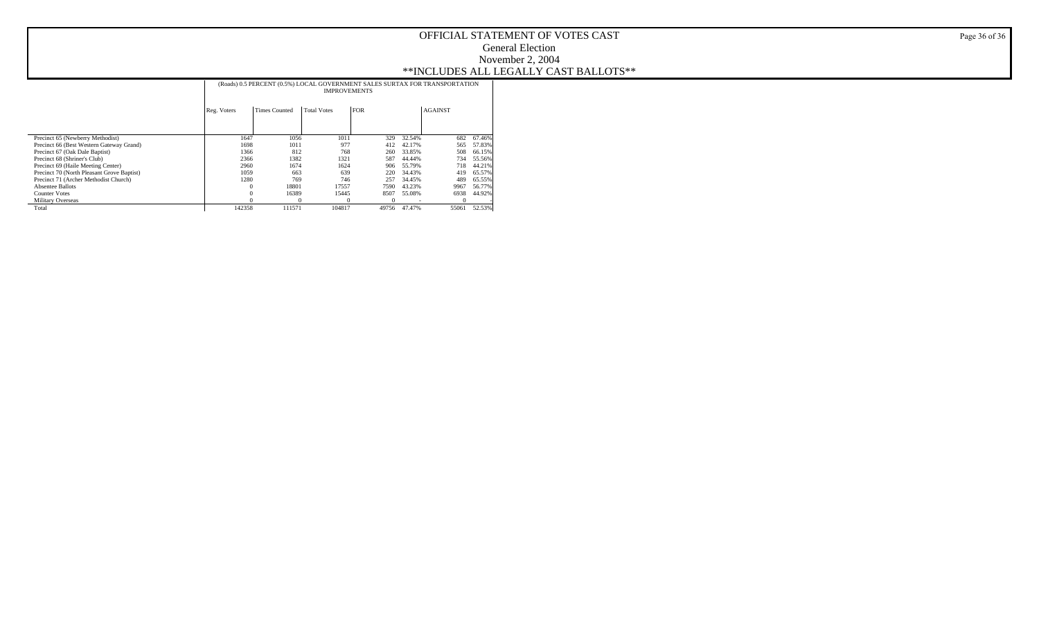# OFFICIAL STATEMENT OF VOTES CAST

General Election
November 2, 2004
**INCLUDES ALL LEGALLY CAST BALLOTS**

| | (Roads) 0.5 PERCENT (0.5%) LOCAL GOVERNMENT SALES SURTAX FOR TRANSPORTATION IMPROVEMENTS | | | | | | |
|---|---|---|---|---|---|---|---|
| | Reg. Voters | Times Counted | Total Votes | FOR | | AGAINST | |
| Precinct 65 (Newberry Methodist) | 1647 | 1056 | 1011 | 329 | 32.54% | 682 | 67.46% |
| Precinct 66 (Best Western Gateway Grand) | 1698 | 1011 | 977 | 412 | 42.17% | 565 | 57.83% |
| Precinct 67 (Oak Dale Baptist) | 1366 | 812 | 768 | 260 | 33.85% | 508 | 66.15% |
| Precinct 68 (Shriner's Club) | 2366 | 1382 | 1321 | 587 | 44.44% | 734 | 55.56% |
| Precinct 69 (Haile Meeting Center) | 2960 | 1674 | 1624 | 906 | 55.79% | 718 | 44.21% |
| Precinct 70 (North Pleasant Grove Baptist) | 1059 | 663 | 639 | 220 | 34.43% | 419 | 65.57% |
| Precinct 71 (Archer Methodist Church) | 1280 | 769 | 746 | 257 | 34.45% | 489 | 65.55% |
| Absentee Ballots | 0 | 18801 | 17557 | 7590 | 43.23% | 9967 | 56.77% |
| Counter Votes | 0 | 16389 | 15445 | 8507 | 55.08% | 6938 | 44.92% |
| Military Overseas | 0 | 0 | 0 | 0 | - | 0 | - |
| Total | 142358 | 111571 | 104817 | 49756 | 47.47% | 55061 | 52.53% |